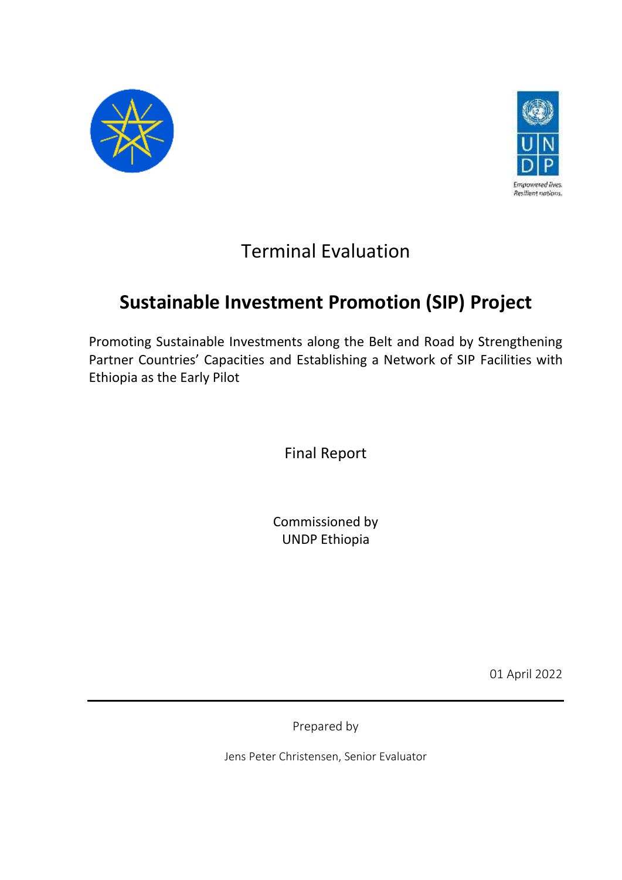# Terminal Evaluation

## Sustainable Investment Promotion (SIP) Project

Promoting Sustainable Investments along the Belt and Road by Strengthening Partner Countries' Capacities and Establishing a Network of SIP Facilities with Ethiopia as the Early Pilot

Final Report

Commissioned by
UNDP Ethiopia

01 April 2022

---

Prepared by

Jens Peter Christensen, Senior Evaluator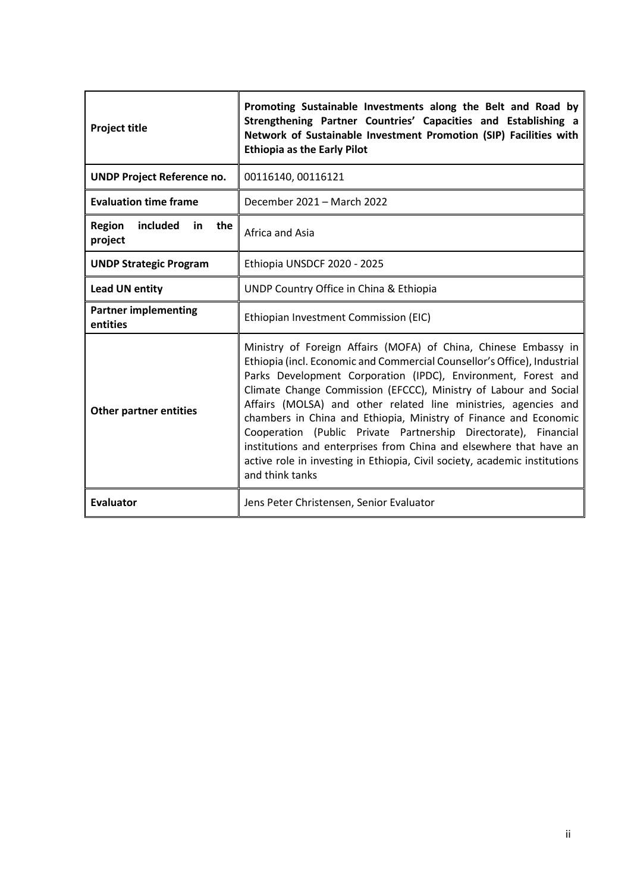| **Project title** | **Promoting Sustainable Investments along the Belt and Road by Strengthening Partner Countries' Capacities and Establishing a Network of Sustainable Investment Promotion (SIP) Facilities with Ethiopia as the Early Pilot** |
|---|---|
| **UNDP Project Reference no.** | 00116140, 00116121 |
| **Evaluation time frame** | December 2021 – March 2022 |
| **Region included in the project** | Africa and Asia |
| **UNDP Strategic Program** | Ethiopia UNSDCF 2020 - 2025 |
| **Lead UN entity** | UNDP Country Office in China & Ethiopia |
| **Partner implementing entities** | Ethiopian Investment Commission (EIC) |
| **Other partner entities** | Ministry of Foreign Affairs (MOFA) of China, Chinese Embassy in Ethiopia (incl. Economic and Commercial Counsellor's Office), Industrial Parks Development Corporation (IPDC), Environment, Forest and Climate Change Commission (EFCCC), Ministry of Labour and Social Affairs (MOLSA) and other related line ministries, agencies and chambers in China and Ethiopia, Ministry of Finance and Economic Cooperation (Public Private Partnership Directorate), Financial institutions and enterprises from China and elsewhere that have an active role in investing in Ethiopia, Civil society, academic institutions and think tanks |
| **Evaluator** | Jens Peter Christensen, Senior Evaluator |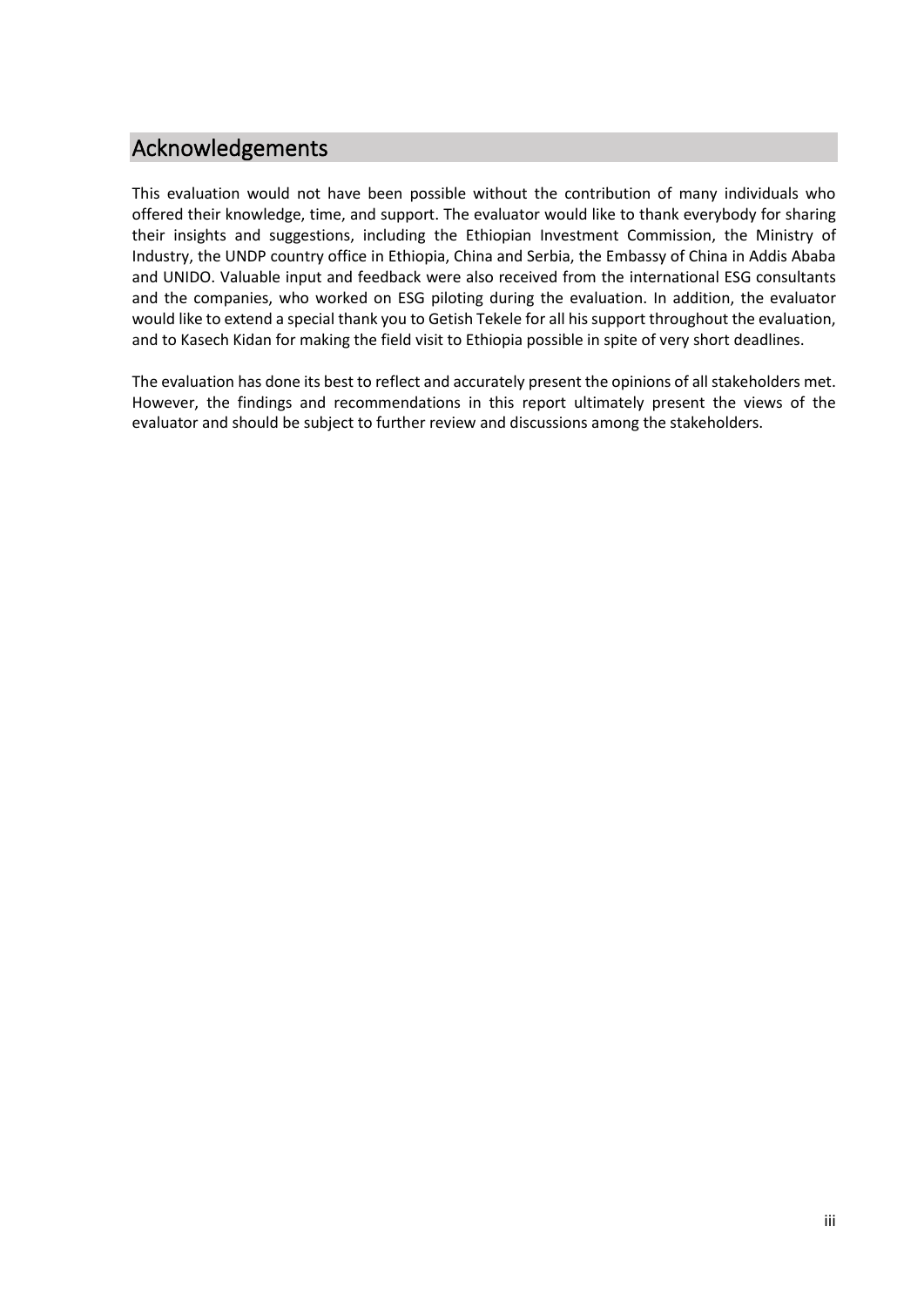## Acknowledgements

This evaluation would not have been possible without the contribution of many individuals who offered their knowledge, time, and support. The evaluator would like to thank everybody for sharing their insights and suggestions, including the Ethiopian Investment Commission, the Ministry of Industry, the UNDP country office in Ethiopia, China and Serbia, the Embassy of China in Addis Ababa and UNIDO. Valuable input and feedback were also received from the international ESG consultants and the companies, who worked on ESG piloting during the evaluation. In addition, the evaluator would like to extend a special thank you to Getish Tekele for all his support throughout the evaluation, and to Kasech Kidan for making the field visit to Ethiopia possible in spite of very short deadlines.

The evaluation has done its best to reflect and accurately present the opinions of all stakeholders met. However, the findings and recommendations in this report ultimately present the views of the evaluator and should be subject to further review and discussions among the stakeholders.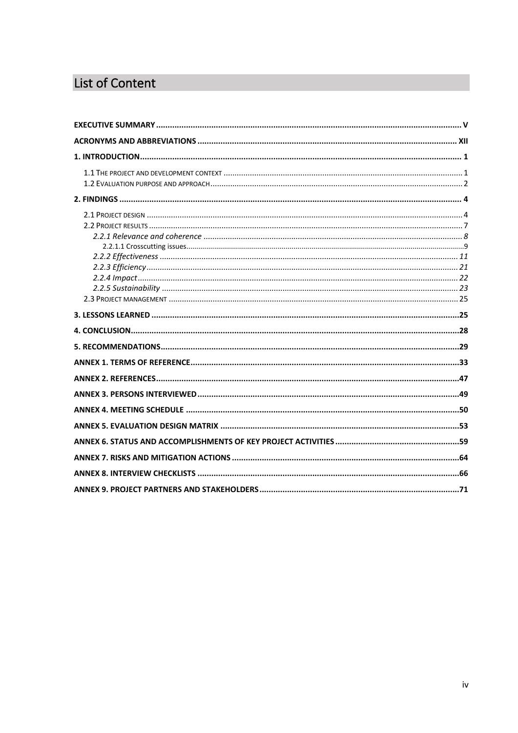# List of Content

**EXECUTIVE SUMMARY** .................................................................................................................................... V

**ACRONYMS AND ABBREVIATIONS** ................................................................................................................ XII

**1. INTRODUCTION** .......................................................................................................................................... 1

1.1 The project and development context ............................................................................................................ 1
1.2 Evaluation purpose and approach ................................................................................................................. 2

**2. FINDINGS** ................................................................................................................................................... 4

2.1 Project design .............................................................................................................................................. 4
2.2 Project results ............................................................................................................................................. 7
*2.2.1 Relevance and coherence* ..................................................................................................................... 8
2.2.1.1 Crosscutting issues .................................................................................................................................. 9
*2.2.2 Effectiveness* ...................................................................................................................................... 11
*2.2.3 Efficiency* ........................................................................................................................................... 21
*2.2.4 Impact* ................................................................................................................................................ 22
*2.2.5 Sustainability* ..................................................................................................................................... 23
2.3 Project management .................................................................................................................................. 25

**3. LESSONS LEARNED** .....................................................................................................................................25

**4. CONCLUSION** ..............................................................................................................................................28

**5. RECOMMENDATIONS** .................................................................................................................................29

**ANNEX 1. TERMS OF REFERENCE** ...................................................................................................................33

**ANNEX 2. REFERENCES** ...................................................................................................................................47

**ANNEX 3. PERSONS INTERVIEWED** .................................................................................................................49

**ANNEX 4. MEETING SCHEDULE** ......................................................................................................................50

**ANNEX 5. EVALUATION DESIGN MATRIX** .......................................................................................................53

**ANNEX 6. STATUS AND ACCOMPLISHMENTS OF KEY PROJECT ACTIVITIES** ......................................................59

**ANNEX 7. RISKS AND MITIGATION ACTIONS** ..................................................................................................64

**ANNEX 8. INTERVIEW CHECKLISTS** .................................................................................................................66

**ANNEX 9. PROJECT PARTNERS AND STAKEHOLDERS** .......................................................................................71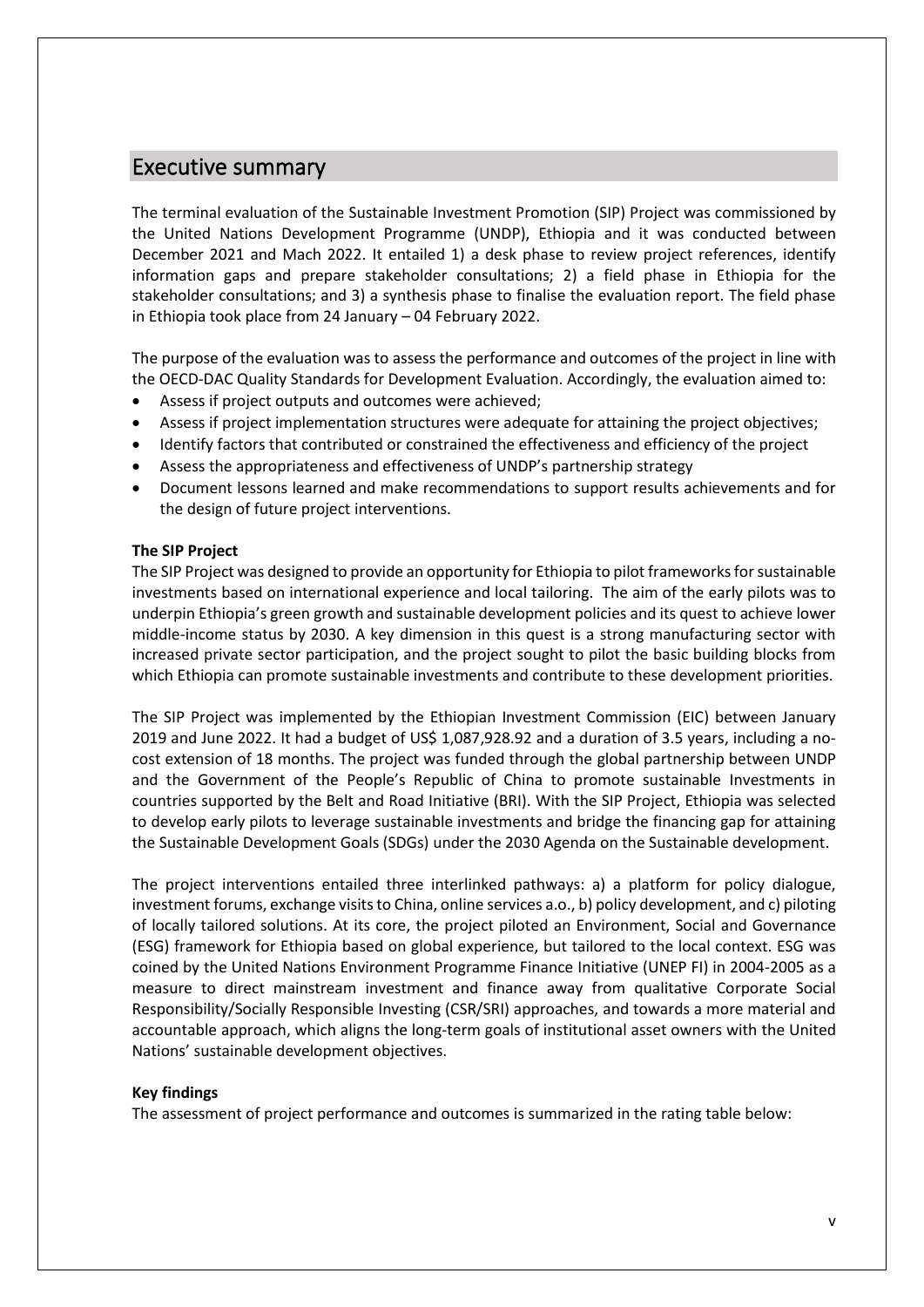## Executive summary

The terminal evaluation of the Sustainable Investment Promotion (SIP) Project was commissioned by the United Nations Development Programme (UNDP), Ethiopia and it was conducted between December 2021 and Mach 2022. It entailed 1) a desk phase to review project references, identify information gaps and prepare stakeholder consultations; 2) a field phase in Ethiopia for the stakeholder consultations; and 3) a synthesis phase to finalise the evaluation report. The field phase in Ethiopia took place from 24 January – 04 February 2022.

The purpose of the evaluation was to assess the performance and outcomes of the project in line with the OECD-DAC Quality Standards for Development Evaluation. Accordingly, the evaluation aimed to:

- Assess if project outputs and outcomes were achieved;
- Assess if project implementation structures were adequate for attaining the project objectives;
- Identify factors that contributed or constrained the effectiveness and efficiency of the project
- Assess the appropriateness and effectiveness of UNDP's partnership strategy
- Document lessons learned and make recommendations to support results achievements and for the design of future project interventions.

**The SIP Project**

The SIP Project was designed to provide an opportunity for Ethiopia to pilot frameworks for sustainable investments based on international experience and local tailoring. The aim of the early pilots was to underpin Ethiopia's green growth and sustainable development policies and its quest to achieve lower middle-income status by 2030. A key dimension in this quest is a strong manufacturing sector with increased private sector participation, and the project sought to pilot the basic building blocks from which Ethiopia can promote sustainable investments and contribute to these development priorities.

The SIP Project was implemented by the Ethiopian Investment Commission (EIC) between January 2019 and June 2022. It had a budget of US$ 1,087,928.92 and a duration of 3.5 years, including a no-cost extension of 18 months. The project was funded through the global partnership between UNDP and the Government of the People's Republic of China to promote sustainable Investments in countries supported by the Belt and Road Initiative (BRI). With the SIP Project, Ethiopia was selected to develop early pilots to leverage sustainable investments and bridge the financing gap for attaining the Sustainable Development Goals (SDGs) under the 2030 Agenda on the Sustainable development.

The project interventions entailed three interlinked pathways: a) a platform for policy dialogue, investment forums, exchange visits to China, online services a.o., b) policy development, and c) piloting of locally tailored solutions. At its core, the project piloted an Environment, Social and Governance (ESG) framework for Ethiopia based on global experience, but tailored to the local context. ESG was coined by the United Nations Environment Programme Finance Initiative (UNEP FI) in 2004-2005 as a measure to direct mainstream investment and finance away from qualitative Corporate Social Responsibility/Socially Responsible Investing (CSR/SRI) approaches, and towards a more material and accountable approach, which aligns the long-term goals of institutional asset owners with the United Nations' sustainable development objectives.

**Key findings**

The assessment of project performance and outcomes is summarized in the rating table below: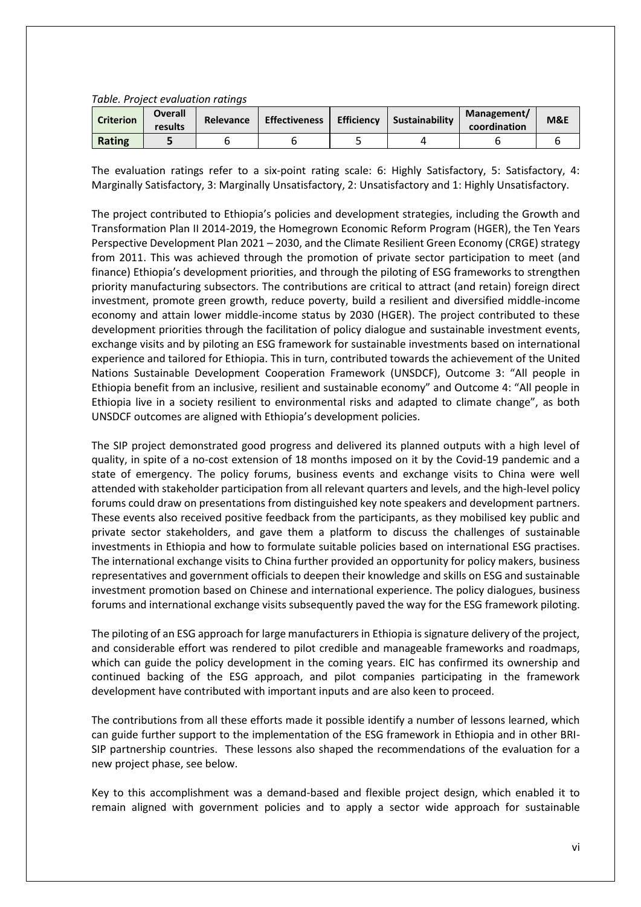*Table. Project evaluation ratings*

| Criterion | Overall results | Relevance | Effectiveness | Efficiency | Sustainability | Management/ coordination | M&E |
|---|---|---|---|---|---|---|---|
| **Rating** | **5** | 6 | 6 | 5 | 4 | 6 | 6 |

The evaluation ratings refer to a six-point rating scale: 6: Highly Satisfactory, 5: Satisfactory, 4: Marginally Satisfactory, 3: Marginally Unsatisfactory, 2: Unsatisfactory and 1: Highly Unsatisfactory.

The project contributed to Ethiopia's policies and development strategies, including the Growth and Transformation Plan II 2014-2019, the Homegrown Economic Reform Program (HGER), the Ten Years Perspective Development Plan 2021 – 2030, and the Climate Resilient Green Economy (CRGE) strategy from 2011. This was achieved through the promotion of private sector participation to meet (and finance) Ethiopia's development priorities, and through the piloting of ESG frameworks to strengthen priority manufacturing subsectors. The contributions are critical to attract (and retain) foreign direct investment, promote green growth, reduce poverty, build a resilient and diversified middle-income economy and attain lower middle-income status by 2030 (HGER). The project contributed to these development priorities through the facilitation of policy dialogue and sustainable investment events, exchange visits and by piloting an ESG framework for sustainable investments based on international experience and tailored for Ethiopia. This in turn, contributed towards the achievement of the United Nations Sustainable Development Cooperation Framework (UNSDCF), Outcome 3: "All people in Ethiopia benefit from an inclusive, resilient and sustainable economy" and Outcome 4: "All people in Ethiopia live in a society resilient to environmental risks and adapted to climate change", as both UNSDCF outcomes are aligned with Ethiopia's development policies.

The SIP project demonstrated good progress and delivered its planned outputs with a high level of quality, in spite of a no-cost extension of 18 months imposed on it by the Covid-19 pandemic and a state of emergency. The policy forums, business events and exchange visits to China were well attended with stakeholder participation from all relevant quarters and levels, and the high-level policy forums could draw on presentations from distinguished key note speakers and development partners. These events also received positive feedback from the participants, as they mobilised key public and private sector stakeholders, and gave them a platform to discuss the challenges of sustainable investments in Ethiopia and how to formulate suitable policies based on international ESG practises. The international exchange visits to China further provided an opportunity for policy makers, business representatives and government officials to deepen their knowledge and skills on ESG and sustainable investment promotion based on Chinese and international experience. The policy dialogues, business forums and international exchange visits subsequently paved the way for the ESG framework piloting.

The piloting of an ESG approach for large manufacturers in Ethiopia is signature delivery of the project, and considerable effort was rendered to pilot credible and manageable frameworks and roadmaps, which can guide the policy development in the coming years. EIC has confirmed its ownership and continued backing of the ESG approach, and pilot companies participating in the framework development have contributed with important inputs and are also keen to proceed.

The contributions from all these efforts made it possible identify a number of lessons learned, which can guide further support to the implementation of the ESG framework in Ethiopia and in other BRI-SIP partnership countries. These lessons also shaped the recommendations of the evaluation for a new project phase, see below.

Key to this accomplishment was a demand-based and flexible project design, which enabled it to remain aligned with government policies and to apply a sector wide approach for sustainable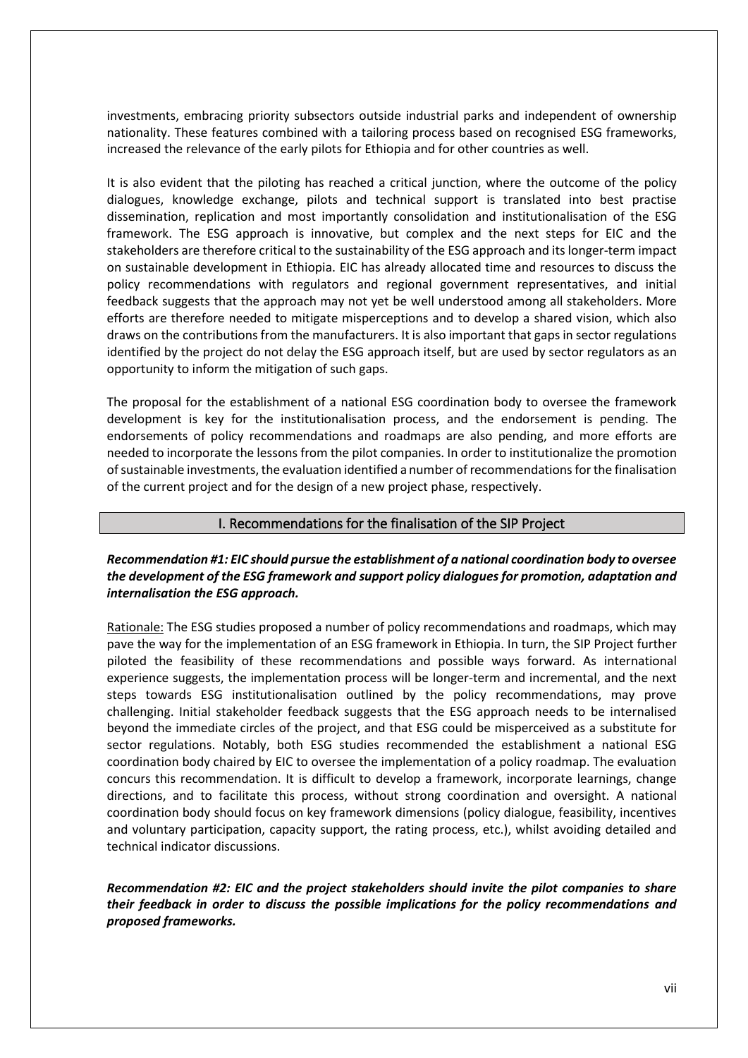investments, embracing priority subsectors outside industrial parks and independent of ownership nationality. These features combined with a tailoring process based on recognised ESG frameworks, increased the relevance of the early pilots for Ethiopia and for other countries as well.

It is also evident that the piloting has reached a critical junction, where the outcome of the policy dialogues, knowledge exchange, pilots and technical support is translated into best practise dissemination, replication and most importantly consolidation and institutionalisation of the ESG framework. The ESG approach is innovative, but complex and the next steps for EIC and the stakeholders are therefore critical to the sustainability of the ESG approach and its longer-term impact on sustainable development in Ethiopia. EIC has already allocated time and resources to discuss the policy recommendations with regulators and regional government representatives, and initial feedback suggests that the approach may not yet be well understood among all stakeholders. More efforts are therefore needed to mitigate misperceptions and to develop a shared vision, which also draws on the contributions from the manufacturers. It is also important that gaps in sector regulations identified by the project do not delay the ESG approach itself, but are used by sector regulators as an opportunity to inform the mitigation of such gaps.

The proposal for the establishment of a national ESG coordination body to oversee the framework development is key for the institutionalisation process, and the endorsement is pending. The endorsements of policy recommendations and roadmaps are also pending, and more efforts are needed to incorporate the lessons from the pilot companies. In order to institutionalize the promotion of sustainable investments, the evaluation identified a number of recommendations for the finalisation of the current project and for the design of a new project phase, respectively.

## I. Recommendations for the finalisation of the SIP Project

***Recommendation #1: EIC should pursue the establishment of a national coordination body to oversee the development of the ESG framework and support policy dialogues for promotion, adaptation and internalisation the ESG approach.***

Rationale: The ESG studies proposed a number of policy recommendations and roadmaps, which may pave the way for the implementation of an ESG framework in Ethiopia. In turn, the SIP Project further piloted the feasibility of these recommendations and possible ways forward. As international experience suggests, the implementation process will be longer-term and incremental, and the next steps towards ESG institutionalisation outlined by the policy recommendations, may prove challenging. Initial stakeholder feedback suggests that the ESG approach needs to be internalised beyond the immediate circles of the project, and that ESG could be misperceived as a substitute for sector regulations. Notably, both ESG studies recommended the establishment a national ESG coordination body chaired by EIC to oversee the implementation of a policy roadmap. The evaluation concurs this recommendation. It is difficult to develop a framework, incorporate learnings, change directions, and to facilitate this process, without strong coordination and oversight. A national coordination body should focus on key framework dimensions (policy dialogue, feasibility, incentives and voluntary participation, capacity support, the rating process, etc.), whilst avoiding detailed and technical indicator discussions.

***Recommendation #2: EIC and the project stakeholders should invite the pilot companies to share their feedback in order to discuss the possible implications for the policy recommendations and proposed frameworks.***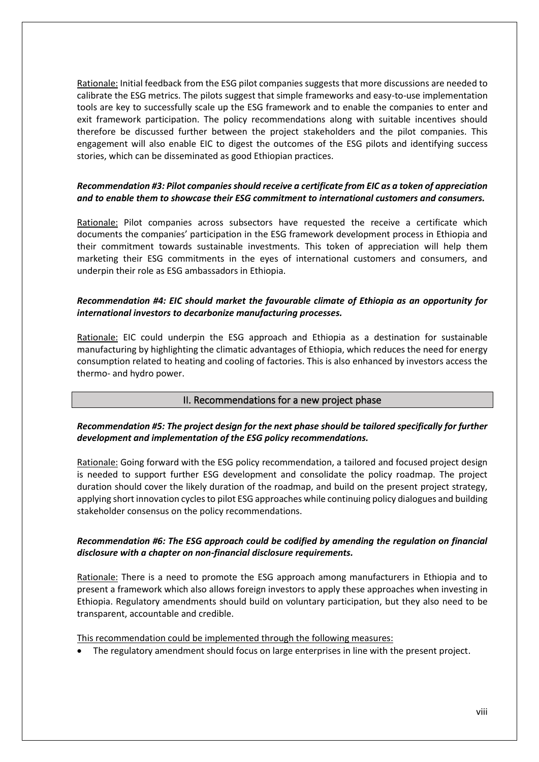Rationale: Initial feedback from the ESG pilot companies suggests that more discussions are needed to calibrate the ESG metrics. The pilots suggest that simple frameworks and easy-to-use implementation tools are key to successfully scale up the ESG framework and to enable the companies to enter and exit framework participation. The policy recommendations along with suitable incentives should therefore be discussed further between the project stakeholders and the pilot companies. This engagement will also enable EIC to digest the outcomes of the ESG pilots and identifying success stories, which can be disseminated as good Ethiopian practices.

***Recommendation #3: Pilot companies should receive a certificate from EIC as a token of appreciation and to enable them to showcase their ESG commitment to international customers and consumers.***

Rationale: Pilot companies across subsectors have requested the receive a certificate which documents the companies' participation in the ESG framework development process in Ethiopia and their commitment towards sustainable investments. This token of appreciation will help them marketing their ESG commitments in the eyes of international customers and consumers, and underpin their role as ESG ambassadors in Ethiopia.

***Recommendation #4: EIC should market the favourable climate of Ethiopia as an opportunity for international investors to decarbonize manufacturing processes.***

Rationale: EIC could underpin the ESG approach and Ethiopia as a destination for sustainable manufacturing by highlighting the climatic advantages of Ethiopia, which reduces the need for energy consumption related to heating and cooling of factories. This is also enhanced by investors access the thermo- and hydro power.

## II. Recommendations for a new project phase

***Recommendation #5: The project design for the next phase should be tailored specifically for further development and implementation of the ESG policy recommendations.***

Rationale: Going forward with the ESG policy recommendation, a tailored and focused project design is needed to support further ESG development and consolidate the policy roadmap. The project duration should cover the likely duration of the roadmap, and build on the present project strategy, applying short innovation cycles to pilot ESG approaches while continuing policy dialogues and building stakeholder consensus on the policy recommendations.

***Recommendation #6: The ESG approach could be codified by amending the regulation on financial disclosure with a chapter on non-financial disclosure requirements.***

Rationale: There is a need to promote the ESG approach among manufacturers in Ethiopia and to present a framework which also allows foreign investors to apply these approaches when investing in Ethiopia. Regulatory amendments should build on voluntary participation, but they also need to be transparent, accountable and credible.

This recommendation could be implemented through the following measures:

- The regulatory amendment should focus on large enterprises in line with the present project.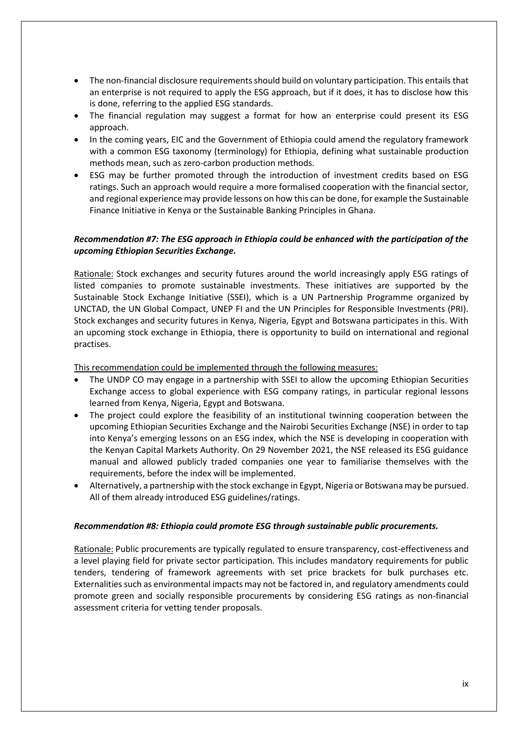- The non-financial disclosure requirements should build on voluntary participation. This entails that an enterprise is not required to apply the ESG approach, but if it does, it has to disclose how this is done, referring to the applied ESG standards.
- The financial regulation may suggest a format for how an enterprise could present its ESG approach.
- In the coming years, EIC and the Government of Ethiopia could amend the regulatory framework with a common ESG taxonomy (terminology) for Ethiopia, defining what sustainable production methods mean, such as zero-carbon production methods.
- ESG may be further promoted through the introduction of investment credits based on ESG ratings. Such an approach would require a more formalised cooperation with the financial sector, and regional experience may provide lessons on how this can be done, for example the Sustainable Finance Initiative in Kenya or the Sustainable Banking Principles in Ghana.

***Recommendation #7: The ESG approach in Ethiopia could be enhanced with the participation of the upcoming Ethiopian Securities Exchange.***

Rationale: Stock exchanges and security futures around the world increasingly apply ESG ratings of listed companies to promote sustainable investments. These initiatives are supported by the Sustainable Stock Exchange Initiative (SSEI), which is a UN Partnership Programme organized by UNCTAD, the UN Global Compact, UNEP FI and the UN Principles for Responsible Investments (PRI). Stock exchanges and security futures in Kenya, Nigeria, Egypt and Botswana participates in this. With an upcoming stock exchange in Ethiopia, there is opportunity to build on international and regional practises.

This recommendation could be implemented through the following measures:

- The UNDP CO may engage in a partnership with SSEI to allow the upcoming Ethiopian Securities Exchange access to global experience with ESG company ratings, in particular regional lessons learned from Kenya, Nigeria, Egypt and Botswana.
- The project could explore the feasibility of an institutional twinning cooperation between the upcoming Ethiopian Securities Exchange and the Nairobi Securities Exchange (NSE) in order to tap into Kenya's emerging lessons on an ESG index, which the NSE is developing in cooperation with the Kenyan Capital Markets Authority. On 29 November 2021, the NSE released its ESG guidance manual and allowed publicly traded companies one year to familiarise themselves with the requirements, before the index will be implemented.
- Alternatively, a partnership with the stock exchange in Egypt, Nigeria or Botswana may be pursued. All of them already introduced ESG guidelines/ratings.

***Recommendation #8: Ethiopia could promote ESG through sustainable public procurements.***

Rationale: Public procurements are typically regulated to ensure transparency, cost-effectiveness and a level playing field for private sector participation. This includes mandatory requirements for public tenders, tendering of framework agreements with set price brackets for bulk purchases etc. Externalities such as environmental impacts may not be factored in, and regulatory amendments could promote green and socially responsible procurements by considering ESG ratings as non-financial assessment criteria for vetting tender proposals.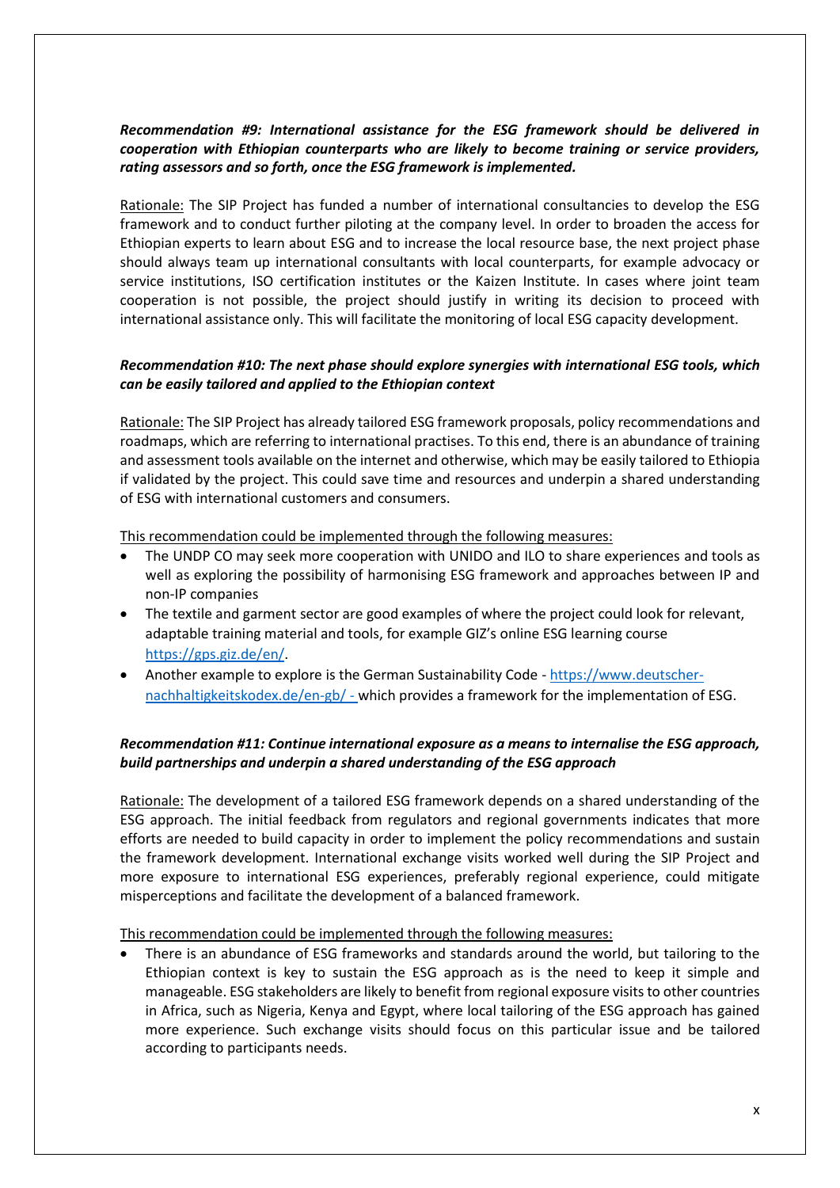***Recommendation #9: International assistance for the ESG framework should be delivered in cooperation with Ethiopian counterparts who are likely to become training or service providers, rating assessors and so forth, once the ESG framework is implemented.***

Rationale: The SIP Project has funded a number of international consultancies to develop the ESG framework and to conduct further piloting at the company level. In order to broaden the access for Ethiopian experts to learn about ESG and to increase the local resource base, the next project phase should always team up international consultants with local counterparts, for example advocacy or service institutions, ISO certification institutes or the Kaizen Institute. In cases where joint team cooperation is not possible, the project should justify in writing its decision to proceed with international assistance only. This will facilitate the monitoring of local ESG capacity development.

***Recommendation #10: The next phase should explore synergies with international ESG tools, which can be easily tailored and applied to the Ethiopian context***

Rationale: The SIP Project has already tailored ESG framework proposals, policy recommendations and roadmaps, which are referring to international practises. To this end, there is an abundance of training and assessment tools available on the internet and otherwise, which may be easily tailored to Ethiopia if validated by the project. This could save time and resources and underpin a shared understanding of ESG with international customers and consumers.

This recommendation could be implemented through the following measures:

- The UNDP CO may seek more cooperation with UNIDO and ILO to share experiences and tools as well as exploring the possibility of harmonising ESG framework and approaches between IP and non-IP companies
- The textile and garment sector are good examples of where the project could look for relevant, adaptable training material and tools, for example GIZ's online ESG learning course https://gps.giz.de/en/.
- Another example to explore is the German Sustainability Code - https://www.deutscher-nachhaltigkeitskodex.de/en-gb/ - which provides a framework for the implementation of ESG.

***Recommendation #11: Continue international exposure as a means to internalise the ESG approach, build partnerships and underpin a shared understanding of the ESG approach***

Rationale: The development of a tailored ESG framework depends on a shared understanding of the ESG approach. The initial feedback from regulators and regional governments indicates that more efforts are needed to build capacity in order to implement the policy recommendations and sustain the framework development. International exchange visits worked well during the SIP Project and more exposure to international ESG experiences, preferably regional experience, could mitigate misperceptions and facilitate the development of a balanced framework.

This recommendation could be implemented through the following measures:

- There is an abundance of ESG frameworks and standards around the world, but tailoring to the Ethiopian context is key to sustain the ESG approach as is the need to keep it simple and manageable. ESG stakeholders are likely to benefit from regional exposure visits to other countries in Africa, such as Nigeria, Kenya and Egypt, where local tailoring of the ESG approach has gained more experience. Such exchange visits should focus on this particular issue and be tailored according to participants needs.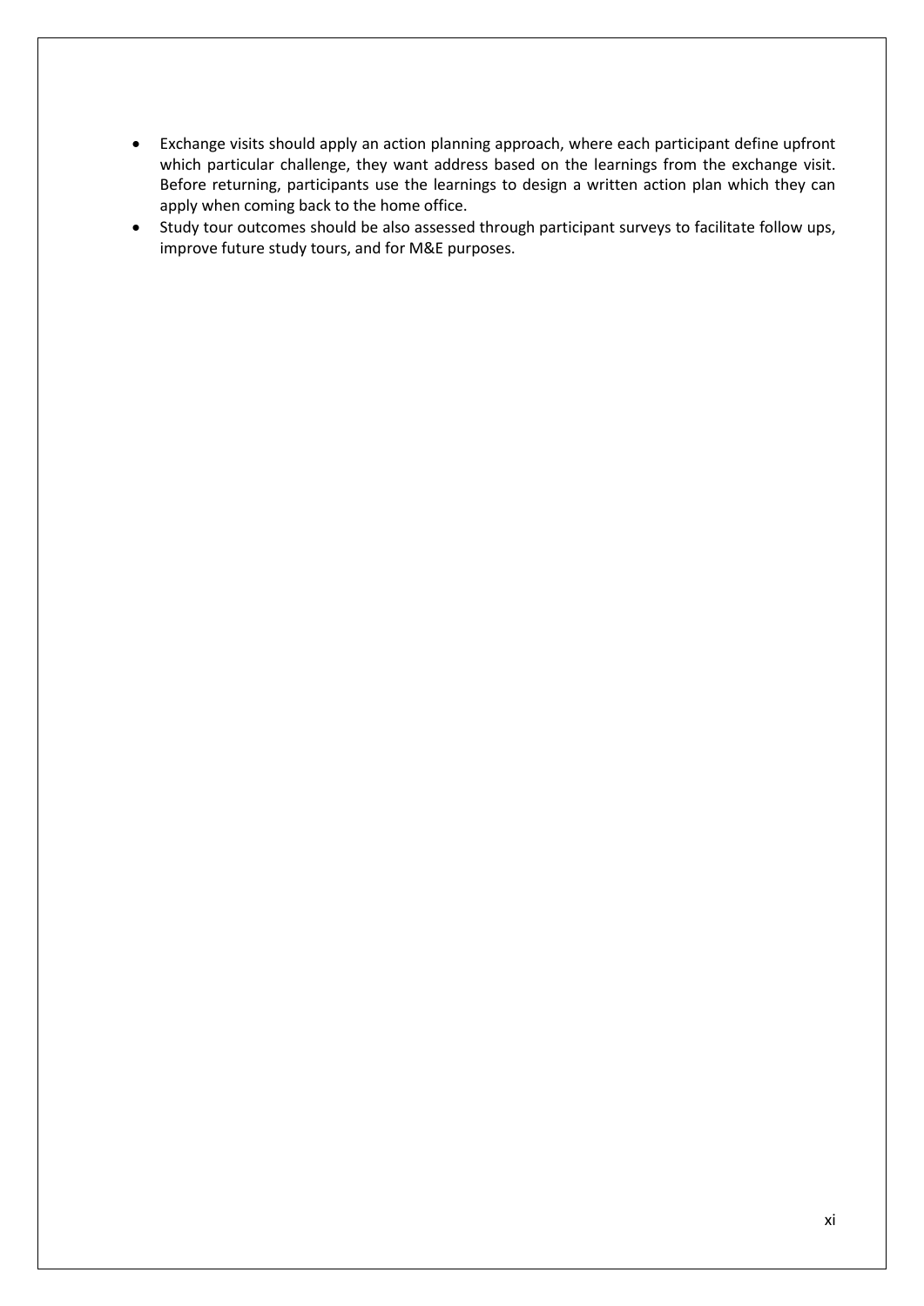- Exchange visits should apply an action planning approach, where each participant define upfront which particular challenge, they want address based on the learnings from the exchange visit. Before returning, participants use the learnings to design a written action plan which they can apply when coming back to the home office.
- Study tour outcomes should be also assessed through participant surveys to facilitate follow ups, improve future study tours, and for M&E purposes.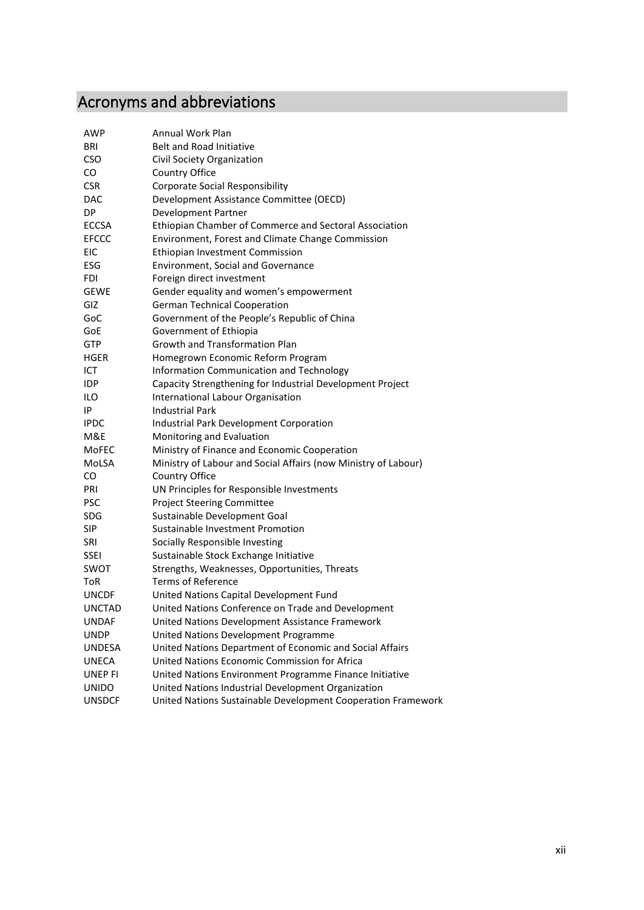# Acronyms and abbreviations

| | |
|---|---|
| AWP | Annual Work Plan |
| BRI | Belt and Road Initiative |
| CSO | Civil Society Organization |
| CO | Country Office |
| CSR | Corporate Social Responsibility |
| DAC | Development Assistance Committee (OECD) |
| DP | Development Partner |
| ECCSA | Ethiopian Chamber of Commerce and Sectoral Association |
| EFCCC | Environment, Forest and Climate Change Commission |
| EIC | Ethiopian Investment Commission |
| ESG | Environment, Social and Governance |
| FDI | Foreign direct investment |
| GEWE | Gender equality and women's empowerment |
| GIZ | German Technical Cooperation |
| GoC | Government of the People's Republic of China |
| GoE | Government of Ethiopia |
| GTP | Growth and Transformation Plan |
| HGER | Homegrown Economic Reform Program |
| ICT | Information Communication and Technology |
| IDP | Capacity Strengthening for Industrial Development Project |
| ILO | International Labour Organisation |
| IP | Industrial Park |
| IPDC | Industrial Park Development Corporation |
| M&E | Monitoring and Evaluation |
| MoFEC | Ministry of Finance and Economic Cooperation |
| MoLSA | Ministry of Labour and Social Affairs (now Ministry of Labour) |
| CO | Country Office |
| PRI | UN Principles for Responsible Investments |
| PSC | Project Steering Committee |
| SDG | Sustainable Development Goal |
| SIP | Sustainable Investment Promotion |
| SRI | Socially Responsible Investing |
| SSEI | Sustainable Stock Exchange Initiative |
| SWOT | Strengths, Weaknesses, Opportunities, Threats |
| ToR | Terms of Reference |
| UNCDF | United Nations Capital Development Fund |
| UNCTAD | United Nations Conference on Trade and Development |
| UNDAF | United Nations Development Assistance Framework |
| UNDP | United Nations Development Programme |
| UNDESA | United Nations Department of Economic and Social Affairs |
| UNECA | United Nations Economic Commission for Africa |
| UNEP FI | United Nations Environment Programme Finance Initiative |
| UNIDO | United Nations Industrial Development Organization |
| UNSDCF | United Nations Sustainable Development Cooperation Framework |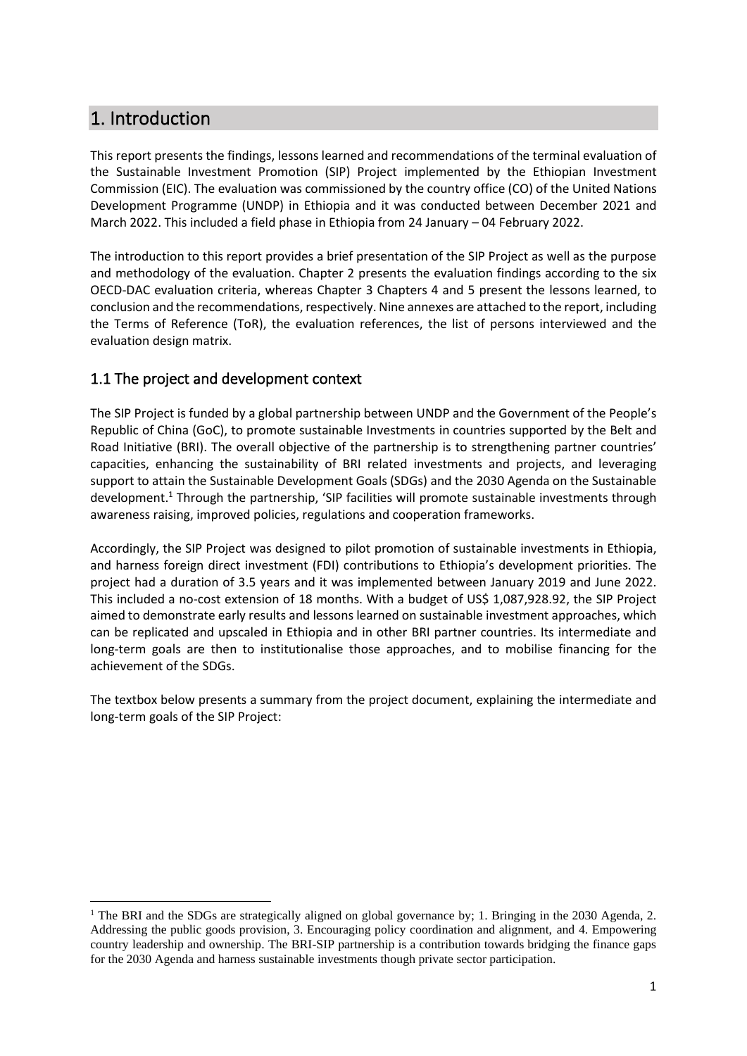# 1. Introduction

This report presents the findings, lessons learned and recommendations of the terminal evaluation of the Sustainable Investment Promotion (SIP) Project implemented by the Ethiopian Investment Commission (EIC). The evaluation was commissioned by the country office (CO) of the United Nations Development Programme (UNDP) in Ethiopia and it was conducted between December 2021 and March 2022. This included a field phase in Ethiopia from 24 January – 04 February 2022.

The introduction to this report provides a brief presentation of the SIP Project as well as the purpose and methodology of the evaluation. Chapter 2 presents the evaluation findings according to the six OECD-DAC evaluation criteria, whereas Chapter 3 Chapters 4 and 5 present the lessons learned, to conclusion and the recommendations, respectively. Nine annexes are attached to the report, including the Terms of Reference (ToR), the evaluation references, the list of persons interviewed and the evaluation design matrix.

## 1.1 The project and development context

The SIP Project is funded by a global partnership between UNDP and the Government of the People's Republic of China (GoC), to promote sustainable Investments in countries supported by the Belt and Road Initiative (BRI). The overall objective of the partnership is to strengthening partner countries' capacities, enhancing the sustainability of BRI related investments and projects, and leveraging support to attain the Sustainable Development Goals (SDGs) and the 2030 Agenda on the Sustainable development.[1] Through the partnership, 'SIP facilities will promote sustainable investments through awareness raising, improved policies, regulations and cooperation frameworks.

Accordingly, the SIP Project was designed to pilot promotion of sustainable investments in Ethiopia, and harness foreign direct investment (FDI) contributions to Ethiopia's development priorities. The project had a duration of 3.5 years and it was implemented between January 2019 and June 2022. This included a no-cost extension of 18 months. With a budget of US$ 1,087,928.92, the SIP Project aimed to demonstrate early results and lessons learned on sustainable investment approaches, which can be replicated and upscaled in Ethiopia and in other BRI partner countries. Its intermediate and long-term goals are then to institutionalise those approaches, and to mobilise financing for the achievement of the SDGs.

The textbox below presents a summary from the project document, explaining the intermediate and long-term goals of the SIP Project:

[1] The BRI and the SDGs are strategically aligned on global governance by; 1. Bringing in the 2030 Agenda, 2. Addressing the public goods provision, 3. Encouraging policy coordination and alignment, and 4. Empowering country leadership and ownership. The BRI-SIP partnership is a contribution towards bridging the finance gaps for the 2030 Agenda and harness sustainable investments though private sector participation.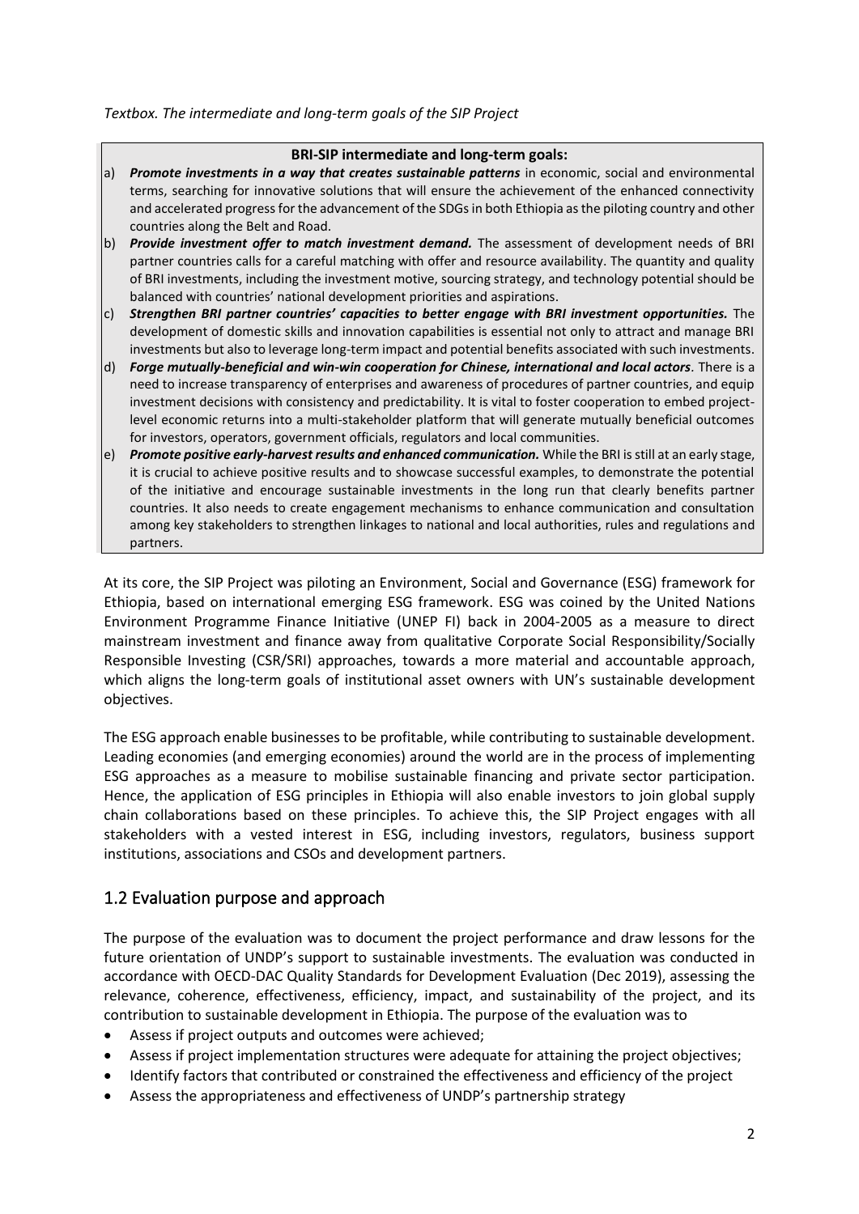*Textbox. The intermediate and long-term goals of the SIP Project*

**BRI-SIP intermediate and long-term goals:**

a) ***Promote investments in a way that creates sustainable patterns*** in economic, social and environmental terms, searching for innovative solutions that will ensure the achievement of the enhanced connectivity and accelerated progress for the advancement of the SDGs in both Ethiopia as the piloting country and other countries along the Belt and Road.

b) ***Provide investment offer to match investment demand.*** The assessment of development needs of BRI partner countries calls for a careful matching with offer and resource availability. The quantity and quality of BRI investments, including the investment motive, sourcing strategy, and technology potential should be balanced with countries' national development priorities and aspirations.

c) ***Strengthen BRI partner countries' capacities to better engage with BRI investment opportunities.*** The development of domestic skills and innovation capabilities is essential not only to attract and manage BRI investments but also to leverage long-term impact and potential benefits associated with such investments.

d) ***Forge mutually-beneficial and win-win cooperation for Chinese, international and local actors***. There is a need to increase transparency of enterprises and awareness of procedures of partner countries, and equip investment decisions with consistency and predictability. It is vital to foster cooperation to embed project-level economic returns into a multi-stakeholder platform that will generate mutually beneficial outcomes for investors, operators, government officials, regulators and local communities.

e) ***Promote positive early-harvest results and enhanced communication.*** While the BRI is still at an early stage, it is crucial to achieve positive results and to showcase successful examples, to demonstrate the potential of the initiative and encourage sustainable investments in the long run that clearly benefits partner countries. It also needs to create engagement mechanisms to enhance communication and consultation among key stakeholders to strengthen linkages to national and local authorities, rules and regulations and partners.

At its core, the SIP Project was piloting an Environment, Social and Governance (ESG) framework for Ethiopia, based on international emerging ESG framework. ESG was coined by the United Nations Environment Programme Finance Initiative (UNEP FI) back in 2004-2005 as a measure to direct mainstream investment and finance away from qualitative Corporate Social Responsibility/Socially Responsible Investing (CSR/SRI) approaches, towards a more material and accountable approach, which aligns the long-term goals of institutional asset owners with UN's sustainable development objectives.

The ESG approach enable businesses to be profitable, while contributing to sustainable development. Leading economies (and emerging economies) around the world are in the process of implementing ESG approaches as a measure to mobilise sustainable financing and private sector participation. Hence, the application of ESG principles in Ethiopia will also enable investors to join global supply chain collaborations based on these principles. To achieve this, the SIP Project engages with all stakeholders with a vested interest in ESG, including investors, regulators, business support institutions, associations and CSOs and development partners.

## 1.2 Evaluation purpose and approach

The purpose of the evaluation was to document the project performance and draw lessons for the future orientation of UNDP's support to sustainable investments. The evaluation was conducted in accordance with OECD-DAC Quality Standards for Development Evaluation (Dec 2019), assessing the relevance, coherence, effectiveness, efficiency, impact, and sustainability of the project, and its contribution to sustainable development in Ethiopia. The purpose of the evaluation was to

- Assess if project outputs and outcomes were achieved;
- Assess if project implementation structures were adequate for attaining the project objectives;
- Identify factors that contributed or constrained the effectiveness and efficiency of the project
- Assess the appropriateness and effectiveness of UNDP's partnership strategy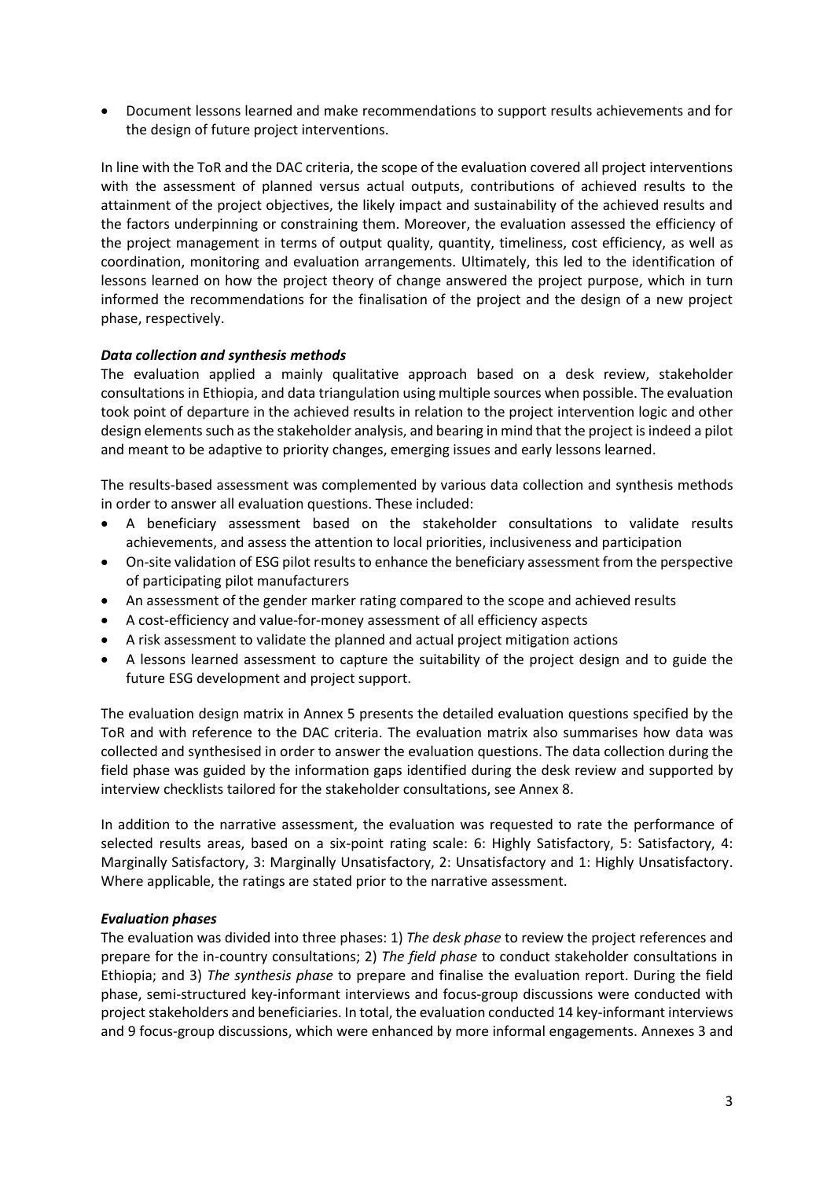- Document lessons learned and make recommendations to support results achievements and for the design of future project interventions.

In line with the ToR and the DAC criteria, the scope of the evaluation covered all project interventions with the assessment of planned versus actual outputs, contributions of achieved results to the attainment of the project objectives, the likely impact and sustainability of the achieved results and the factors underpinning or constraining them. Moreover, the evaluation assessed the efficiency of the project management in terms of output quality, quantity, timeliness, cost efficiency, as well as coordination, monitoring and evaluation arrangements. Ultimately, this led to the identification of lessons learned on how the project theory of change answered the project purpose, which in turn informed the recommendations for the finalisation of the project and the design of a new project phase, respectively.

***Data collection and synthesis methods***

The evaluation applied a mainly qualitative approach based on a desk review, stakeholder consultations in Ethiopia, and data triangulation using multiple sources when possible. The evaluation took point of departure in the achieved results in relation to the project intervention logic and other design elements such as the stakeholder analysis, and bearing in mind that the project is indeed a pilot and meant to be adaptive to priority changes, emerging issues and early lessons learned.

The results-based assessment was complemented by various data collection and synthesis methods in order to answer all evaluation questions. These included:

- A beneficiary assessment based on the stakeholder consultations to validate results achievements, and assess the attention to local priorities, inclusiveness and participation
- On-site validation of ESG pilot results to enhance the beneficiary assessment from the perspective of participating pilot manufacturers
- An assessment of the gender marker rating compared to the scope and achieved results
- A cost-efficiency and value-for-money assessment of all efficiency aspects
- A risk assessment to validate the planned and actual project mitigation actions
- A lessons learned assessment to capture the suitability of the project design and to guide the future ESG development and project support.

The evaluation design matrix in Annex 5 presents the detailed evaluation questions specified by the ToR and with reference to the DAC criteria. The evaluation matrix also summarises how data was collected and synthesised in order to answer the evaluation questions. The data collection during the field phase was guided by the information gaps identified during the desk review and supported by interview checklists tailored for the stakeholder consultations, see Annex 8.

In addition to the narrative assessment, the evaluation was requested to rate the performance of selected results areas, based on a six-point rating scale: 6: Highly Satisfactory, 5: Satisfactory, 4: Marginally Satisfactory, 3: Marginally Unsatisfactory, 2: Unsatisfactory and 1: Highly Unsatisfactory. Where applicable, the ratings are stated prior to the narrative assessment.

***Evaluation phases***

The evaluation was divided into three phases: 1) *The desk phase* to review the project references and prepare for the in-country consultations; 2) *The field phase* to conduct stakeholder consultations in Ethiopia; and 3) *The synthesis phase* to prepare and finalise the evaluation report. During the field phase, semi-structured key-informant interviews and focus-group discussions were conducted with project stakeholders and beneficiaries. In total, the evaluation conducted 14 key-informant interviews and 9 focus-group discussions, which were enhanced by more informal engagements. Annexes 3 and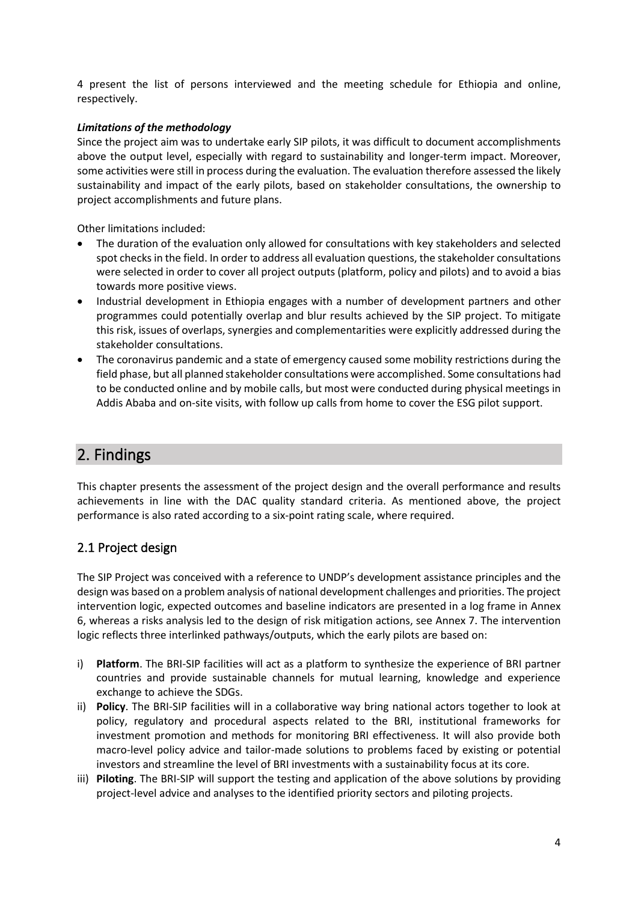4 present the list of persons interviewed and the meeting schedule for Ethiopia and online, respectively.

***Limitations of the methodology***

Since the project aim was to undertake early SIP pilots, it was difficult to document accomplishments above the output level, especially with regard to sustainability and longer-term impact. Moreover, some activities were still in process during the evaluation. The evaluation therefore assessed the likely sustainability and impact of the early pilots, based on stakeholder consultations, the ownership to project accomplishments and future plans.

Other limitations included:

- The duration of the evaluation only allowed for consultations with key stakeholders and selected spot checks in the field. In order to address all evaluation questions, the stakeholder consultations were selected in order to cover all project outputs (platform, policy and pilots) and to avoid a bias towards more positive views.
- Industrial development in Ethiopia engages with a number of development partners and other programmes could potentially overlap and blur results achieved by the SIP project. To mitigate this risk, issues of overlaps, synergies and complementarities were explicitly addressed during the stakeholder consultations.
- The coronavirus pandemic and a state of emergency caused some mobility restrictions during the field phase, but all planned stakeholder consultations were accomplished. Some consultations had to be conducted online and by mobile calls, but most were conducted during physical meetings in Addis Ababa and on-site visits, with follow up calls from home to cover the ESG pilot support.

## 2. Findings

This chapter presents the assessment of the project design and the overall performance and results achievements in line with the DAC quality standard criteria. As mentioned above, the project performance is also rated according to a six-point rating scale, where required.

### 2.1 Project design

The SIP Project was conceived with a reference to UNDP's development assistance principles and the design was based on a problem analysis of national development challenges and priorities. The project intervention logic, expected outcomes and baseline indicators are presented in a log frame in Annex 6, whereas a risks analysis led to the design of risk mitigation actions, see Annex 7. The intervention logic reflects three interlinked pathways/outputs, which the early pilots are based on:

i) **Platform**. The BRI-SIP facilities will act as a platform to synthesize the experience of BRI partner countries and provide sustainable channels for mutual learning, knowledge and experience exchange to achieve the SDGs.
ii) **Policy**. The BRI-SIP facilities will in a collaborative way bring national actors together to look at policy, regulatory and procedural aspects related to the BRI, institutional frameworks for investment promotion and methods for monitoring BRI effectiveness. It will also provide both macro-level policy advice and tailor-made solutions to problems faced by existing or potential investors and streamline the level of BRI investments with a sustainability focus at its core.
iii) **Piloting**. The BRI-SIP will support the testing and application of the above solutions by providing project-level advice and analyses to the identified priority sectors and piloting projects.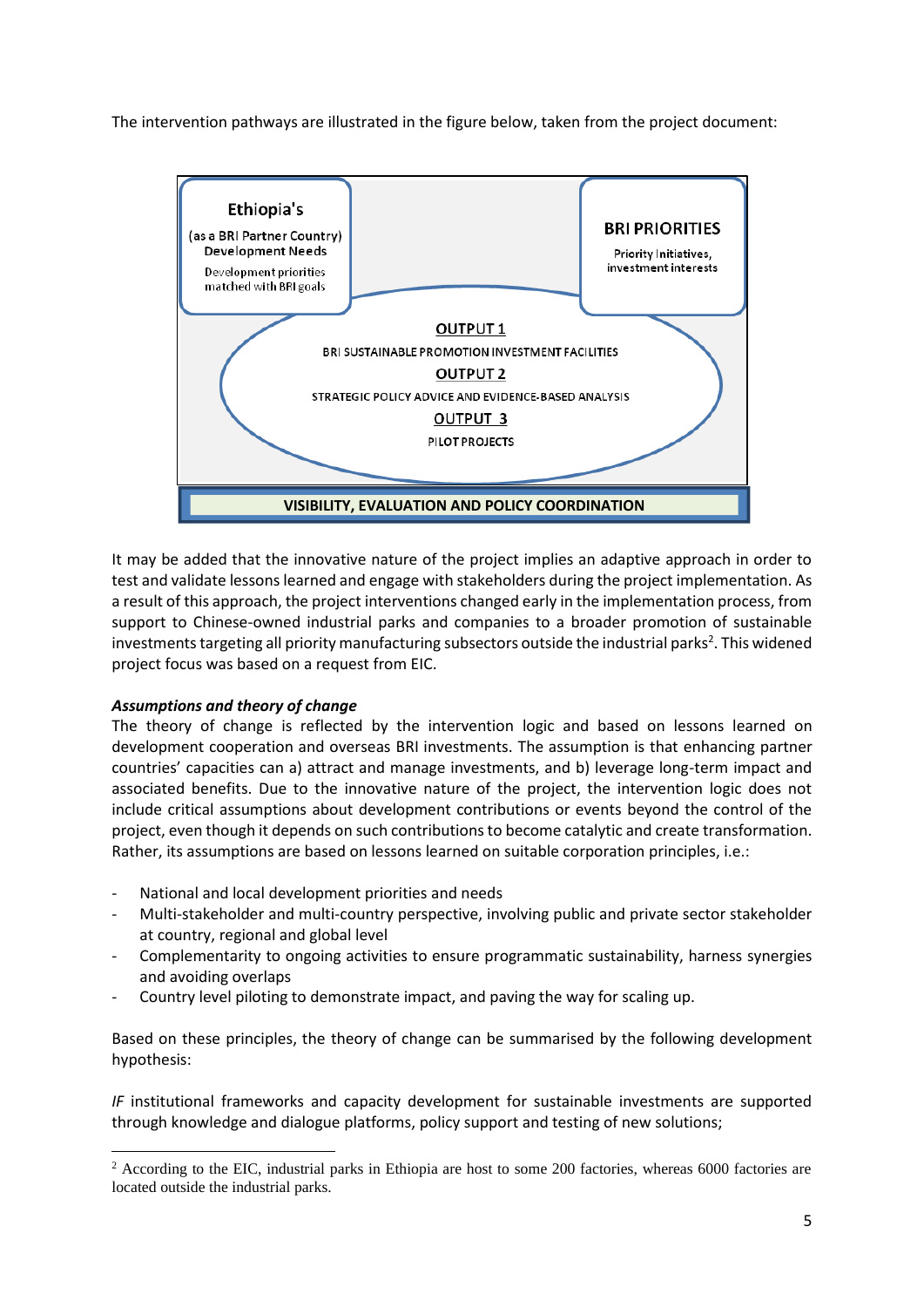The intervention pathways are illustrated in the figure below, taken from the project document:

**Ethiopia's**
(as a BRI Partner Country)
**Development Needs**
Development priorities matched with BRI goals

**BRI PRIORITIES**
Priority Initiatives, investment interests

**OUTPUT 1**
BRI SUSTAINABLE PROMOTION INVESTMENT FACILITIES

**OUTPUT 2**
STRATEGIC POLICY ADVICE AND EVIDENCE-BASED ANALYSIS

**OUTPUT 3**
PILOT PROJECTS

**VISIBILITY, EVALUATION AND POLICY COORDINATION**

It may be added that the innovative nature of the project implies an adaptive approach in order to test and validate lessons learned and engage with stakeholders during the project implementation. As a result of this approach, the project interventions changed early in the implementation process, from support to Chinese-owned industrial parks and companies to a broader promotion of sustainable investments targeting all priority manufacturing subsectors outside the industrial parks[2]. This widened project focus was based on a request from EIC.

***Assumptions and theory of change***

The theory of change is reflected by the intervention logic and based on lessons learned on development cooperation and overseas BRI investments. The assumption is that enhancing partner countries' capacities can a) attract and manage investments, and b) leverage long-term impact and associated benefits. Due to the innovative nature of the project, the intervention logic does not include critical assumptions about development contributions or events beyond the control of the project, even though it depends on such contributions to become catalytic and create transformation. Rather, its assumptions are based on lessons learned on suitable corporation principles, i.e.:

- National and local development priorities and needs
- Multi-stakeholder and multi-country perspective, involving public and private sector stakeholder at country, regional and global level
- Complementarity to ongoing activities to ensure programmatic sustainability, harness synergies and avoiding overlaps
- Country level piloting to demonstrate impact, and paving the way for scaling up.

Based on these principles, the theory of change can be summarised by the following development hypothesis:

*IF* institutional frameworks and capacity development for sustainable investments are supported through knowledge and dialogue platforms, policy support and testing of new solutions;

[2] According to the EIC, industrial parks in Ethiopia are host to some 200 factories, whereas 6000 factories are located outside the industrial parks.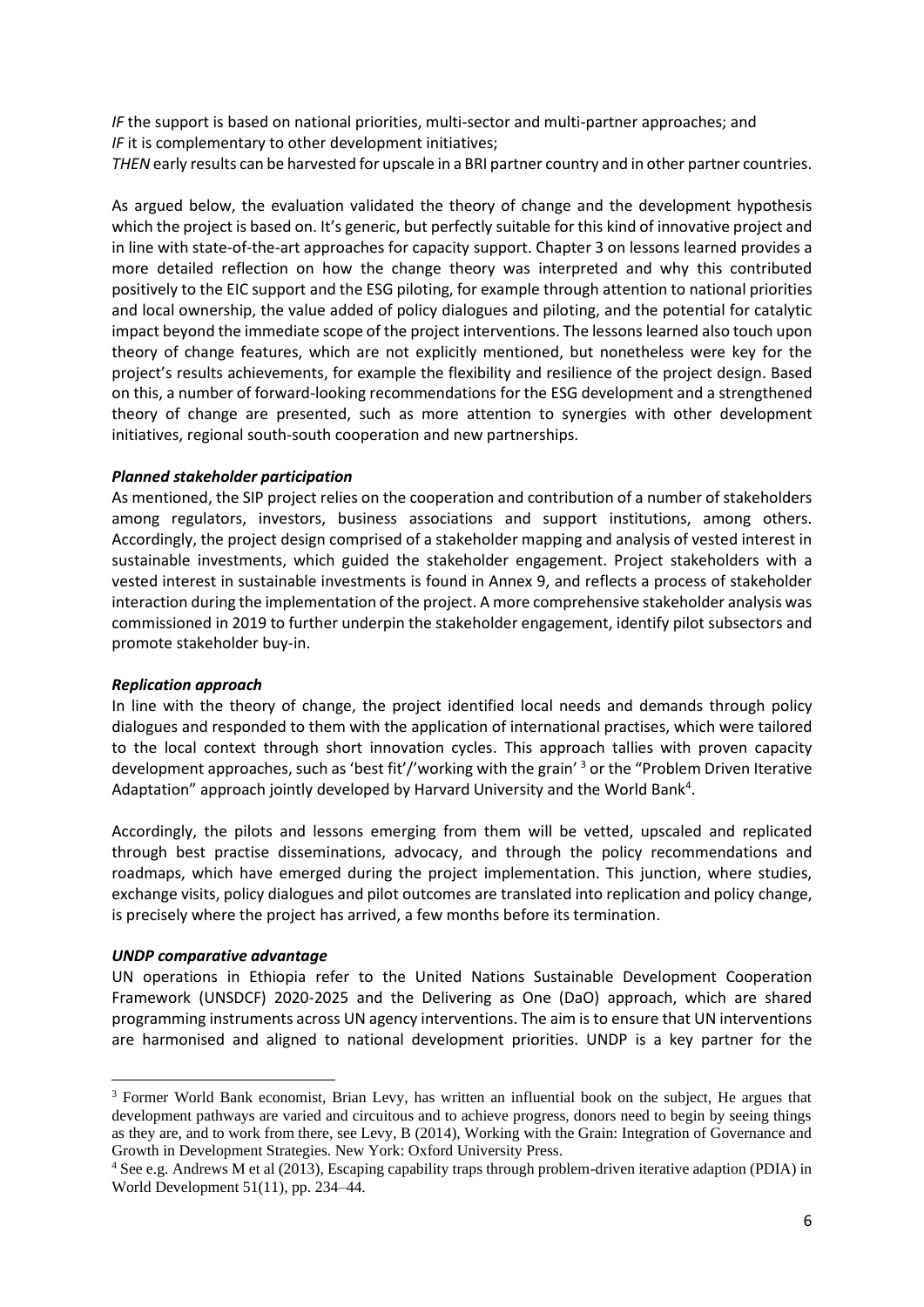*IF* the support is based on national priorities, multi-sector and multi-partner approaches; and
*IF* it is complementary to other development initiatives;
*THEN* early results can be harvested for upscale in a BRI partner country and in other partner countries.

As argued below, the evaluation validated the theory of change and the development hypothesis which the project is based on. It's generic, but perfectly suitable for this kind of innovative project and in line with state-of-the-art approaches for capacity support. Chapter 3 on lessons learned provides a more detailed reflection on how the change theory was interpreted and why this contributed positively to the EIC support and the ESG piloting, for example through attention to national priorities and local ownership, the value added of policy dialogues and piloting, and the potential for catalytic impact beyond the immediate scope of the project interventions. The lessons learned also touch upon theory of change features, which are not explicitly mentioned, but nonetheless were key for the project's results achievements, for example the flexibility and resilience of the project design. Based on this, a number of forward-looking recommendations for the ESG development and a strengthened theory of change are presented, such as more attention to synergies with other development initiatives, regional south-south cooperation and new partnerships.

***Planned stakeholder participation***

As mentioned, the SIP project relies on the cooperation and contribution of a number of stakeholders among regulators, investors, business associations and support institutions, among others. Accordingly, the project design comprised of a stakeholder mapping and analysis of vested interest in sustainable investments, which guided the stakeholder engagement. Project stakeholders with a vested interest in sustainable investments is found in Annex 9, and reflects a process of stakeholder interaction during the implementation of the project. A more comprehensive stakeholder analysis was commissioned in 2019 to further underpin the stakeholder engagement, identify pilot subsectors and promote stakeholder buy-in.

***Replication approach***

In line with the theory of change, the project identified local needs and demands through policy dialogues and responded to them with the application of international practises, which were tailored to the local context through short innovation cycles. This approach tallies with proven capacity development approaches, such as 'best fit'/'working with the grain' [3] or the "Problem Driven Iterative Adaptation" approach jointly developed by Harvard University and the World Bank[4].

Accordingly, the pilots and lessons emerging from them will be vetted, upscaled and replicated through best practise disseminations, advocacy, and through the policy recommendations and roadmaps, which have emerged during the project implementation. This junction, where studies, exchange visits, policy dialogues and pilot outcomes are translated into replication and policy change, is precisely where the project has arrived, a few months before its termination.

***UNDP comparative advantage***

UN operations in Ethiopia refer to the United Nations Sustainable Development Cooperation Framework (UNSDCF) 2020-2025 and the Delivering as One (DaO) approach, which are shared programming instruments across UN agency interventions. The aim is to ensure that UN interventions are harmonised and aligned to national development priorities. UNDP is a key partner for the

[3] Former World Bank economist, Brian Levy, has written an influential book on the subject, He argues that development pathways are varied and circuitous and to achieve progress, donors need to begin by seeing things as they are, and to work from there, see Levy, B (2014), Working with the Grain: Integration of Governance and Growth in Development Strategies. New York: Oxford University Press.

[4] See e.g. Andrews M et al (2013), Escaping capability traps through problem-driven iterative adaption (PDIA) in World Development 51(11), pp. 234–44.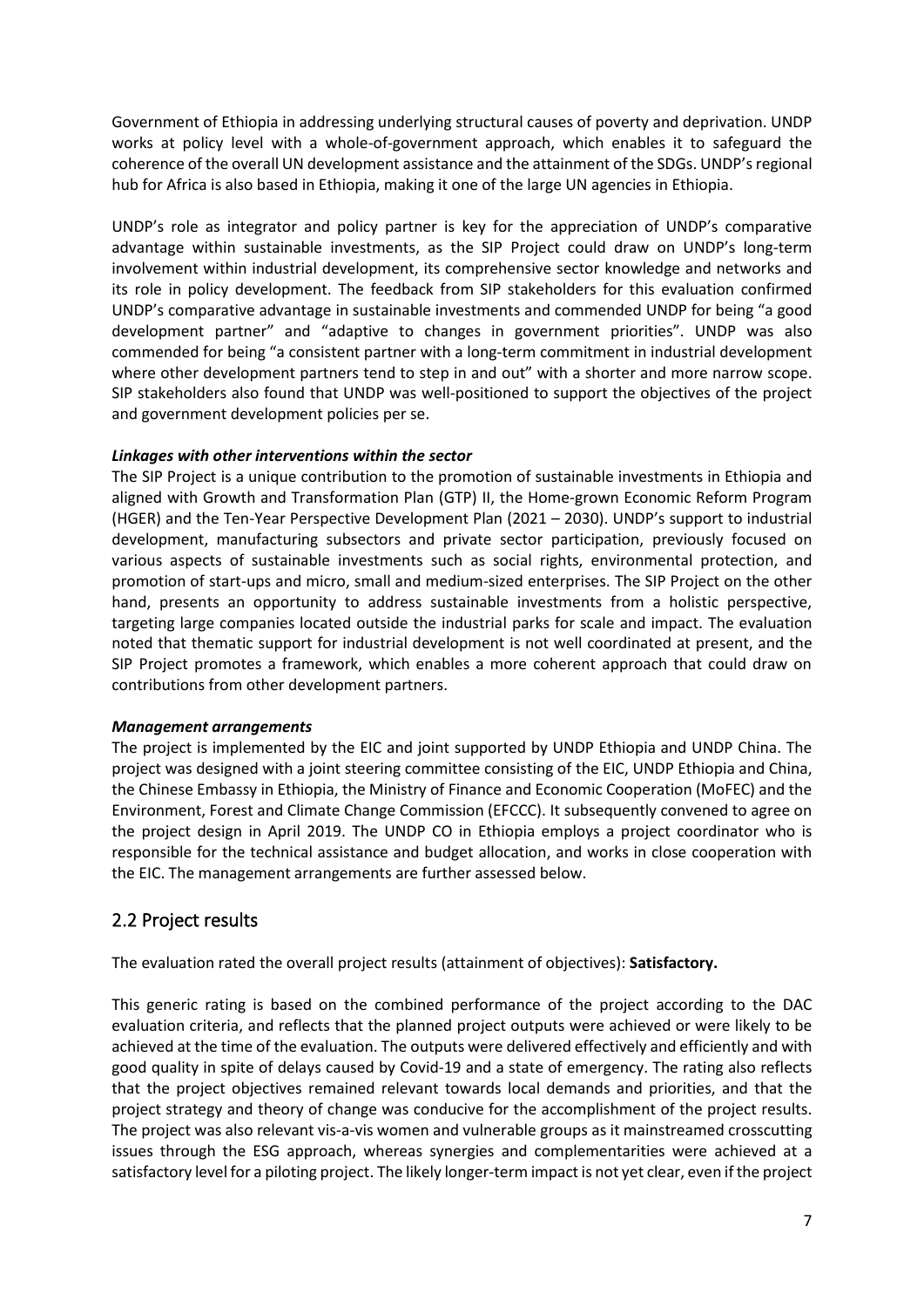Government of Ethiopia in addressing underlying structural causes of poverty and deprivation. UNDP works at policy level with a whole-of-government approach, which enables it to safeguard the coherence of the overall UN development assistance and the attainment of the SDGs. UNDP's regional hub for Africa is also based in Ethiopia, making it one of the large UN agencies in Ethiopia.

UNDP's role as integrator and policy partner is key for the appreciation of UNDP's comparative advantage within sustainable investments, as the SIP Project could draw on UNDP's long-term involvement within industrial development, its comprehensive sector knowledge and networks and its role in policy development. The feedback from SIP stakeholders for this evaluation confirmed UNDP's comparative advantage in sustainable investments and commended UNDP for being "a good development partner" and "adaptive to changes in government priorities". UNDP was also commended for being "a consistent partner with a long-term commitment in industrial development where other development partners tend to step in and out" with a shorter and more narrow scope. SIP stakeholders also found that UNDP was well-positioned to support the objectives of the project and government development policies per se.

***Linkages with other interventions within the sector***

The SIP Project is a unique contribution to the promotion of sustainable investments in Ethiopia and aligned with Growth and Transformation Plan (GTP) II, the Home-grown Economic Reform Program (HGER) and the Ten-Year Perspective Development Plan (2021 – 2030). UNDP's support to industrial development, manufacturing subsectors and private sector participation, previously focused on various aspects of sustainable investments such as social rights, environmental protection, and promotion of start-ups and micro, small and medium-sized enterprises. The SIP Project on the other hand, presents an opportunity to address sustainable investments from a holistic perspective, targeting large companies located outside the industrial parks for scale and impact. The evaluation noted that thematic support for industrial development is not well coordinated at present, and the SIP Project promotes a framework, which enables a more coherent approach that could draw on contributions from other development partners.

***Management arrangements***

The project is implemented by the EIC and joint supported by UNDP Ethiopia and UNDP China. The project was designed with a joint steering committee consisting of the EIC, UNDP Ethiopia and China, the Chinese Embassy in Ethiopia, the Ministry of Finance and Economic Cooperation (MoFEC) and the Environment, Forest and Climate Change Commission (EFCCC). It subsequently convened to agree on the project design in April 2019. The UNDP CO in Ethiopia employs a project coordinator who is responsible for the technical assistance and budget allocation, and works in close cooperation with the EIC. The management arrangements are further assessed below.

## 2.2 Project results

The evaluation rated the overall project results (attainment of objectives): **Satisfactory.**

This generic rating is based on the combined performance of the project according to the DAC evaluation criteria, and reflects that the planned project outputs were achieved or were likely to be achieved at the time of the evaluation. The outputs were delivered effectively and efficiently and with good quality in spite of delays caused by Covid-19 and a state of emergency. The rating also reflects that the project objectives remained relevant towards local demands and priorities, and that the project strategy and theory of change was conducive for the accomplishment of the project results. The project was also relevant vis-a-vis women and vulnerable groups as it mainstreamed crosscutting issues through the ESG approach, whereas synergies and complementarities were achieved at a satisfactory level for a piloting project. The likely longer-term impact is not yet clear, even if the project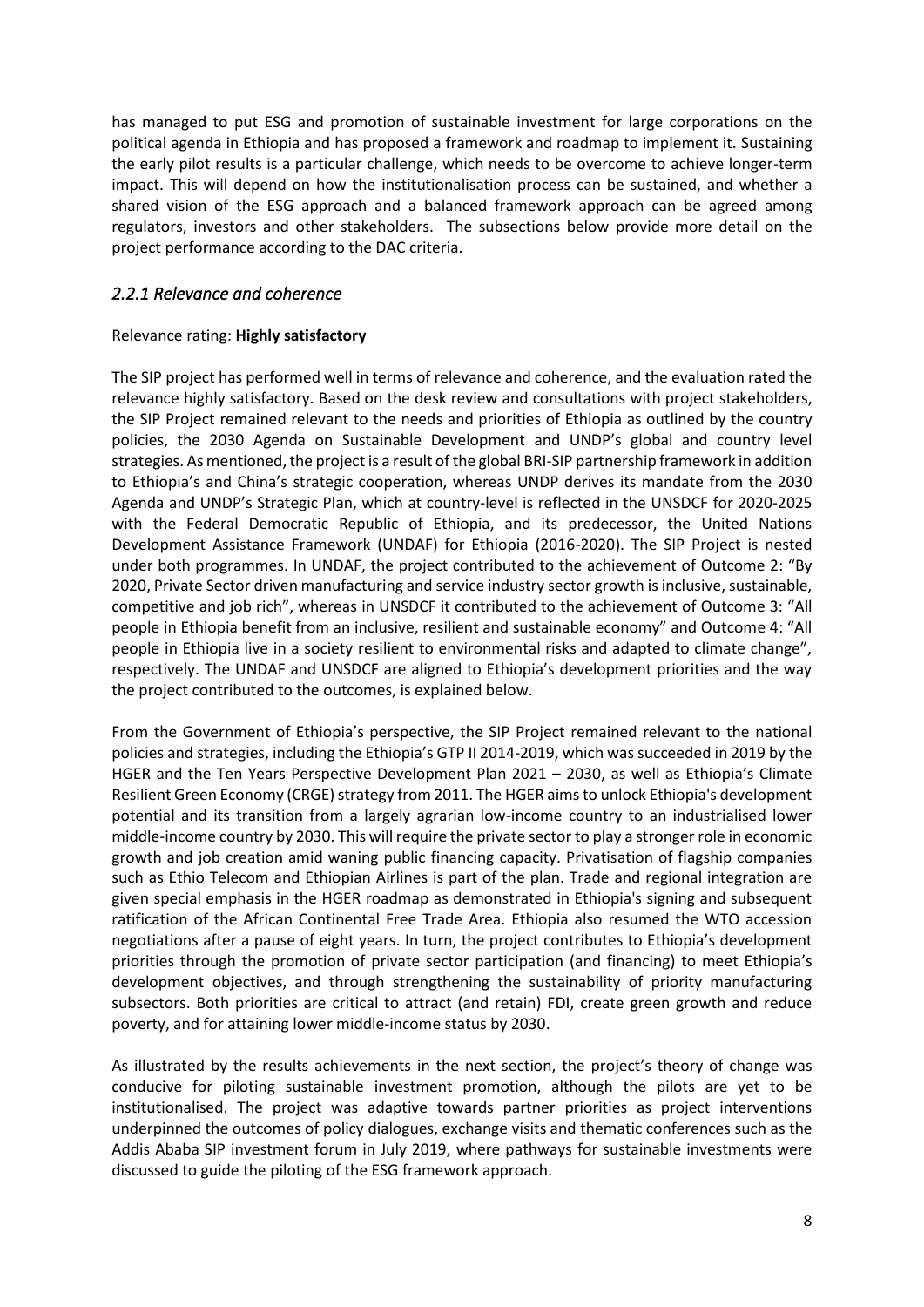has managed to put ESG and promotion of sustainable investment for large corporations on the political agenda in Ethiopia and has proposed a framework and roadmap to implement it. Sustaining the early pilot results is a particular challenge, which needs to be overcome to achieve longer-term impact. This will depend on how the institutionalisation process can be sustained, and whether a shared vision of the ESG approach and a balanced framework approach can be agreed among regulators, investors and other stakeholders. The subsections below provide more detail on the project performance according to the DAC criteria.

### *2.2.1 Relevance and coherence*

Relevance rating: **Highly satisfactory**

The SIP project has performed well in terms of relevance and coherence, and the evaluation rated the relevance highly satisfactory. Based on the desk review and consultations with project stakeholders, the SIP Project remained relevant to the needs and priorities of Ethiopia as outlined by the country policies, the 2030 Agenda on Sustainable Development and UNDP's global and country level strategies. As mentioned, the project is a result of the global BRI-SIP partnership framework in addition to Ethiopia's and China's strategic cooperation, whereas UNDP derives its mandate from the 2030 Agenda and UNDP's Strategic Plan, which at country-level is reflected in the UNSDCF for 2020-2025 with the Federal Democratic Republic of Ethiopia, and its predecessor, the United Nations Development Assistance Framework (UNDAF) for Ethiopia (2016-2020). The SIP Project is nested under both programmes. In UNDAF, the project contributed to the achievement of Outcome 2: "By 2020, Private Sector driven manufacturing and service industry sector growth is inclusive, sustainable, competitive and job rich", whereas in UNSDCF it contributed to the achievement of Outcome 3: "All people in Ethiopia benefit from an inclusive, resilient and sustainable economy" and Outcome 4: "All people in Ethiopia live in a society resilient to environmental risks and adapted to climate change", respectively. The UNDAF and UNSDCF are aligned to Ethiopia's development priorities and the way the project contributed to the outcomes, is explained below.

From the Government of Ethiopia's perspective, the SIP Project remained relevant to the national policies and strategies, including the Ethiopia's GTP II 2014-2019, which was succeeded in 2019 by the HGER and the Ten Years Perspective Development Plan 2021 – 2030, as well as Ethiopia's Climate Resilient Green Economy (CRGE) strategy from 2011. The HGER aims to unlock Ethiopia's development potential and its transition from a largely agrarian low-income country to an industrialised lower middle-income country by 2030. This will require the private sector to play a stronger role in economic growth and job creation amid waning public financing capacity. Privatisation of flagship companies such as Ethio Telecom and Ethiopian Airlines is part of the plan. Trade and regional integration are given special emphasis in the HGER roadmap as demonstrated in Ethiopia's signing and subsequent ratification of the African Continental Free Trade Area. Ethiopia also resumed the WTO accession negotiations after a pause of eight years. In turn, the project contributes to Ethiopia's development priorities through the promotion of private sector participation (and financing) to meet Ethiopia's development objectives, and through strengthening the sustainability of priority manufacturing subsectors. Both priorities are critical to attract (and retain) FDI, create green growth and reduce poverty, and for attaining lower middle-income status by 2030.

As illustrated by the results achievements in the next section, the project's theory of change was conducive for piloting sustainable investment promotion, although the pilots are yet to be institutionalised. The project was adaptive towards partner priorities as project interventions underpinned the outcomes of policy dialogues, exchange visits and thematic conferences such as the Addis Ababa SIP investment forum in July 2019, where pathways for sustainable investments were discussed to guide the piloting of the ESG framework approach.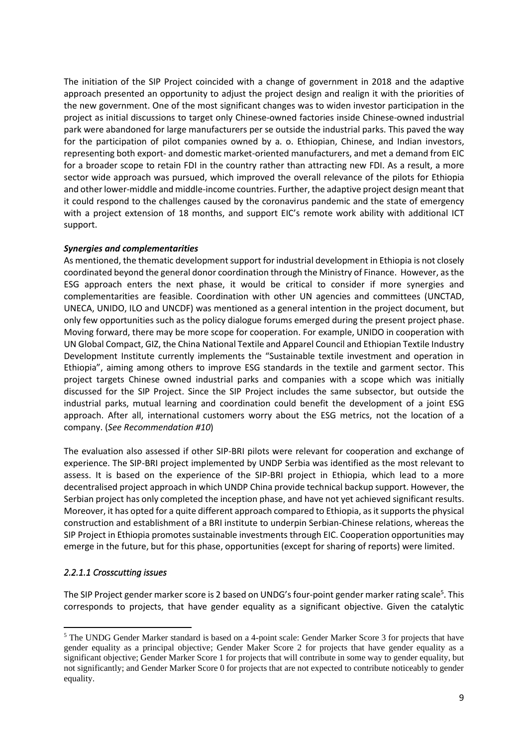The initiation of the SIP Project coincided with a change of government in 2018 and the adaptive approach presented an opportunity to adjust the project design and realign it with the priorities of the new government. One of the most significant changes was to widen investor participation in the project as initial discussions to target only Chinese-owned factories inside Chinese-owned industrial park were abandoned for large manufacturers per se outside the industrial parks. This paved the way for the participation of pilot companies owned by a. o. Ethiopian, Chinese, and Indian investors, representing both export- and domestic market-oriented manufacturers, and met a demand from EIC for a broader scope to retain FDI in the country rather than attracting new FDI. As a result, a more sector wide approach was pursued, which improved the overall relevance of the pilots for Ethiopia and other lower-middle and middle-income countries. Further, the adaptive project design meant that it could respond to the challenges caused by the coronavirus pandemic and the state of emergency with a project extension of 18 months, and support EIC's remote work ability with additional ICT support.

***Synergies and complementarities***

As mentioned, the thematic development support for industrial development in Ethiopia is not closely coordinated beyond the general donor coordination through the Ministry of Finance. However, as the ESG approach enters the next phase, it would be critical to consider if more synergies and complementarities are feasible. Coordination with other UN agencies and committees (UNCTAD, UNECA, UNIDO, ILO and UNCDF) was mentioned as a general intention in the project document, but only few opportunities such as the policy dialogue forums emerged during the present project phase. Moving forward, there may be more scope for cooperation. For example, UNIDO in cooperation with UN Global Compact, GIZ, the China National Textile and Apparel Council and Ethiopian Textile Industry Development Institute currently implements the "Sustainable textile investment and operation in Ethiopia", aiming among others to improve ESG standards in the textile and garment sector. This project targets Chinese owned industrial parks and companies with a scope which was initially discussed for the SIP Project. Since the SIP Project includes the same subsector, but outside the industrial parks, mutual learning and coordination could benefit the development of a joint ESG approach. After all, international customers worry about the ESG metrics, not the location of a company. (*See Recommendation #10*)

The evaluation also assessed if other SIP-BRI pilots were relevant for cooperation and exchange of experience. The SIP-BRI project implemented by UNDP Serbia was identified as the most relevant to assess. It is based on the experience of the SIP-BRI project in Ethiopia, which lead to a more decentralised project approach in which UNDP China provide technical backup support. However, the Serbian project has only completed the inception phase, and have not yet achieved significant results. Moreover, it has opted for a quite different approach compared to Ethiopia, as it supports the physical construction and establishment of a BRI institute to underpin Serbian-Chinese relations, whereas the SIP Project in Ethiopia promotes sustainable investments through EIC. Cooperation opportunities may emerge in the future, but for this phase, opportunities (except for sharing of reports) were limited.

#### *2.2.1.1 Crosscutting issues*

The SIP Project gender marker score is 2 based on UNDG's four-point gender marker rating scale[5]. This corresponds to projects, that have gender equality as a significant objective. Given the catalytic

[5] The UNDG Gender Marker standard is based on a 4-point scale: Gender Marker Score 3 for projects that have gender equality as a principal objective; Gender Maker Score 2 for projects that have gender equality as a significant objective; Gender Marker Score 1 for projects that will contribute in some way to gender equality, but not significantly; and Gender Marker Score 0 for projects that are not expected to contribute noticeably to gender equality.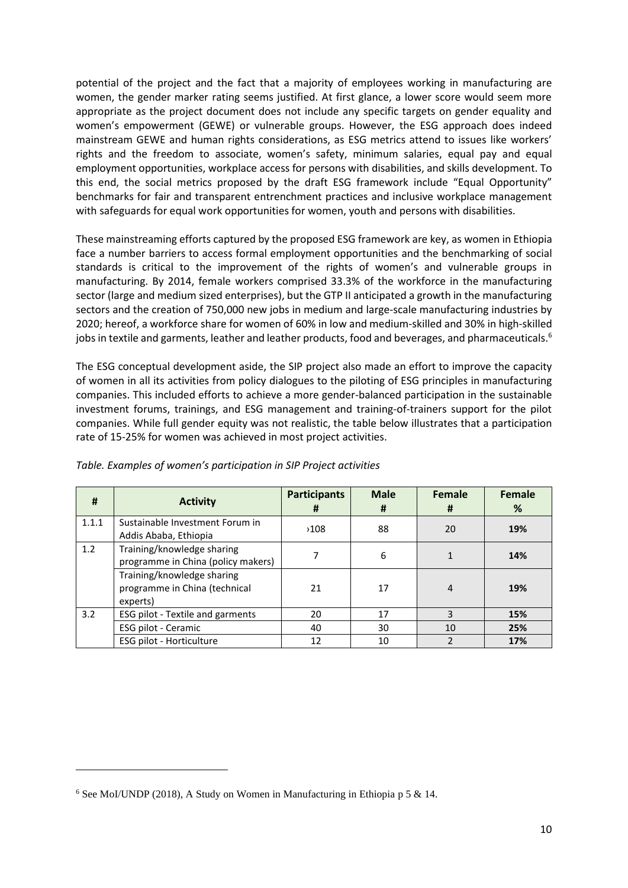potential of the project and the fact that a majority of employees working in manufacturing are women, the gender marker rating seems justified. At first glance, a lower score would seem more appropriate as the project document does not include any specific targets on gender equality and women's empowerment (GEWE) or vulnerable groups. However, the ESG approach does indeed mainstream GEWE and human rights considerations, as ESG metrics attend to issues like workers' rights and the freedom to associate, women's safety, minimum salaries, equal pay and equal employment opportunities, workplace access for persons with disabilities, and skills development. To this end, the social metrics proposed by the draft ESG framework include "Equal Opportunity" benchmarks for fair and transparent entrenchment practices and inclusive workplace management with safeguards for equal work opportunities for women, youth and persons with disabilities.

These mainstreaming efforts captured by the proposed ESG framework are key, as women in Ethiopia face a number barriers to access formal employment opportunities and the benchmarking of social standards is critical to the improvement of the rights of women's and vulnerable groups in manufacturing. By 2014, female workers comprised 33.3% of the workforce in the manufacturing sector (large and medium sized enterprises), but the GTP II anticipated a growth in the manufacturing sectors and the creation of 750,000 new jobs in medium and large-scale manufacturing industries by 2020; hereof, a workforce share for women of 60% in low and medium-skilled and 30% in high-skilled jobs in textile and garments, leather and leather products, food and beverages, and pharmaceuticals.[6]

The ESG conceptual development aside, the SIP project also made an effort to improve the capacity of women in all its activities from policy dialogues to the piloting of ESG principles in manufacturing companies. This included efforts to achieve a more gender-balanced participation in the sustainable investment forums, trainings, and ESG management and training-of-trainers support for the pilot companies. While full gender equity was not realistic, the table below illustrates that a participation rate of 15-25% for women was achieved in most project activities.

*Table. Examples of women's participation in SIP Project activities*

| # | Activity | Participants # | Male # | Female # | Female % |
|---|---|---|---|---|---|
| 1.1.1 | Sustainable Investment Forum in Addis Ababa, Ethiopia | ›108 | 88 | 20 | **19%** |
| 1.2 | Training/knowledge sharing programme in China (policy makers) | 7 | 6 | 1 | **14%** |
| | Training/knowledge sharing programme in China (technical experts) | 21 | 17 | 4 | **19%** |
| 3.2 | ESG pilot - Textile and garments | 20 | 17 | 3 | **15%** |
| | ESG pilot - Ceramic | 40 | 30 | 10 | **25%** |
| | ESG pilot - Horticulture | 12 | 10 | 2 | **17%** |

[6] See MoI/UNDP (2018), A Study on Women in Manufacturing in Ethiopia p 5 & 14.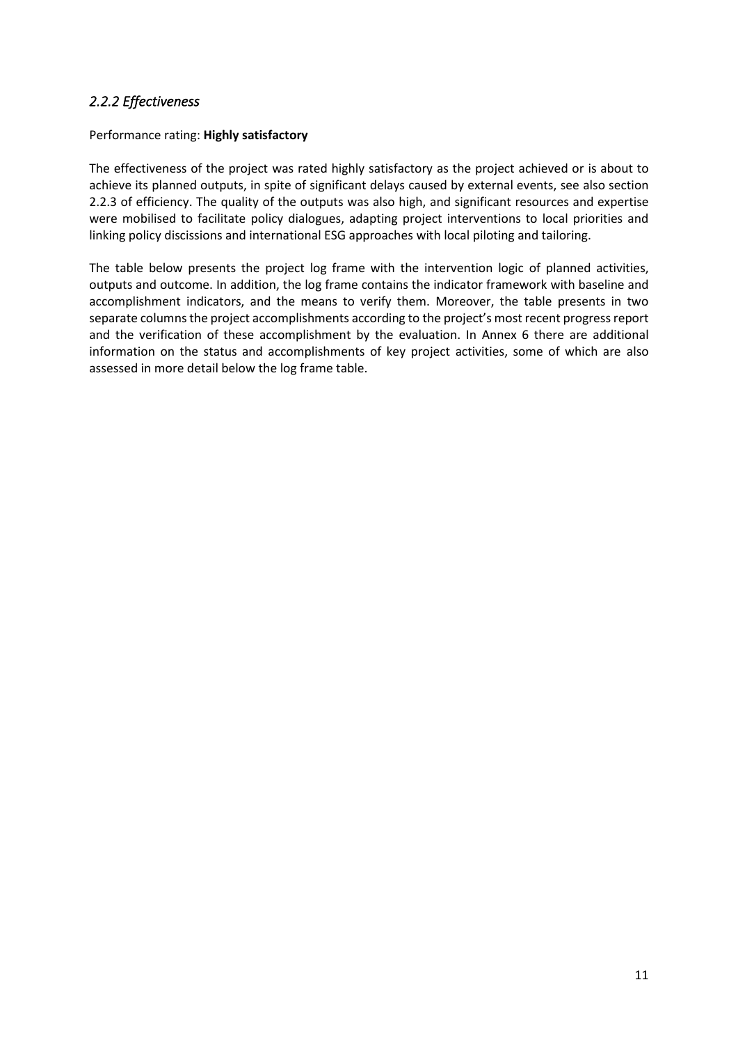### *2.2.2 Effectiveness*

Performance rating: **Highly satisfactory**

The effectiveness of the project was rated highly satisfactory as the project achieved or is about to achieve its planned outputs, in spite of significant delays caused by external events, see also section 2.2.3 of efficiency. The quality of the outputs was also high, and significant resources and expertise were mobilised to facilitate policy dialogues, adapting project interventions to local priorities and linking policy discissions and international ESG approaches with local piloting and tailoring.

The table below presents the project log frame with the intervention logic of planned activities, outputs and outcome. In addition, the log frame contains the indicator framework with baseline and accomplishment indicators, and the means to verify them. Moreover, the table presents in two separate columns the project accomplishments according to the project's most recent progress report and the verification of these accomplishment by the evaluation. In Annex 6 there are additional information on the status and accomplishments of key project activities, some of which are also assessed in more detail below the log frame table.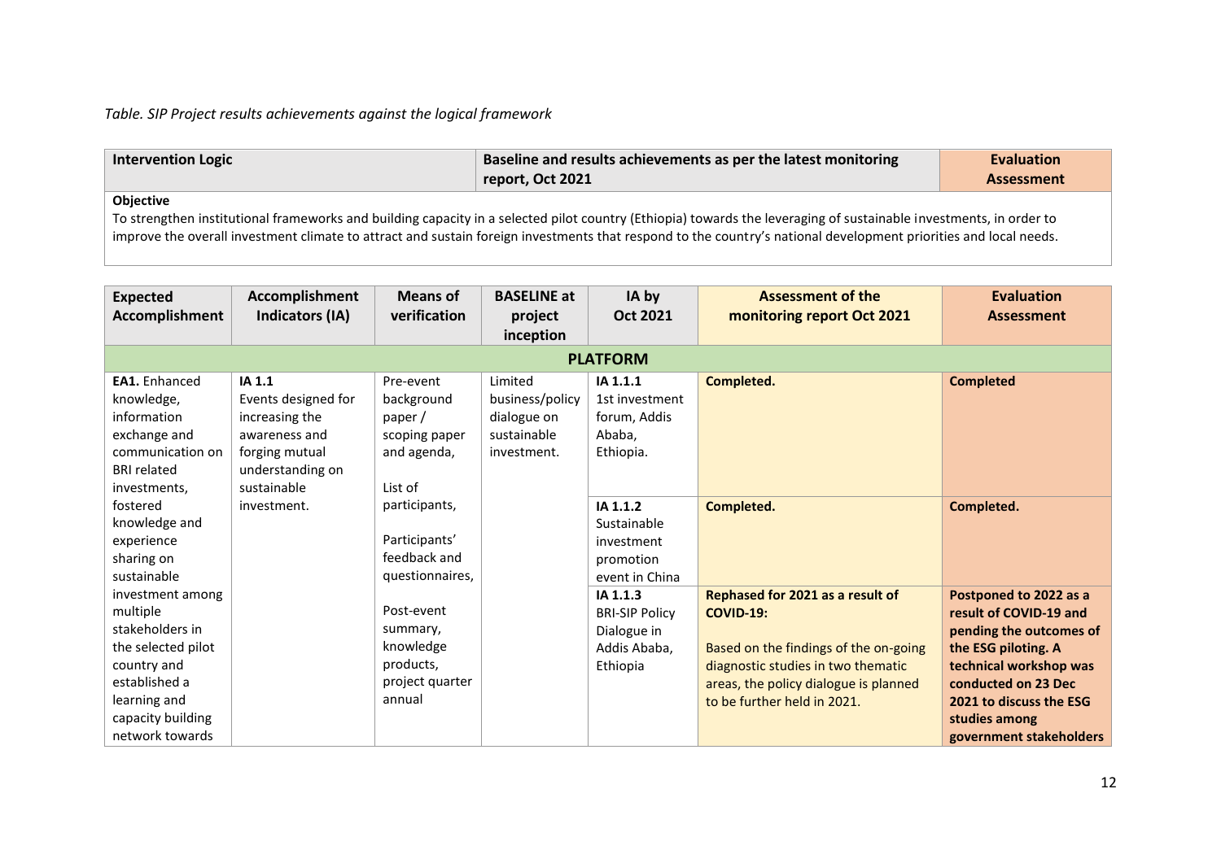*Table. SIP Project results achievements against the logical framework*

| Intervention Logic | Baseline and results achievements as per the latest monitoring report, Oct 2021 | Evaluation Assessment |
|---|---|---|
| **Objective**<br>To strengthen institutional frameworks and building capacity in a selected pilot country (Ethiopia) towards the leveraging of sustainable investments, in order to improve the overall investment climate to attract and sustain foreign investments that respond to the country's national development priorities and local needs. | | |

| Expected Accomplishment | Accomplishment Indicators (IA) | Means of verification | BASELINE at project inception | IA by Oct 2021 | Assessment of the monitoring report Oct 2021 | Evaluation Assessment |
|---|---|---|---|---|---|---|
| **PLATFORM** | | | | | | |
| **EA1.** Enhanced knowledge, information exchange and communication on BRI related investments, fostered knowledge and experience sharing on sustainable investment among multiple stakeholders in the selected pilot country and established a learning and capacity building network towards | **IA 1.1**<br>Events designed for increasing the awareness and forging mutual understanding on sustainable investment. | Pre-event background paper / scoping paper and agenda,<br><br>List of participants,<br><br>Participants' feedback and questionnaires,<br><br>Post-event summary, knowledge products, project quarter annual | Limited business/policy dialogue on sustainable investment. | **IA 1.1.1**<br>1st investment forum, Addis Ababa, Ethiopia. | **Completed.** | **Completed** |
| | | | | **IA 1.1.2**<br>Sustainable investment promotion event in China | **Completed.** | **Completed.** |
| | | | | **IA 1.1.3**<br>BRI-SIP Policy Dialogue in Addis Ababa, Ethiopia | **Rephased for 2021 as a result of COVID-19:**<br><br>Based on the findings of the on-going diagnostic studies in two thematic areas, the policy dialogue is planned to be further held in 2021. | **Postponed to 2022 as a result of COVID-19 and pending the outcomes of the ESG piloting. A technical workshop was conducted on 23 Dec 2021 to discuss the ESG studies among government stakeholders** |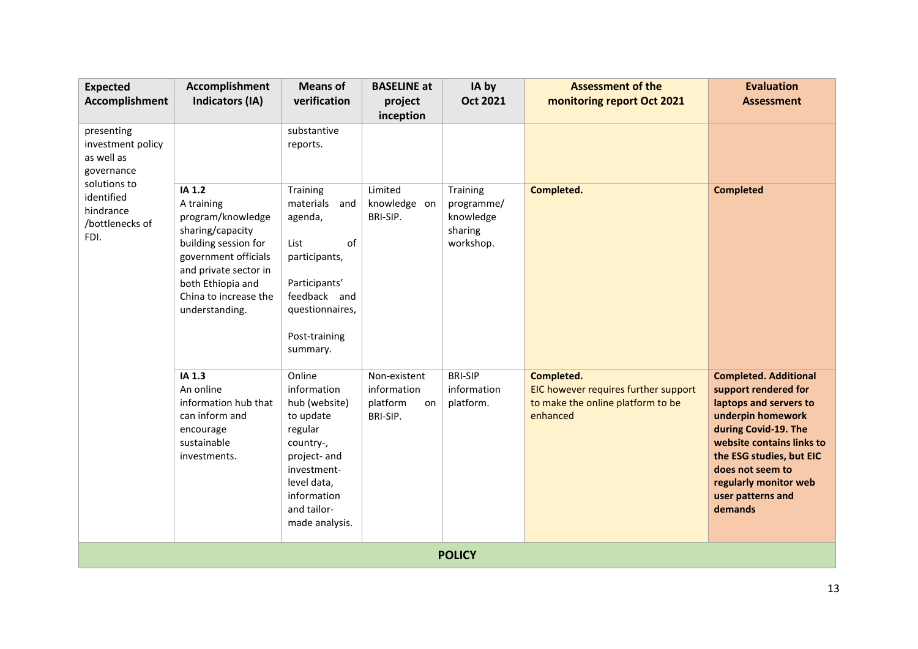| Expected Accomplishment | Accomplishment Indicators (IA) | Means of verification | BASELINE at project inception | IA by Oct 2021 | Assessment of the monitoring report Oct 2021 | Evaluation Assessment |
|---|---|---|---|---|---|---|
| presenting investment policy as well as governance solutions to identified hindrance /bottlenecks of FDI. | | substantive reports. | | | | |
| | **IA 1.2** A training program/knowledge sharing/capacity building session for government officials and private sector in both Ethiopia and China to increase the understanding. | Training materials and agenda, List of participants, Participants' feedback and questionnaires, Post-training summary. | Limited knowledge on BRI-SIP. | Training programme/ knowledge sharing workshop. | **Completed.** | **Completed** |
| | **IA 1.3** An online information hub that can inform and encourage sustainable investments. | Online information hub (website) to update regular country-, project- and investment-level data, information and tailor-made analysis. | Non-existent information platform on BRI-SIP. | BRI-SIP information platform. | **Completed.** EIC however requires further support to make the online platform to be enhanced | **Completed. Additional support rendered for laptops and servers to underpin homework during Covid-19. The website contains links to the ESG studies, but EIC does not seem to regularly monitor web user patterns and demands** |
| **POLICY** | | | | | | |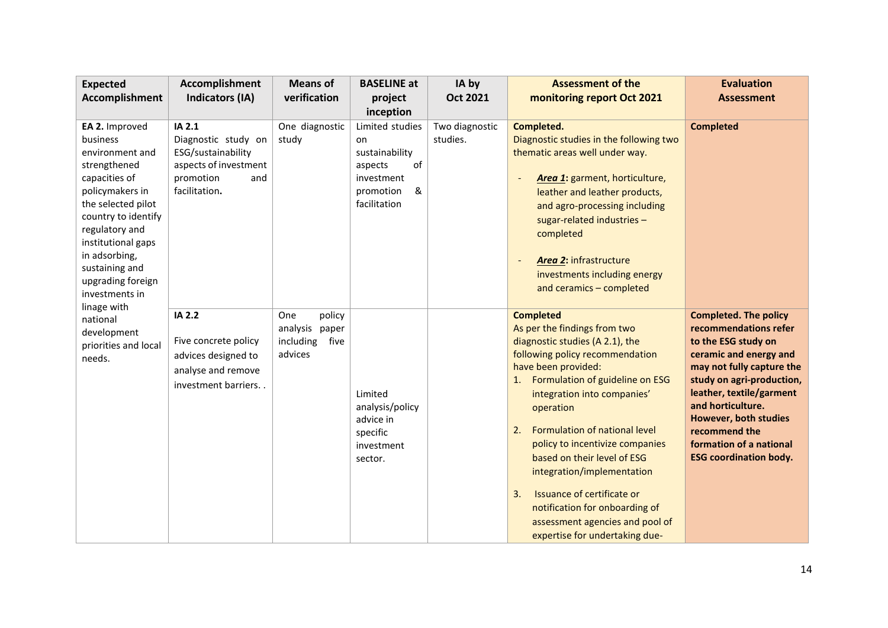| Expected Accomplishment | Accomplishment Indicators (IA) | Means of verification | BASELINE at project inception | IA by Oct 2021 | Assessment of the monitoring report Oct 2021 | Evaluation Assessment |
|---|---|---|---|---|---|---|
| **EA 2.** Improved business environment and strengthened capacities of policymakers in the selected pilot country to identify regulatory and institutional gaps in adsorbing, sustaining and upgrading foreign investments in linage with national development priorities and local needs. | **IA 2.1** Diagnostic study on ESG/sustainability aspects of investment promotion and facilitation**.** | One diagnostic study | Limited studies on sustainability aspects of investment promotion & facilitation | Two diagnostic studies. | **Completed.** Diagnostic studies in the following two thematic areas well under way. <br> - ***Area 1*****:** garment, horticulture, leather and leather products, and agro-processing including sugar-related industries – completed <br> - ***Area 2*****:** infrastructure investments including energy and ceramics – completed | **Completed** |
| | **IA 2.2** <br> Five concrete policy advices designed to analyse and remove investment barriers. . | One policy analysis paper including five advices | Limited analysis/policy advice in specific investment sector. | | **Completed** <br> As per the findings from two diagnostic studies (A 2.1), the following policy recommendation have been provided: <br> 1. Formulation of guideline on ESG integration into companies' operation <br> 2. Formulation of national level policy to incentivize companies based on their level of ESG integration/implementation <br> 3. Issuance of certificate or notification for onboarding of assessment agencies and pool of expertise for undertaking due- | **Completed. The policy recommendations refer to the ESG study on ceramic and energy and may not fully capture the study on agri-production, leather, textile/garment and horticulture. However, both studies recommend the formation of a national ESG coordination body.** |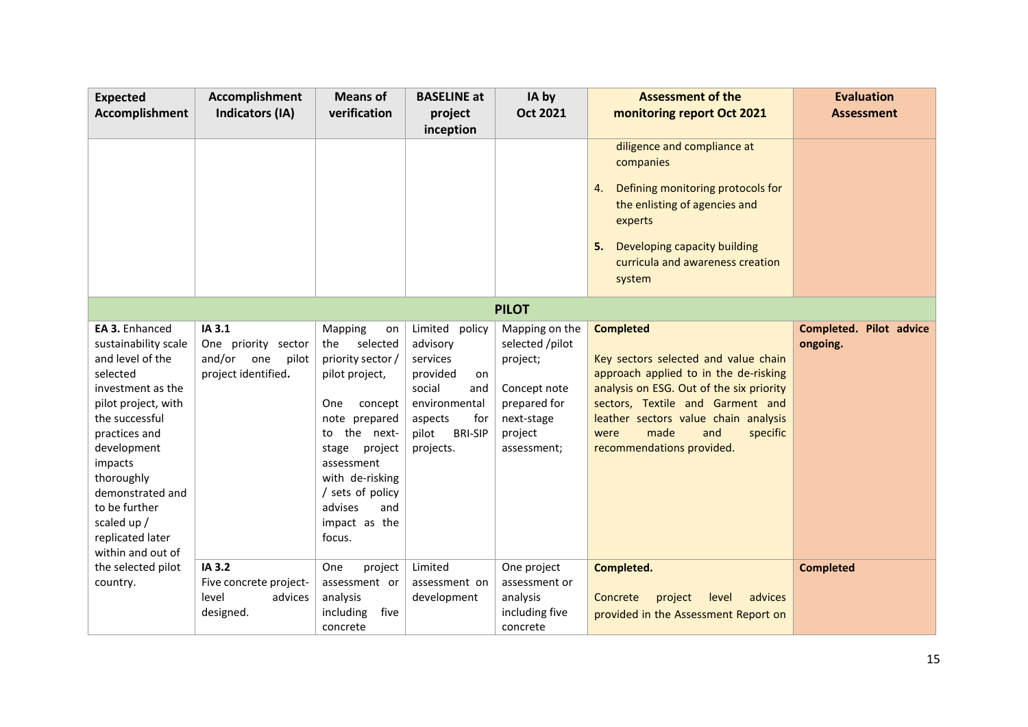| Expected Accomplishment | Accomplishment Indicators (IA) | Means of verification | BASELINE at project inception | IA by Oct 2021 | Assessment of the monitoring report Oct 2021 | Evaluation Assessment |
|---|---|---|---|---|---|---|
| | | | | | diligence and compliance at companies<br><br>4. Defining monitoring protocols for the enlisting of agencies and experts<br><br>**5.** Developing capacity building curricula and awareness creation system | |
| **PILOT** | | | | | | |
| **EA 3.** Enhanced sustainability scale and level of the selected investment as the pilot project, with the successful practices and development impacts thoroughly demonstrated and to be further scaled up / replicated later within and out of the selected pilot country. | **IA 3.1**<br>One priority sector and/or one pilot project identified**.** | Mapping on the selected priority sector / pilot project,<br><br>One concept note prepared to the next-stage project assessment with de-risking / sets of policy advises and impact as the focus. | Limited policy advisory services provided on social and environmental aspects for pilot BRI-SIP projects. | Mapping on the selected /pilot project;<br><br>Concept note prepared for next-stage project assessment; | **Completed**<br><br>Key sectors selected and value chain approach applied to in the de-risking analysis on ESG. Out of the six priority sectors, Textile and Garment and leather sectors value chain analysis were made and specific recommendations provided. | **Completed. Pilot advice ongoing.** |
| | **IA 3.2**<br>Five concrete project-level advices designed. | One project assessment or analysis including five concrete | Limited assessment on development | One project assessment or analysis including five concrete | **Completed.**<br><br>Concrete project level advices provided in the Assessment Report on | **Completed** |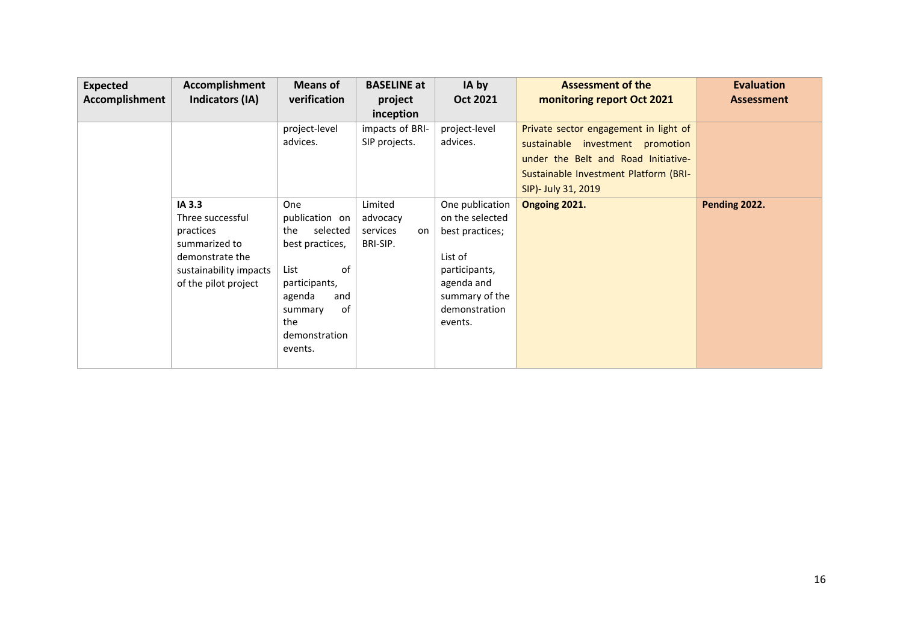| Expected Accomplishment | Accomplishment Indicators (IA) | Means of verification | BASELINE at project inception | IA by Oct 2021 | Assessment of the monitoring report Oct 2021 | Evaluation Assessment |
|---|---|---|---|---|---|---|
| | | project-level advices. | impacts of BRI-SIP projects. | project-level advices. | Private sector engagement in light of sustainable investment promotion under the Belt and Road Initiative-Sustainable Investment Platform (BRI-SIP)- July 31, 2019 | |
| | **IA 3.3** Three successful practices summarized to demonstrate the sustainability impacts of the pilot project | One publication on the selected best practices, List of participants, agenda and summary of the demonstration events. | Limited advocacy services on BRI-SIP. | One publication on the selected best practices; List of participants, agenda and summary of the demonstration events. | **Ongoing 2021.** | **Pending 2022.** |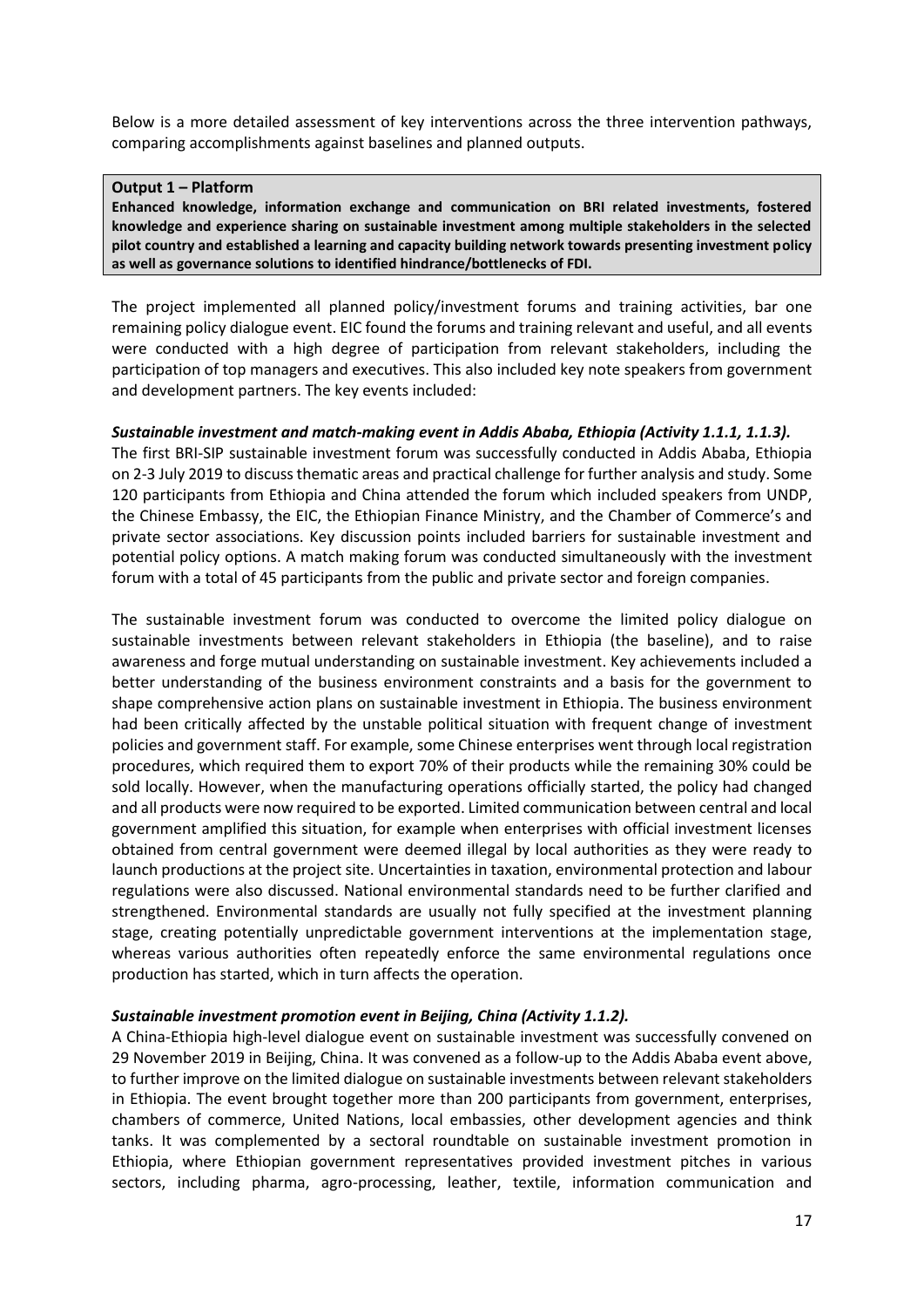Below is a more detailed assessment of key interventions across the three intervention pathways, comparing accomplishments against baselines and planned outputs.

**Output 1 – Platform**

**Enhanced knowledge, information exchange and communication on BRI related investments, fostered knowledge and experience sharing on sustainable investment among multiple stakeholders in the selected pilot country and established a learning and capacity building network towards presenting investment policy as well as governance solutions to identified hindrance/bottlenecks of FDI.**

The project implemented all planned policy/investment forums and training activities, bar one remaining policy dialogue event. EIC found the forums and training relevant and useful, and all events were conducted with a high degree of participation from relevant stakeholders, including the participation of top managers and executives. This also included key note speakers from government and development partners. The key events included:

***Sustainable investment and match-making event in Addis Ababa, Ethiopia (Activity 1.1.1, 1.1.3).***

The first BRI-SIP sustainable investment forum was successfully conducted in Addis Ababa, Ethiopia on 2-3 July 2019 to discuss thematic areas and practical challenge for further analysis and study. Some 120 participants from Ethiopia and China attended the forum which included speakers from UNDP, the Chinese Embassy, the EIC, the Ethiopian Finance Ministry, and the Chamber of Commerce's and private sector associations. Key discussion points included barriers for sustainable investment and potential policy options. A match making forum was conducted simultaneously with the investment forum with a total of 45 participants from the public and private sector and foreign companies.

The sustainable investment forum was conducted to overcome the limited policy dialogue on sustainable investments between relevant stakeholders in Ethiopia (the baseline), and to raise awareness and forge mutual understanding on sustainable investment. Key achievements included a better understanding of the business environment constraints and a basis for the government to shape comprehensive action plans on sustainable investment in Ethiopia. The business environment had been critically affected by the unstable political situation with frequent change of investment policies and government staff. For example, some Chinese enterprises went through local registration procedures, which required them to export 70% of their products while the remaining 30% could be sold locally. However, when the manufacturing operations officially started, the policy had changed and all products were now required to be exported. Limited communication between central and local government amplified this situation, for example when enterprises with official investment licenses obtained from central government were deemed illegal by local authorities as they were ready to launch productions at the project site. Uncertainties in taxation, environmental protection and labour regulations were also discussed. National environmental standards need to be further clarified and strengthened. Environmental standards are usually not fully specified at the investment planning stage, creating potentially unpredictable government interventions at the implementation stage, whereas various authorities often repeatedly enforce the same environmental regulations once production has started, which in turn affects the operation.

***Sustainable investment promotion event in Beijing, China (Activity 1.1.2).***

A China-Ethiopia high-level dialogue event on sustainable investment was successfully convened on 29 November 2019 in Beijing, China. It was convened as a follow-up to the Addis Ababa event above, to further improve on the limited dialogue on sustainable investments between relevant stakeholders in Ethiopia. The event brought together more than 200 participants from government, enterprises, chambers of commerce, United Nations, local embassies, other development agencies and think tanks. It was complemented by a sectoral roundtable on sustainable investment promotion in Ethiopia, where Ethiopian government representatives provided investment pitches in various sectors, including pharma, agro-processing, leather, textile, information communication and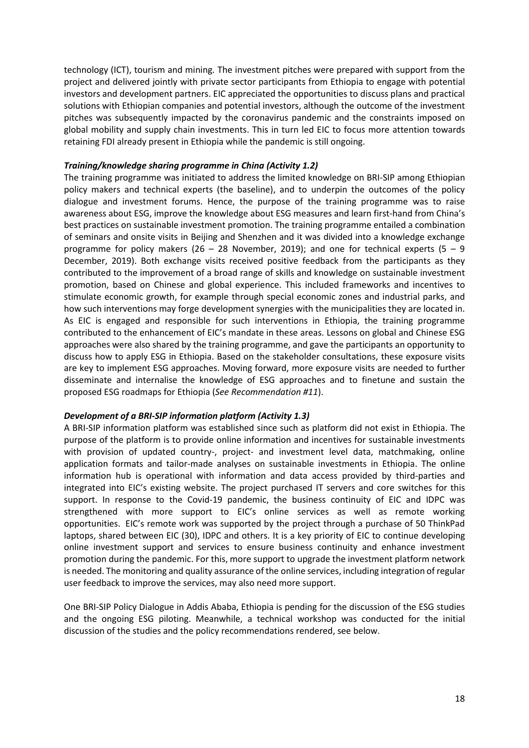technology (ICT), tourism and mining. The investment pitches were prepared with support from the project and delivered jointly with private sector participants from Ethiopia to engage with potential investors and development partners. EIC appreciated the opportunities to discuss plans and practical solutions with Ethiopian companies and potential investors, although the outcome of the investment pitches was subsequently impacted by the coronavirus pandemic and the constraints imposed on global mobility and supply chain investments. This in turn led EIC to focus more attention towards retaining FDI already present in Ethiopia while the pandemic is still ongoing.

***Training/knowledge sharing programme in China (Activity 1.2)***

The training programme was initiated to address the limited knowledge on BRI-SIP among Ethiopian policy makers and technical experts (the baseline), and to underpin the outcomes of the policy dialogue and investment forums. Hence, the purpose of the training programme was to raise awareness about ESG, improve the knowledge about ESG measures and learn first-hand from China's best practices on sustainable investment promotion. The training programme entailed a combination of seminars and onsite visits in Beijing and Shenzhen and it was divided into a knowledge exchange programme for policy makers (26 – 28 November, 2019); and one for technical experts (5 – 9 December, 2019). Both exchange visits received positive feedback from the participants as they contributed to the improvement of a broad range of skills and knowledge on sustainable investment promotion, based on Chinese and global experience. This included frameworks and incentives to stimulate economic growth, for example through special economic zones and industrial parks, and how such interventions may forge development synergies with the municipalities they are located in. As EIC is engaged and responsible for such interventions in Ethiopia, the training programme contributed to the enhancement of EIC's mandate in these areas. Lessons on global and Chinese ESG approaches were also shared by the training programme, and gave the participants an opportunity to discuss how to apply ESG in Ethiopia. Based on the stakeholder consultations, these exposure visits are key to implement ESG approaches. Moving forward, more exposure visits are needed to further disseminate and internalise the knowledge of ESG approaches and to finetune and sustain the proposed ESG roadmaps for Ethiopia (*See Recommendation #11*).

***Development of a BRI-SIP information platform (Activity 1.3)***

A BRI-SIP information platform was established since such as platform did not exist in Ethiopia. The purpose of the platform is to provide online information and incentives for sustainable investments with provision of updated country-, project- and investment level data, matchmaking, online application formats and tailor-made analyses on sustainable investments in Ethiopia. The online information hub is operational with information and data access provided by third-parties and integrated into EIC's existing website. The project purchased IT servers and core switches for this support. In response to the Covid-19 pandemic, the business continuity of EIC and IDPC was strengthened with more support to EIC's online services as well as remote working opportunities. EIC's remote work was supported by the project through a purchase of 50 ThinkPad laptops, shared between EIC (30), IDPC and others. It is a key priority of EIC to continue developing online investment support and services to ensure business continuity and enhance investment promotion during the pandemic. For this, more support to upgrade the investment platform network is needed. The monitoring and quality assurance of the online services, including integration of regular user feedback to improve the services, may also need more support.

One BRI-SIP Policy Dialogue in Addis Ababa, Ethiopia is pending for the discussion of the ESG studies and the ongoing ESG piloting. Meanwhile, a technical workshop was conducted for the initial discussion of the studies and the policy recommendations rendered, see below.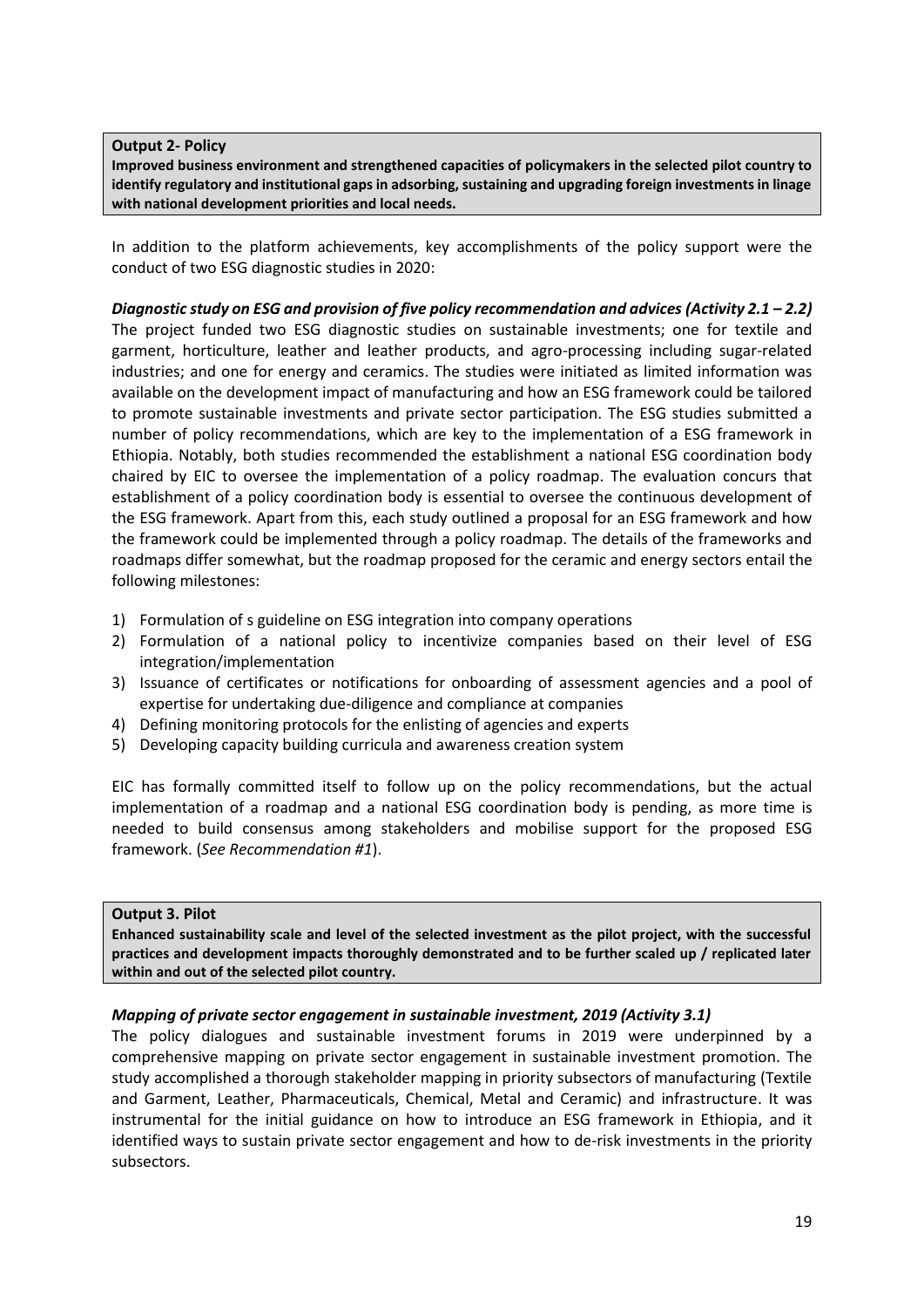**Output 2- Policy**

**Improved business environment and strengthened capacities of policymakers in the selected pilot country to identify regulatory and institutional gaps in adsorbing, sustaining and upgrading foreign investments in linage with national development priorities and local needs.**

In addition to the platform achievements, key accomplishments of the policy support were the conduct of two ESG diagnostic studies in 2020:

***Diagnostic study on ESG and provision of five policy recommendation and advices (Activity 2.1 – 2.2)***

The project funded two ESG diagnostic studies on sustainable investments; one for textile and garment, horticulture, leather and leather products, and agro-processing including sugar-related industries; and one for energy and ceramics. The studies were initiated as limited information was available on the development impact of manufacturing and how an ESG framework could be tailored to promote sustainable investments and private sector participation. The ESG studies submitted a number of policy recommendations, which are key to the implementation of a ESG framework in Ethiopia. Notably, both studies recommended the establishment a national ESG coordination body chaired by EIC to oversee the implementation of a policy roadmap. The evaluation concurs that establishment of a policy coordination body is essential to oversee the continuous development of the ESG framework. Apart from this, each study outlined a proposal for an ESG framework and how the framework could be implemented through a policy roadmap. The details of the frameworks and roadmaps differ somewhat, but the roadmap proposed for the ceramic and energy sectors entail the following milestones:

1) Formulation of s guideline on ESG integration into company operations
2) Formulation of a national policy to incentivize companies based on their level of ESG integration/implementation
3) Issuance of certificates or notifications for onboarding of assessment agencies and a pool of expertise for undertaking due-diligence and compliance at companies
4) Defining monitoring protocols for the enlisting of agencies and experts
5) Developing capacity building curricula and awareness creation system

EIC has formally committed itself to follow up on the policy recommendations, but the actual implementation of a roadmap and a national ESG coordination body is pending, as more time is needed to build consensus among stakeholders and mobilise support for the proposed ESG framework. (*See Recommendation #1*).

**Output 3. Pilot**

**Enhanced sustainability scale and level of the selected investment as the pilot project, with the successful practices and development impacts thoroughly demonstrated and to be further scaled up / replicated later within and out of the selected pilot country.**

***Mapping of private sector engagement in sustainable investment, 2019 (Activity 3.1)***

The policy dialogues and sustainable investment forums in 2019 were underpinned by a comprehensive mapping on private sector engagement in sustainable investment promotion. The study accomplished a thorough stakeholder mapping in priority subsectors of manufacturing (Textile and Garment, Leather, Pharmaceuticals, Chemical, Metal and Ceramic) and infrastructure. It was instrumental for the initial guidance on how to introduce an ESG framework in Ethiopia, and it identified ways to sustain private sector engagement and how to de-risk investments in the priority subsectors.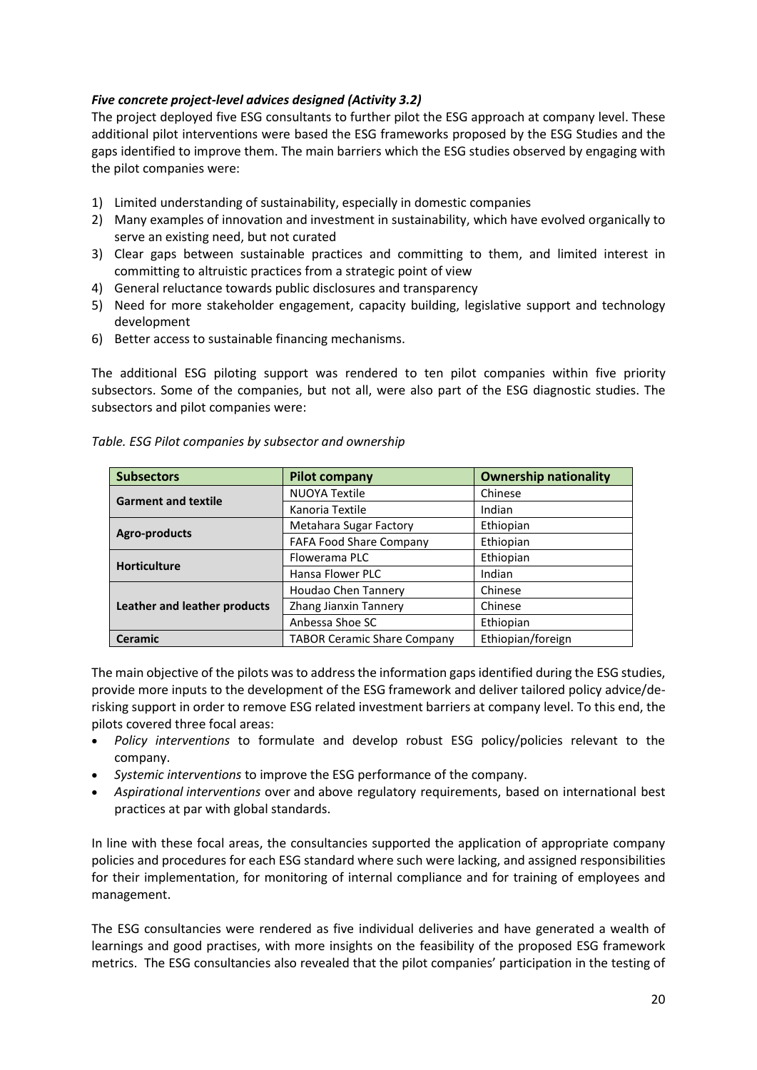***Five concrete project-level advices designed (Activity 3.2)***

The project deployed five ESG consultants to further pilot the ESG approach at company level. These additional pilot interventions were based the ESG frameworks proposed by the ESG Studies and the gaps identified to improve them. The main barriers which the ESG studies observed by engaging with the pilot companies were:

1) Limited understanding of sustainability, especially in domestic companies
2) Many examples of innovation and investment in sustainability, which have evolved organically to serve an existing need, but not curated
3) Clear gaps between sustainable practices and committing to them, and limited interest in committing to altruistic practices from a strategic point of view
4) General reluctance towards public disclosures and transparency
5) Need for more stakeholder engagement, capacity building, legislative support and technology development
6) Better access to sustainable financing mechanisms.

The additional ESG piloting support was rendered to ten pilot companies within five priority subsectors. Some of the companies, but not all, were also part of the ESG diagnostic studies. The subsectors and pilot companies were:

*Table. ESG Pilot companies by subsector and ownership*

| Subsectors | Pilot company | Ownership nationality |
|---|---|---|
| **Garment and textile** | NUOYA Textile | Chinese |
| | Kanoria Textile | Indian |
| **Agro-products** | Metahara Sugar Factory | Ethiopian |
| | FAFA Food Share Company | Ethiopian |
| **Horticulture** | Flowerama PLC | Ethiopian |
| | Hansa Flower PLC | Indian |
| **Leather and leather products** | Houdao Chen Tannery | Chinese |
| | Zhang Jianxin Tannery | Chinese |
| | Anbessa Shoe SC | Ethiopian |
| **Ceramic** | TABOR Ceramic Share Company | Ethiopian/foreign |

The main objective of the pilots was to address the information gaps identified during the ESG studies, provide more inputs to the development of the ESG framework and deliver tailored policy advice/de-risking support in order to remove ESG related investment barriers at company level. To this end, the pilots covered three focal areas:

- *Policy interventions* to formulate and develop robust ESG policy/policies relevant to the company.
- *Systemic interventions* to improve the ESG performance of the company.
- *Aspirational interventions* over and above regulatory requirements, based on international best practices at par with global standards.

In line with these focal areas, the consultancies supported the application of appropriate company policies and procedures for each ESG standard where such were lacking, and assigned responsibilities for their implementation, for monitoring of internal compliance and for training of employees and management.

The ESG consultancies were rendered as five individual deliveries and have generated a wealth of learnings and good practises, with more insights on the feasibility of the proposed ESG framework metrics. The ESG consultancies also revealed that the pilot companies' participation in the testing of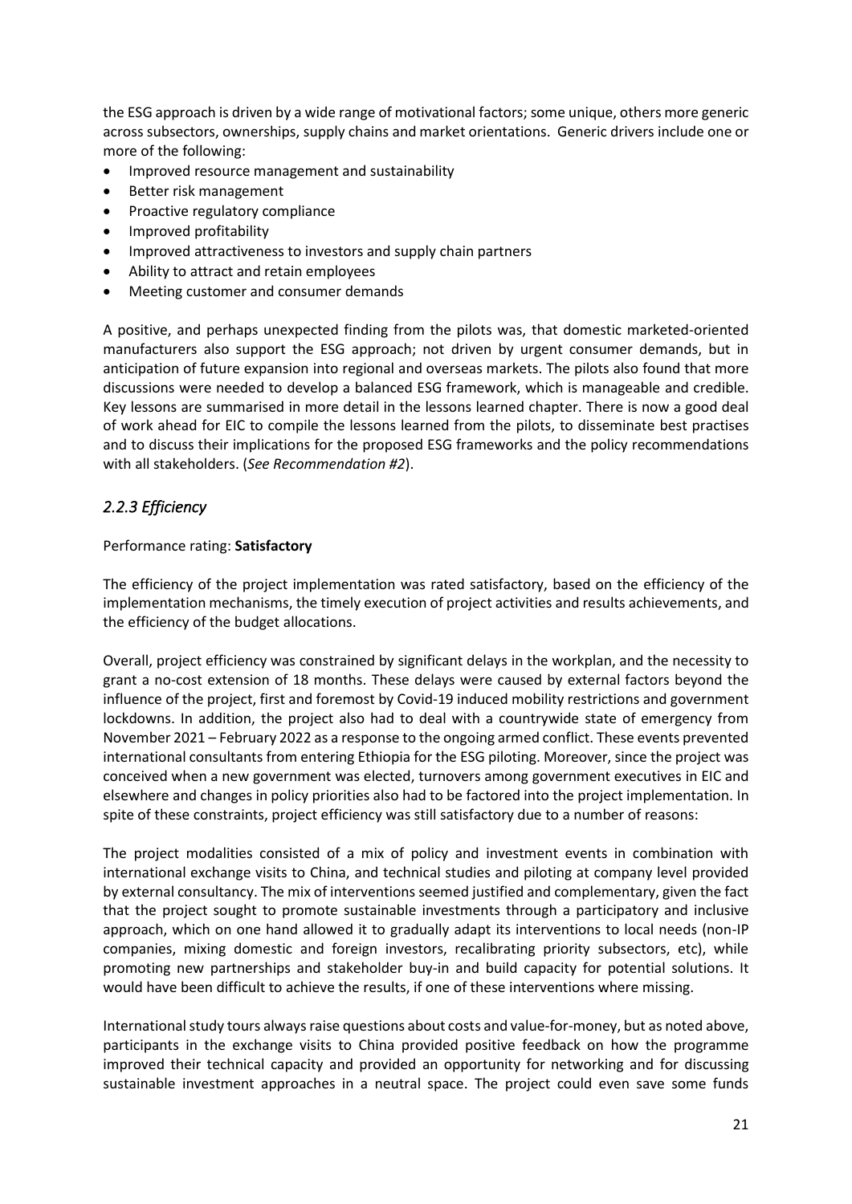the ESG approach is driven by a wide range of motivational factors; some unique, others more generic across subsectors, ownerships, supply chains and market orientations. Generic drivers include one or more of the following:

- Improved resource management and sustainability
- Better risk management
- Proactive regulatory compliance
- Improved profitability
- Improved attractiveness to investors and supply chain partners
- Ability to attract and retain employees
- Meeting customer and consumer demands

A positive, and perhaps unexpected finding from the pilots was, that domestic marketed-oriented manufacturers also support the ESG approach; not driven by urgent consumer demands, but in anticipation of future expansion into regional and overseas markets. The pilots also found that more discussions were needed to develop a balanced ESG framework, which is manageable and credible. Key lessons are summarised in more detail in the lessons learned chapter. There is now a good deal of work ahead for EIC to compile the lessons learned from the pilots, to disseminate best practises and to discuss their implications for the proposed ESG frameworks and the policy recommendations with all stakeholders. (*See Recommendation #2*).

### *2.2.3 Efficiency*

Performance rating: **Satisfactory**

The efficiency of the project implementation was rated satisfactory, based on the efficiency of the implementation mechanisms, the timely execution of project activities and results achievements, and the efficiency of the budget allocations.

Overall, project efficiency was constrained by significant delays in the workplan, and the necessity to grant a no-cost extension of 18 months. These delays were caused by external factors beyond the influence of the project, first and foremost by Covid-19 induced mobility restrictions and government lockdowns. In addition, the project also had to deal with a countrywide state of emergency from November 2021 – February 2022 as a response to the ongoing armed conflict. These events prevented international consultants from entering Ethiopia for the ESG piloting. Moreover, since the project was conceived when a new government was elected, turnovers among government executives in EIC and elsewhere and changes in policy priorities also had to be factored into the project implementation. In spite of these constraints, project efficiency was still satisfactory due to a number of reasons:

The project modalities consisted of a mix of policy and investment events in combination with international exchange visits to China, and technical studies and piloting at company level provided by external consultancy. The mix of interventions seemed justified and complementary, given the fact that the project sought to promote sustainable investments through a participatory and inclusive approach, which on one hand allowed it to gradually adapt its interventions to local needs (non-IP companies, mixing domestic and foreign investors, recalibrating priority subsectors, etc), while promoting new partnerships and stakeholder buy-in and build capacity for potential solutions. It would have been difficult to achieve the results, if one of these interventions where missing.

International study tours always raise questions about costs and value-for-money, but as noted above, participants in the exchange visits to China provided positive feedback on how the programme improved their technical capacity and provided an opportunity for networking and for discussing sustainable investment approaches in a neutral space. The project could even save some funds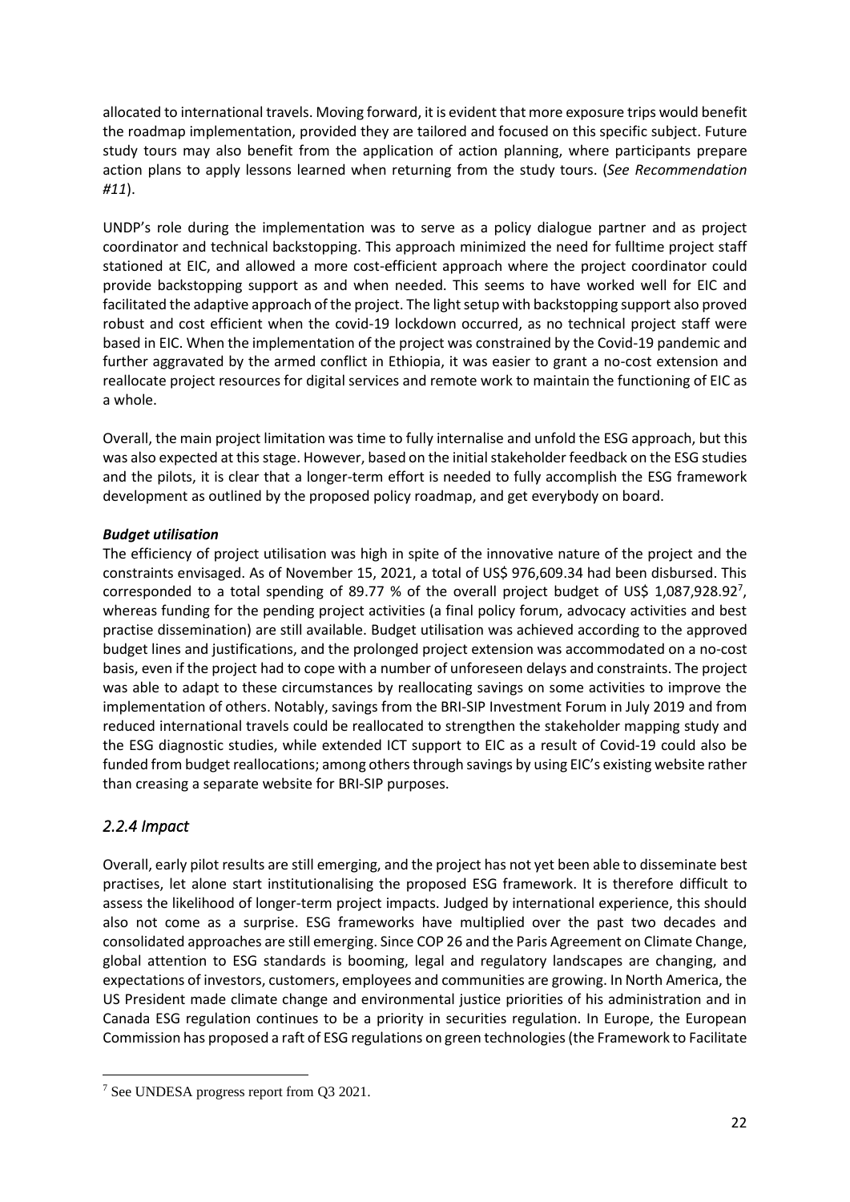allocated to international travels. Moving forward, it is evident that more exposure trips would benefit the roadmap implementation, provided they are tailored and focused on this specific subject. Future study tours may also benefit from the application of action planning, where participants prepare action plans to apply lessons learned when returning from the study tours. (*See Recommendation #11*).

UNDP's role during the implementation was to serve as a policy dialogue partner and as project coordinator and technical backstopping. This approach minimized the need for fulltime project staff stationed at EIC, and allowed a more cost-efficient approach where the project coordinator could provide backstopping support as and when needed. This seems to have worked well for EIC and facilitated the adaptive approach of the project. The light setup with backstopping support also proved robust and cost efficient when the covid-19 lockdown occurred, as no technical project staff were based in EIC. When the implementation of the project was constrained by the Covid-19 pandemic and further aggravated by the armed conflict in Ethiopia, it was easier to grant a no-cost extension and reallocate project resources for digital services and remote work to maintain the functioning of EIC as a whole.

Overall, the main project limitation was time to fully internalise and unfold the ESG approach, but this was also expected at this stage. However, based on the initial stakeholder feedback on the ESG studies and the pilots, it is clear that a longer-term effort is needed to fully accomplish the ESG framework development as outlined by the proposed policy roadmap, and get everybody on board.

***Budget utilisation***

The efficiency of project utilisation was high in spite of the innovative nature of the project and the constraints envisaged. As of November 15, 2021, a total of US$ 976,609.34 had been disbursed. This corresponded to a total spending of 89.77 % of the overall project budget of US$ 1,087,928.92[7], whereas funding for the pending project activities (a final policy forum, advocacy activities and best practise dissemination) are still available. Budget utilisation was achieved according to the approved budget lines and justifications, and the prolonged project extension was accommodated on a no-cost basis, even if the project had to cope with a number of unforeseen delays and constraints. The project was able to adapt to these circumstances by reallocating savings on some activities to improve the implementation of others. Notably, savings from the BRI-SIP Investment Forum in July 2019 and from reduced international travels could be reallocated to strengthen the stakeholder mapping study and the ESG diagnostic studies, while extended ICT support to EIC as a result of Covid-19 could also be funded from budget reallocations; among others through savings by using EIC's existing website rather than creasing a separate website for BRI-SIP purposes.

### *2.2.4 Impact*

Overall, early pilot results are still emerging, and the project has not yet been able to disseminate best practises, let alone start institutionalising the proposed ESG framework. It is therefore difficult to assess the likelihood of longer-term project impacts. Judged by international experience, this should also not come as a surprise. ESG frameworks have multiplied over the past two decades and consolidated approaches are still emerging. Since COP 26 and the Paris Agreement on Climate Change, global attention to ESG standards is booming, legal and regulatory landscapes are changing, and expectations of investors, customers, employees and communities are growing. In North America, the US President made climate change and environmental justice priorities of his administration and in Canada ESG regulation continues to be a priority in securities regulation. In Europe, the European Commission has proposed a raft of ESG regulations on green technologies (the Framework to Facilitate

[7] See UNDESA progress report from Q3 2021.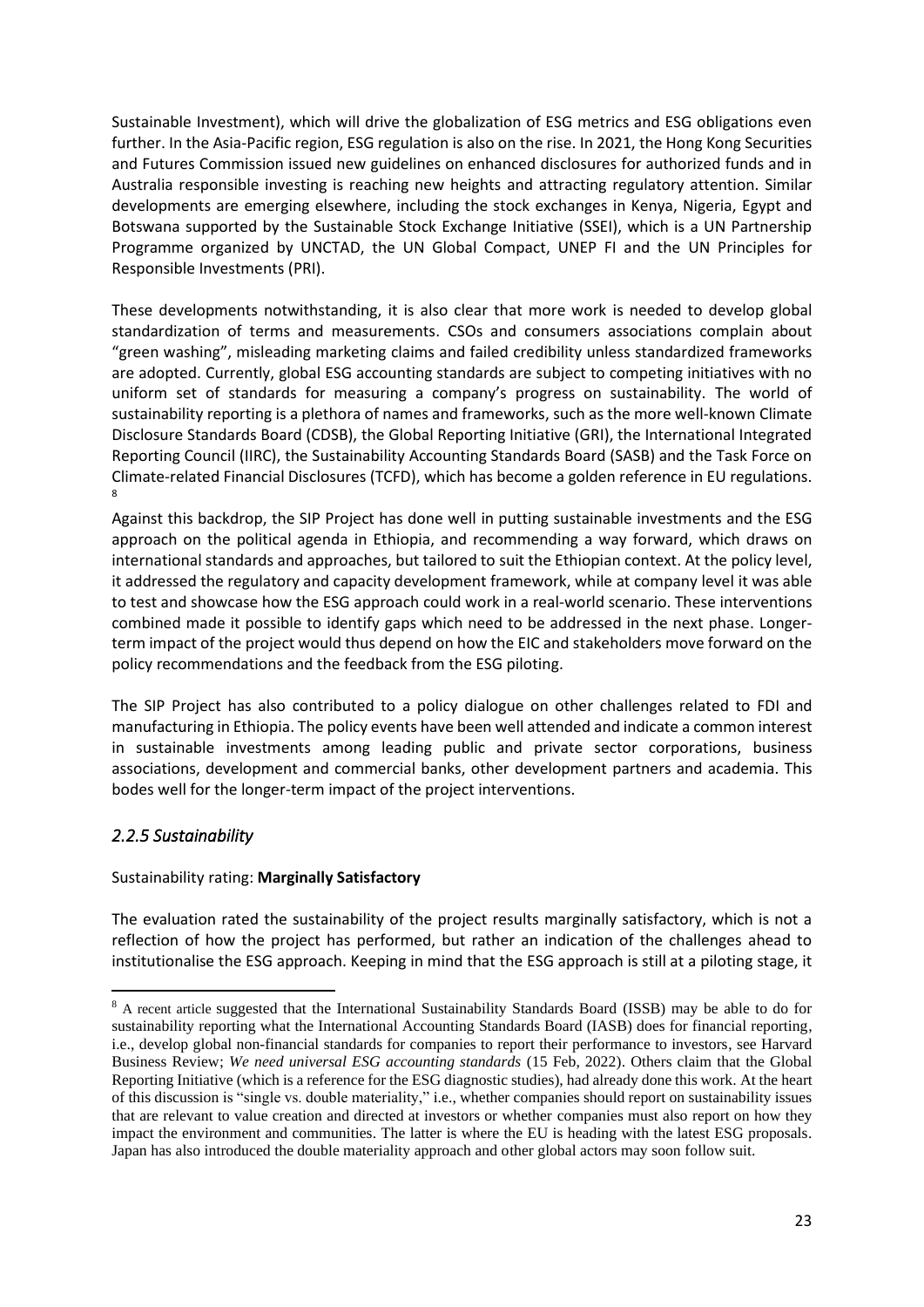Sustainable Investment), which will drive the globalization of ESG metrics and ESG obligations even further. In the Asia-Pacific region, ESG regulation is also on the rise. In 2021, the Hong Kong Securities and Futures Commission issued new guidelines on enhanced disclosures for authorized funds and in Australia responsible investing is reaching new heights and attracting regulatory attention. Similar developments are emerging elsewhere, including the stock exchanges in Kenya, Nigeria, Egypt and Botswana supported by the Sustainable Stock Exchange Initiative (SSEI), which is a UN Partnership Programme organized by UNCTAD, the UN Global Compact, UNEP FI and the UN Principles for Responsible Investments (PRI).

These developments notwithstanding, it is also clear that more work is needed to develop global standardization of terms and measurements. CSOs and consumers associations complain about "green washing", misleading marketing claims and failed credibility unless standardized frameworks are adopted. Currently, global ESG accounting standards are subject to competing initiatives with no uniform set of standards for measuring a company's progress on sustainability. The world of sustainability reporting is a plethora of names and frameworks, such as the more well-known Climate Disclosure Standards Board (CDSB), the Global Reporting Initiative (GRI), the International Integrated Reporting Council (IIRC), the Sustainability Accounting Standards Board (SASB) and the Task Force on Climate-related Financial Disclosures (TCFD), which has become a golden reference in EU regulations.[8]

Against this backdrop, the SIP Project has done well in putting sustainable investments and the ESG approach on the political agenda in Ethiopia, and recommending a way forward, which draws on international standards and approaches, but tailored to suit the Ethiopian context. At the policy level, it addressed the regulatory and capacity development framework, while at company level it was able to test and showcase how the ESG approach could work in a real-world scenario. These interventions combined made it possible to identify gaps which need to be addressed in the next phase. Longer-term impact of the project would thus depend on how the EIC and stakeholders move forward on the policy recommendations and the feedback from the ESG piloting.

The SIP Project has also contributed to a policy dialogue on other challenges related to FDI and manufacturing in Ethiopia. The policy events have been well attended and indicate a common interest in sustainable investments among leading public and private sector corporations, business associations, development and commercial banks, other development partners and academia. This bodes well for the longer-term impact of the project interventions.

### *2.2.5 Sustainability*

Sustainability rating: **Marginally Satisfactory**

The evaluation rated the sustainability of the project results marginally satisfactory, which is not a reflection of how the project has performed, but rather an indication of the challenges ahead to institutionalise the ESG approach. Keeping in mind that the ESG approach is still at a piloting stage, it

---

[8] A recent article suggested that the International Sustainability Standards Board (ISSB) may be able to do for sustainability reporting what the International Accounting Standards Board (IASB) does for financial reporting, i.e., develop global non-financial standards for companies to report their performance to investors, see Harvard Business Review; *We need universal ESG accounting standards* (15 Feb, 2022). Others claim that the Global Reporting Initiative (which is a reference for the ESG diagnostic studies), had already done this work. At the heart of this discussion is "single vs. double materiality," i.e., whether companies should report on sustainability issues that are relevant to value creation and directed at investors or whether companies must also report on how they impact the environment and communities. The latter is where the EU is heading with the latest ESG proposals. Japan has also introduced the double materiality approach and other global actors may soon follow suit.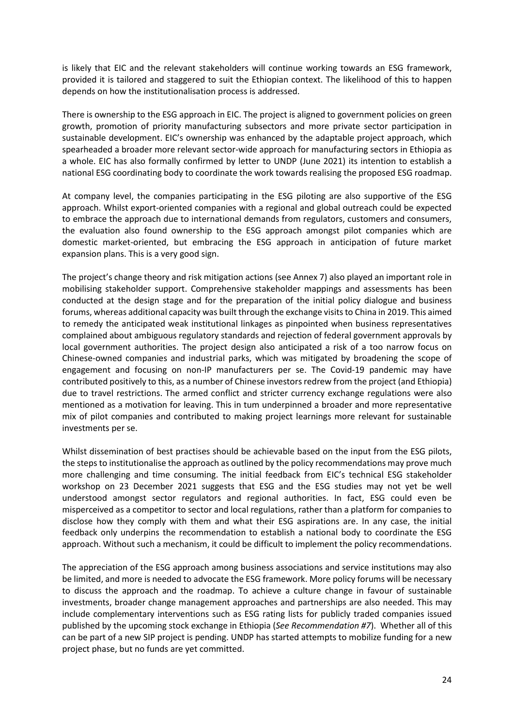is likely that EIC and the relevant stakeholders will continue working towards an ESG framework, provided it is tailored and staggered to suit the Ethiopian context. The likelihood of this to happen depends on how the institutionalisation process is addressed.

There is ownership to the ESG approach in EIC. The project is aligned to government policies on green growth, promotion of priority manufacturing subsectors and more private sector participation in sustainable development. EIC's ownership was enhanced by the adaptable project approach, which spearheaded a broader more relevant sector-wide approach for manufacturing sectors in Ethiopia as a whole. EIC has also formally confirmed by letter to UNDP (June 2021) its intention to establish a national ESG coordinating body to coordinate the work towards realising the proposed ESG roadmap.

At company level, the companies participating in the ESG piloting are also supportive of the ESG approach. Whilst export-oriented companies with a regional and global outreach could be expected to embrace the approach due to international demands from regulators, customers and consumers, the evaluation also found ownership to the ESG approach amongst pilot companies which are domestic market-oriented, but embracing the ESG approach in anticipation of future market expansion plans. This is a very good sign.

The project's change theory and risk mitigation actions (see Annex 7) also played an important role in mobilising stakeholder support. Comprehensive stakeholder mappings and assessments has been conducted at the design stage and for the preparation of the initial policy dialogue and business forums, whereas additional capacity was built through the exchange visits to China in 2019. This aimed to remedy the anticipated weak institutional linkages as pinpointed when business representatives complained about ambiguous regulatory standards and rejection of federal government approvals by local government authorities. The project design also anticipated a risk of a too narrow focus on Chinese-owned companies and industrial parks, which was mitigated by broadening the scope of engagement and focusing on non-IP manufacturers per se. The Covid-19 pandemic may have contributed positively to this, as a number of Chinese investors redrew from the project (and Ethiopia) due to travel restrictions. The armed conflict and stricter currency exchange regulations were also mentioned as a motivation for leaving. This in tum underpinned a broader and more representative mix of pilot companies and contributed to making project learnings more relevant for sustainable investments per se.

Whilst dissemination of best practises should be achievable based on the input from the ESG pilots, the steps to institutionalise the approach as outlined by the policy recommendations may prove much more challenging and time consuming. The initial feedback from EIC's technical ESG stakeholder workshop on 23 December 2021 suggests that ESG and the ESG studies may not yet be well understood amongst sector regulators and regional authorities. In fact, ESG could even be misperceived as a competitor to sector and local regulations, rather than a platform for companies to disclose how they comply with them and what their ESG aspirations are. In any case, the initial feedback only underpins the recommendation to establish a national body to coordinate the ESG approach. Without such a mechanism, it could be difficult to implement the policy recommendations.

The appreciation of the ESG approach among business associations and service institutions may also be limited, and more is needed to advocate the ESG framework. More policy forums will be necessary to discuss the approach and the roadmap. To achieve a culture change in favour of sustainable investments, broader change management approaches and partnerships are also needed. This may include complementary interventions such as ESG rating lists for publicly traded companies issued published by the upcoming stock exchange in Ethiopia (*See Recommendation #7*). Whether all of this can be part of a new SIP project is pending. UNDP has started attempts to mobilize funding for a new project phase, but no funds are yet committed.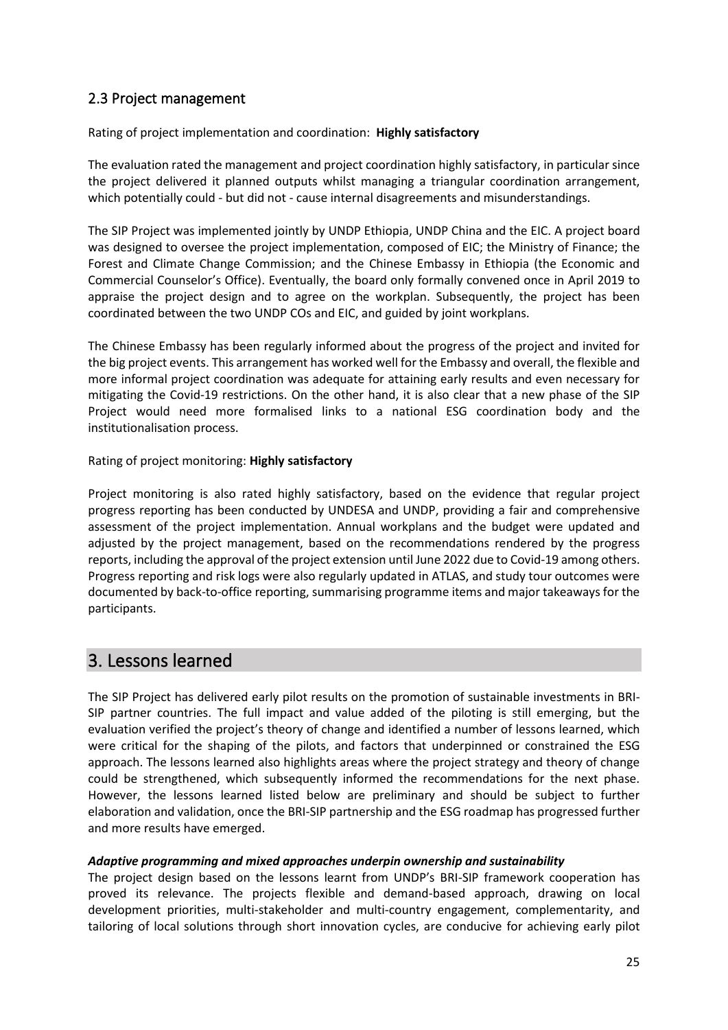## 2.3 Project management

Rating of project implementation and coordination: **Highly satisfactory**

The evaluation rated the management and project coordination highly satisfactory, in particular since the project delivered it planned outputs whilst managing a triangular coordination arrangement, which potentially could - but did not - cause internal disagreements and misunderstandings.

The SIP Project was implemented jointly by UNDP Ethiopia, UNDP China and the EIC. A project board was designed to oversee the project implementation, composed of EIC; the Ministry of Finance; the Forest and Climate Change Commission; and the Chinese Embassy in Ethiopia (the Economic and Commercial Counselor's Office). Eventually, the board only formally convened once in April 2019 to appraise the project design and to agree on the workplan. Subsequently, the project has been coordinated between the two UNDP COs and EIC, and guided by joint workplans.

The Chinese Embassy has been regularly informed about the progress of the project and invited for the big project events. This arrangement has worked well for the Embassy and overall, the flexible and more informal project coordination was adequate for attaining early results and even necessary for mitigating the Covid-19 restrictions. On the other hand, it is also clear that a new phase of the SIP Project would need more formalised links to a national ESG coordination body and the institutionalisation process.

Rating of project monitoring: **Highly satisfactory**

Project monitoring is also rated highly satisfactory, based on the evidence that regular project progress reporting has been conducted by UNDESA and UNDP, providing a fair and comprehensive assessment of the project implementation. Annual workplans and the budget were updated and adjusted by the project management, based on the recommendations rendered by the progress reports, including the approval of the project extension until June 2022 due to Covid-19 among others. Progress reporting and risk logs were also regularly updated in ATLAS, and study tour outcomes were documented by back-to-office reporting, summarising programme items and major takeaways for the participants.

# 3. Lessons learned

The SIP Project has delivered early pilot results on the promotion of sustainable investments in BRI-SIP partner countries. The full impact and value added of the piloting is still emerging, but the evaluation verified the project's theory of change and identified a number of lessons learned, which were critical for the shaping of the pilots, and factors that underpinned or constrained the ESG approach. The lessons learned also highlights areas where the project strategy and theory of change could be strengthened, which subsequently informed the recommendations for the next phase. However, the lessons learned listed below are preliminary and should be subject to further elaboration and validation, once the BRI-SIP partnership and the ESG roadmap has progressed further and more results have emerged.

***Adaptive programming and mixed approaches underpin ownership and sustainability***

The project design based on the lessons learnt from UNDP's BRI-SIP framework cooperation has proved its relevance. The projects flexible and demand-based approach, drawing on local development priorities, multi-stakeholder and multi-country engagement, complementarity, and tailoring of local solutions through short innovation cycles, are conducive for achieving early pilot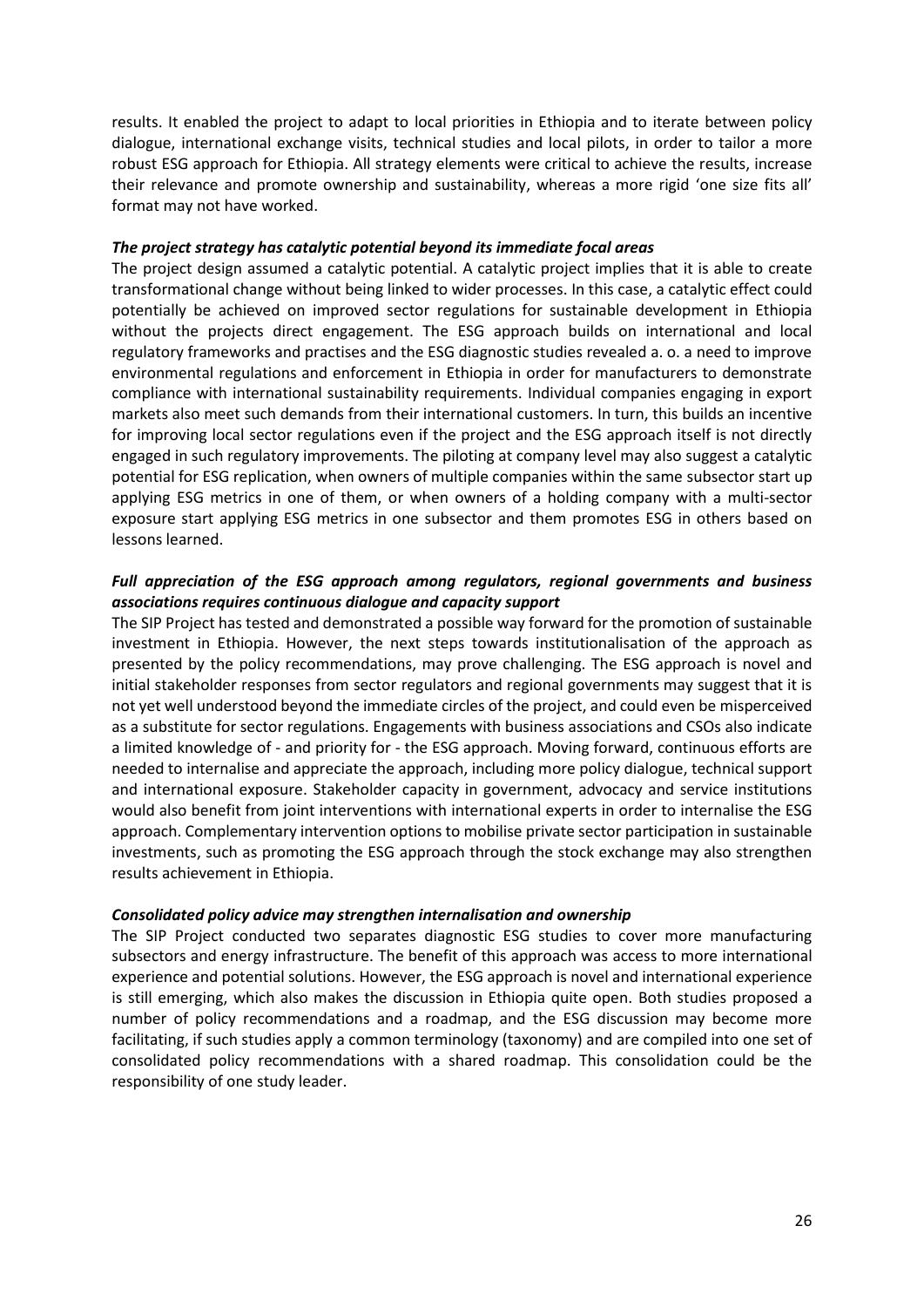results. It enabled the project to adapt to local priorities in Ethiopia and to iterate between policy dialogue, international exchange visits, technical studies and local pilots, in order to tailor a more robust ESG approach for Ethiopia. All strategy elements were critical to achieve the results, increase their relevance and promote ownership and sustainability, whereas a more rigid 'one size fits all' format may not have worked.

***The project strategy has catalytic potential beyond its immediate focal areas***

The project design assumed a catalytic potential. A catalytic project implies that it is able to create transformational change without being linked to wider processes. In this case, a catalytic effect could potentially be achieved on improved sector regulations for sustainable development in Ethiopia without the projects direct engagement. The ESG approach builds on international and local regulatory frameworks and practises and the ESG diagnostic studies revealed a. o. a need to improve environmental regulations and enforcement in Ethiopia in order for manufacturers to demonstrate compliance with international sustainability requirements. Individual companies engaging in export markets also meet such demands from their international customers. In turn, this builds an incentive for improving local sector regulations even if the project and the ESG approach itself is not directly engaged in such regulatory improvements. The piloting at company level may also suggest a catalytic potential for ESG replication, when owners of multiple companies within the same subsector start up applying ESG metrics in one of them, or when owners of a holding company with a multi-sector exposure start applying ESG metrics in one subsector and them promotes ESG in others based on lessons learned.

***Full appreciation of the ESG approach among regulators, regional governments and business associations requires continuous dialogue and capacity support***

The SIP Project has tested and demonstrated a possible way forward for the promotion of sustainable investment in Ethiopia. However, the next steps towards institutionalisation of the approach as presented by the policy recommendations, may prove challenging. The ESG approach is novel and initial stakeholder responses from sector regulators and regional governments may suggest that it is not yet well understood beyond the immediate circles of the project, and could even be misperceived as a substitute for sector regulations. Engagements with business associations and CSOs also indicate a limited knowledge of - and priority for - the ESG approach. Moving forward, continuous efforts are needed to internalise and appreciate the approach, including more policy dialogue, technical support and international exposure. Stakeholder capacity in government, advocacy and service institutions would also benefit from joint interventions with international experts in order to internalise the ESG approach. Complementary intervention options to mobilise private sector participation in sustainable investments, such as promoting the ESG approach through the stock exchange may also strengthen results achievement in Ethiopia.

***Consolidated policy advice may strengthen internalisation and ownership***

The SIP Project conducted two separates diagnostic ESG studies to cover more manufacturing subsectors and energy infrastructure. The benefit of this approach was access to more international experience and potential solutions. However, the ESG approach is novel and international experience is still emerging, which also makes the discussion in Ethiopia quite open. Both studies proposed a number of policy recommendations and a roadmap, and the ESG discussion may become more facilitating, if such studies apply a common terminology (taxonomy) and are compiled into one set of consolidated policy recommendations with a shared roadmap. This consolidation could be the responsibility of one study leader.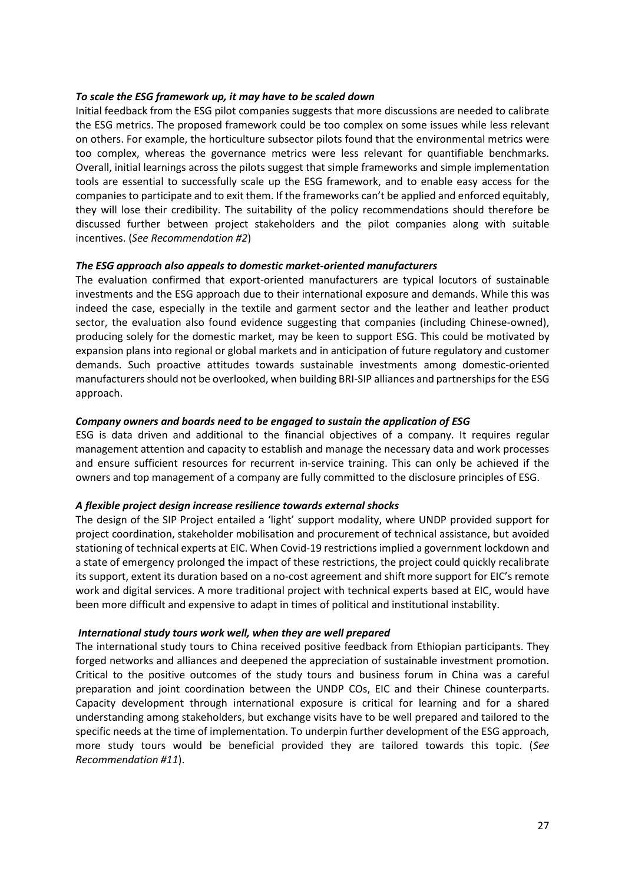***To scale the ESG framework up, it may have to be scaled down***

Initial feedback from the ESG pilot companies suggests that more discussions are needed to calibrate the ESG metrics. The proposed framework could be too complex on some issues while less relevant on others. For example, the horticulture subsector pilots found that the environmental metrics were too complex, whereas the governance metrics were less relevant for quantifiable benchmarks. Overall, initial learnings across the pilots suggest that simple frameworks and simple implementation tools are essential to successfully scale up the ESG framework, and to enable easy access for the companies to participate and to exit them. If the frameworks can't be applied and enforced equitably, they will lose their credibility. The suitability of the policy recommendations should therefore be discussed further between project stakeholders and the pilot companies along with suitable incentives. (*See Recommendation #2*)

***The ESG approach also appeals to domestic market-oriented manufacturers***

The evaluation confirmed that export-oriented manufacturers are typical locutors of sustainable investments and the ESG approach due to their international exposure and demands. While this was indeed the case, especially in the textile and garment sector and the leather and leather product sector, the evaluation also found evidence suggesting that companies (including Chinese-owned), producing solely for the domestic market, may be keen to support ESG. This could be motivated by expansion plans into regional or global markets and in anticipation of future regulatory and customer demands. Such proactive attitudes towards sustainable investments among domestic-oriented manufacturers should not be overlooked, when building BRI-SIP alliances and partnerships for the ESG approach.

***Company owners and boards need to be engaged to sustain the application of ESG***

ESG is data driven and additional to the financial objectives of a company. It requires regular management attention and capacity to establish and manage the necessary data and work processes and ensure sufficient resources for recurrent in-service training. This can only be achieved if the owners and top management of a company are fully committed to the disclosure principles of ESG.

***A flexible project design increase resilience towards external shocks***

The design of the SIP Project entailed a 'light' support modality, where UNDP provided support for project coordination, stakeholder mobilisation and procurement of technical assistance, but avoided stationing of technical experts at EIC. When Covid-19 restrictions implied a government lockdown and a state of emergency prolonged the impact of these restrictions, the project could quickly recalibrate its support, extent its duration based on a no-cost agreement and shift more support for EIC's remote work and digital services. A more traditional project with technical experts based at EIC, would have been more difficult and expensive to adapt in times of political and institutional instability.

***International study tours work well, when they are well prepared***

The international study tours to China received positive feedback from Ethiopian participants. They forged networks and alliances and deepened the appreciation of sustainable investment promotion. Critical to the positive outcomes of the study tours and business forum in China was a careful preparation and joint coordination between the UNDP COs, EIC and their Chinese counterparts. Capacity development through international exposure is critical for learning and for a shared understanding among stakeholders, but exchange visits have to be well prepared and tailored to the specific needs at the time of implementation. To underpin further development of the ESG approach, more study tours would be beneficial provided they are tailored towards this topic. (*See Recommendation #11*).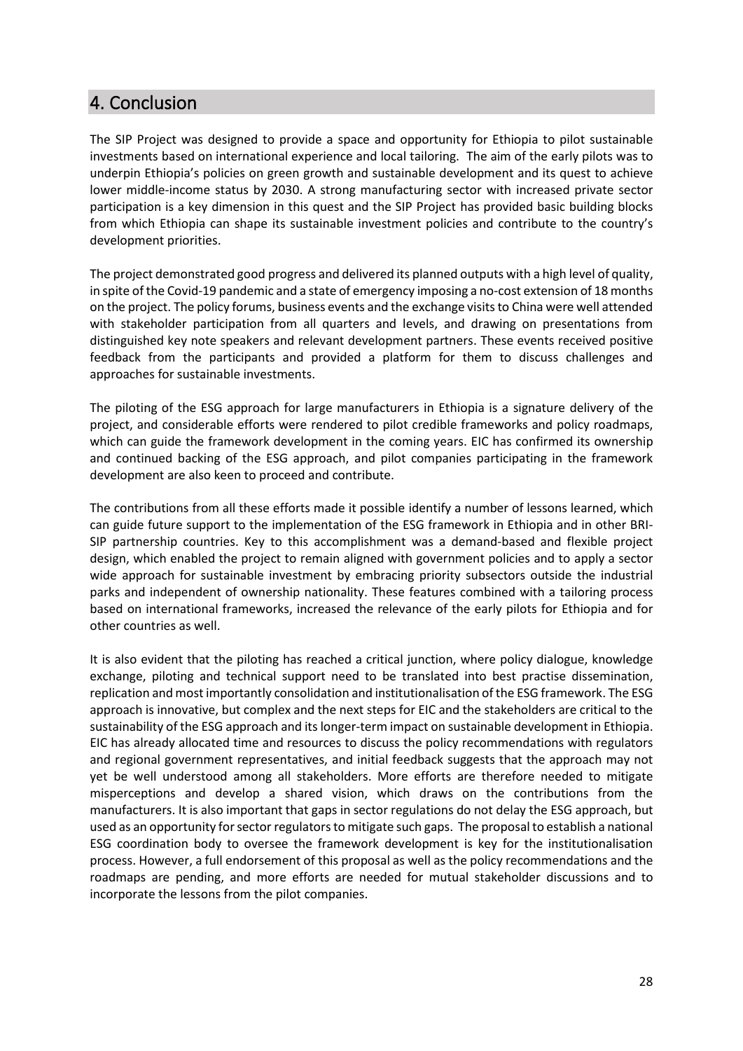## 4. Conclusion

The SIP Project was designed to provide a space and opportunity for Ethiopia to pilot sustainable investments based on international experience and local tailoring. The aim of the early pilots was to underpin Ethiopia's policies on green growth and sustainable development and its quest to achieve lower middle-income status by 2030. A strong manufacturing sector with increased private sector participation is a key dimension in this quest and the SIP Project has provided basic building blocks from which Ethiopia can shape its sustainable investment policies and contribute to the country's development priorities.

The project demonstrated good progress and delivered its planned outputs with a high level of quality, in spite of the Covid-19 pandemic and a state of emergency imposing a no-cost extension of 18 months on the project. The policy forums, business events and the exchange visits to China were well attended with stakeholder participation from all quarters and levels, and drawing on presentations from distinguished key note speakers and relevant development partners. These events received positive feedback from the participants and provided a platform for them to discuss challenges and approaches for sustainable investments.

The piloting of the ESG approach for large manufacturers in Ethiopia is a signature delivery of the project, and considerable efforts were rendered to pilot credible frameworks and policy roadmaps, which can guide the framework development in the coming years. EIC has confirmed its ownership and continued backing of the ESG approach, and pilot companies participating in the framework development are also keen to proceed and contribute.

The contributions from all these efforts made it possible identify a number of lessons learned, which can guide future support to the implementation of the ESG framework in Ethiopia and in other BRI-SIP partnership countries. Key to this accomplishment was a demand-based and flexible project design, which enabled the project to remain aligned with government policies and to apply a sector wide approach for sustainable investment by embracing priority subsectors outside the industrial parks and independent of ownership nationality. These features combined with a tailoring process based on international frameworks, increased the relevance of the early pilots for Ethiopia and for other countries as well.

It is also evident that the piloting has reached a critical junction, where policy dialogue, knowledge exchange, piloting and technical support need to be translated into best practise dissemination, replication and most importantly consolidation and institutionalisation of the ESG framework. The ESG approach is innovative, but complex and the next steps for EIC and the stakeholders are critical to the sustainability of the ESG approach and its longer-term impact on sustainable development in Ethiopia. EIC has already allocated time and resources to discuss the policy recommendations with regulators and regional government representatives, and initial feedback suggests that the approach may not yet be well understood among all stakeholders. More efforts are therefore needed to mitigate misperceptions and develop a shared vision, which draws on the contributions from the manufacturers. It is also important that gaps in sector regulations do not delay the ESG approach, but used as an opportunity for sector regulators to mitigate such gaps. The proposal to establish a national ESG coordination body to oversee the framework development is key for the institutionalisation process. However, a full endorsement of this proposal as well as the policy recommendations and the roadmaps are pending, and more efforts are needed for mutual stakeholder discussions and to incorporate the lessons from the pilot companies.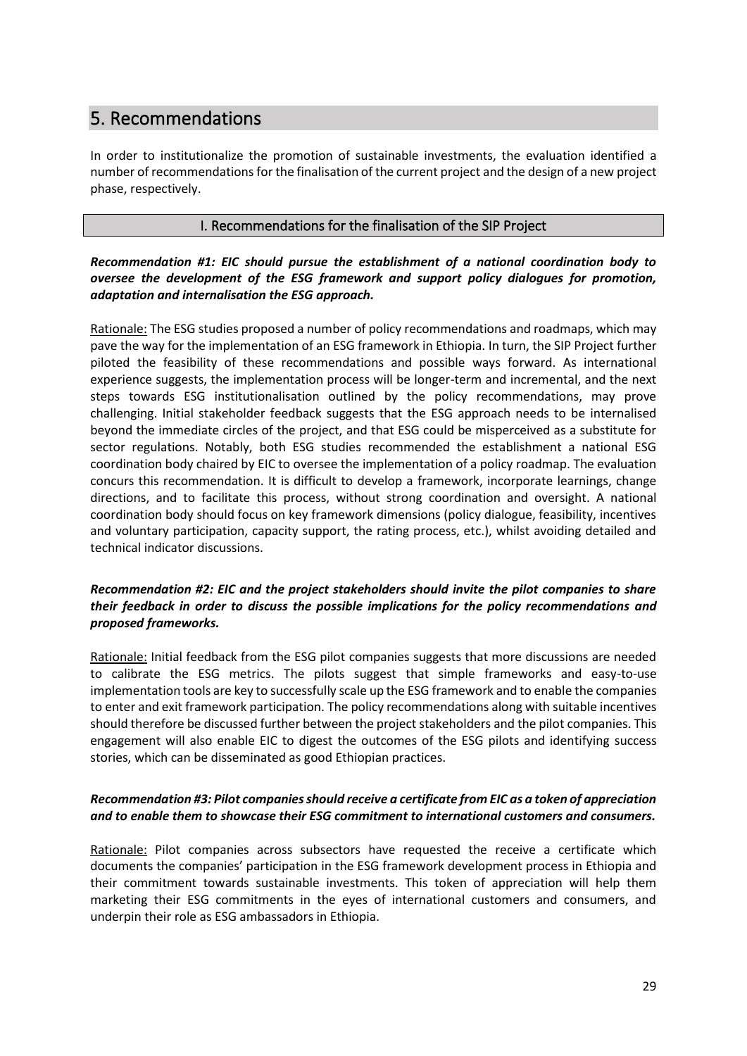## 5. Recommendations

In order to institutionalize the promotion of sustainable investments, the evaluation identified a number of recommendations for the finalisation of the current project and the design of a new project phase, respectively.

### I. Recommendations for the finalisation of the SIP Project

***Recommendation #1: EIC should pursue the establishment of a national coordination body to oversee the development of the ESG framework and support policy dialogues for promotion, adaptation and internalisation the ESG approach.***

Rationale: The ESG studies proposed a number of policy recommendations and roadmaps, which may pave the way for the implementation of an ESG framework in Ethiopia. In turn, the SIP Project further piloted the feasibility of these recommendations and possible ways forward. As international experience suggests, the implementation process will be longer-term and incremental, and the next steps towards ESG institutionalisation outlined by the policy recommendations, may prove challenging. Initial stakeholder feedback suggests that the ESG approach needs to be internalised beyond the immediate circles of the project, and that ESG could be misperceived as a substitute for sector regulations. Notably, both ESG studies recommended the establishment a national ESG coordination body chaired by EIC to oversee the implementation of a policy roadmap. The evaluation concurs this recommendation. It is difficult to develop a framework, incorporate learnings, change directions, and to facilitate this process, without strong coordination and oversight. A national coordination body should focus on key framework dimensions (policy dialogue, feasibility, incentives and voluntary participation, capacity support, the rating process, etc.), whilst avoiding detailed and technical indicator discussions.

***Recommendation #2: EIC and the project stakeholders should invite the pilot companies to share their feedback in order to discuss the possible implications for the policy recommendations and proposed frameworks.***

Rationale: Initial feedback from the ESG pilot companies suggests that more discussions are needed to calibrate the ESG metrics. The pilots suggest that simple frameworks and easy-to-use implementation tools are key to successfully scale up the ESG framework and to enable the companies to enter and exit framework participation. The policy recommendations along with suitable incentives should therefore be discussed further between the project stakeholders and the pilot companies. This engagement will also enable EIC to digest the outcomes of the ESG pilots and identifying success stories, which can be disseminated as good Ethiopian practices.

***Recommendation #3: Pilot companies should receive a certificate from EIC as a token of appreciation and to enable them to showcase their ESG commitment to international customers and consumers.***

Rationale: Pilot companies across subsectors have requested the receive a certificate which documents the companies' participation in the ESG framework development process in Ethiopia and their commitment towards sustainable investments. This token of appreciation will help them marketing their ESG commitments in the eyes of international customers and consumers, and underpin their role as ESG ambassadors in Ethiopia.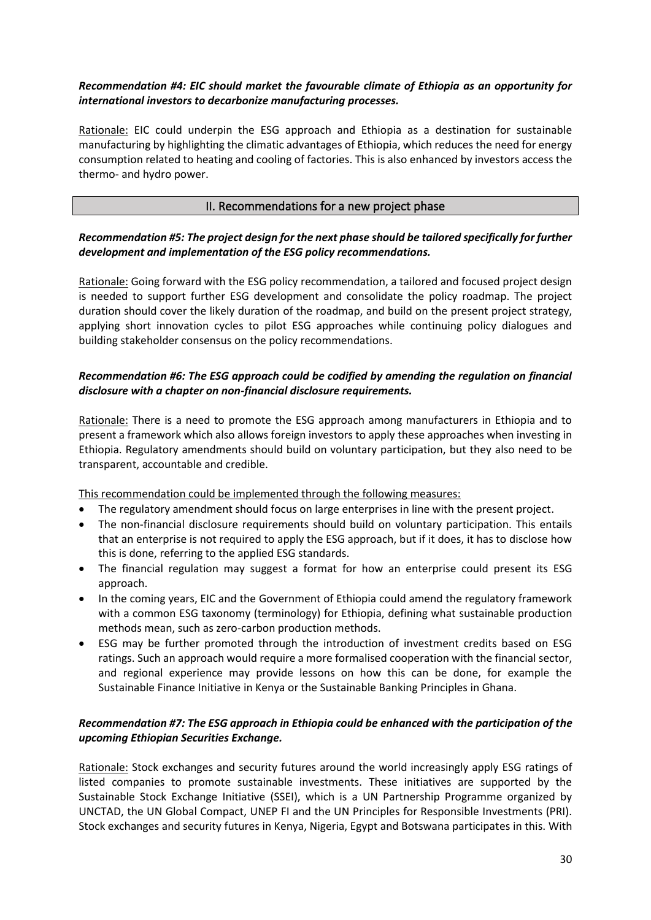***Recommendation #4: EIC should market the favourable climate of Ethiopia as an opportunity for international investors to decarbonize manufacturing processes.***

Rationale: EIC could underpin the ESG approach and Ethiopia as a destination for sustainable manufacturing by highlighting the climatic advantages of Ethiopia, which reduces the need for energy consumption related to heating and cooling of factories. This is also enhanced by investors access the thermo- and hydro power.

## II. Recommendations for a new project phase

***Recommendation #5: The project design for the next phase should be tailored specifically for further development and implementation of the ESG policy recommendations.***

Rationale: Going forward with the ESG policy recommendation, a tailored and focused project design is needed to support further ESG development and consolidate the policy roadmap. The project duration should cover the likely duration of the roadmap, and build on the present project strategy, applying short innovation cycles to pilot ESG approaches while continuing policy dialogues and building stakeholder consensus on the policy recommendations.

***Recommendation #6: The ESG approach could be codified by amending the regulation on financial disclosure with a chapter on non-financial disclosure requirements.***

Rationale: There is a need to promote the ESG approach among manufacturers in Ethiopia and to present a framework which also allows foreign investors to apply these approaches when investing in Ethiopia. Regulatory amendments should build on voluntary participation, but they also need to be transparent, accountable and credible.

This recommendation could be implemented through the following measures:

- The regulatory amendment should focus on large enterprises in line with the present project.
- The non-financial disclosure requirements should build on voluntary participation. This entails that an enterprise is not required to apply the ESG approach, but if it does, it has to disclose how this is done, referring to the applied ESG standards.
- The financial regulation may suggest a format for how an enterprise could present its ESG approach.
- In the coming years, EIC and the Government of Ethiopia could amend the regulatory framework with a common ESG taxonomy (terminology) for Ethiopia, defining what sustainable production methods mean, such as zero-carbon production methods.
- ESG may be further promoted through the introduction of investment credits based on ESG ratings. Such an approach would require a more formalised cooperation with the financial sector, and regional experience may provide lessons on how this can be done, for example the Sustainable Finance Initiative in Kenya or the Sustainable Banking Principles in Ghana.

***Recommendation #7: The ESG approach in Ethiopia could be enhanced with the participation of the upcoming Ethiopian Securities Exchange.***

Rationale: Stock exchanges and security futures around the world increasingly apply ESG ratings of listed companies to promote sustainable investments. These initiatives are supported by the Sustainable Stock Exchange Initiative (SSEI), which is a UN Partnership Programme organized by UNCTAD, the UN Global Compact, UNEP FI and the UN Principles for Responsible Investments (PRI). Stock exchanges and security futures in Kenya, Nigeria, Egypt and Botswana participates in this. With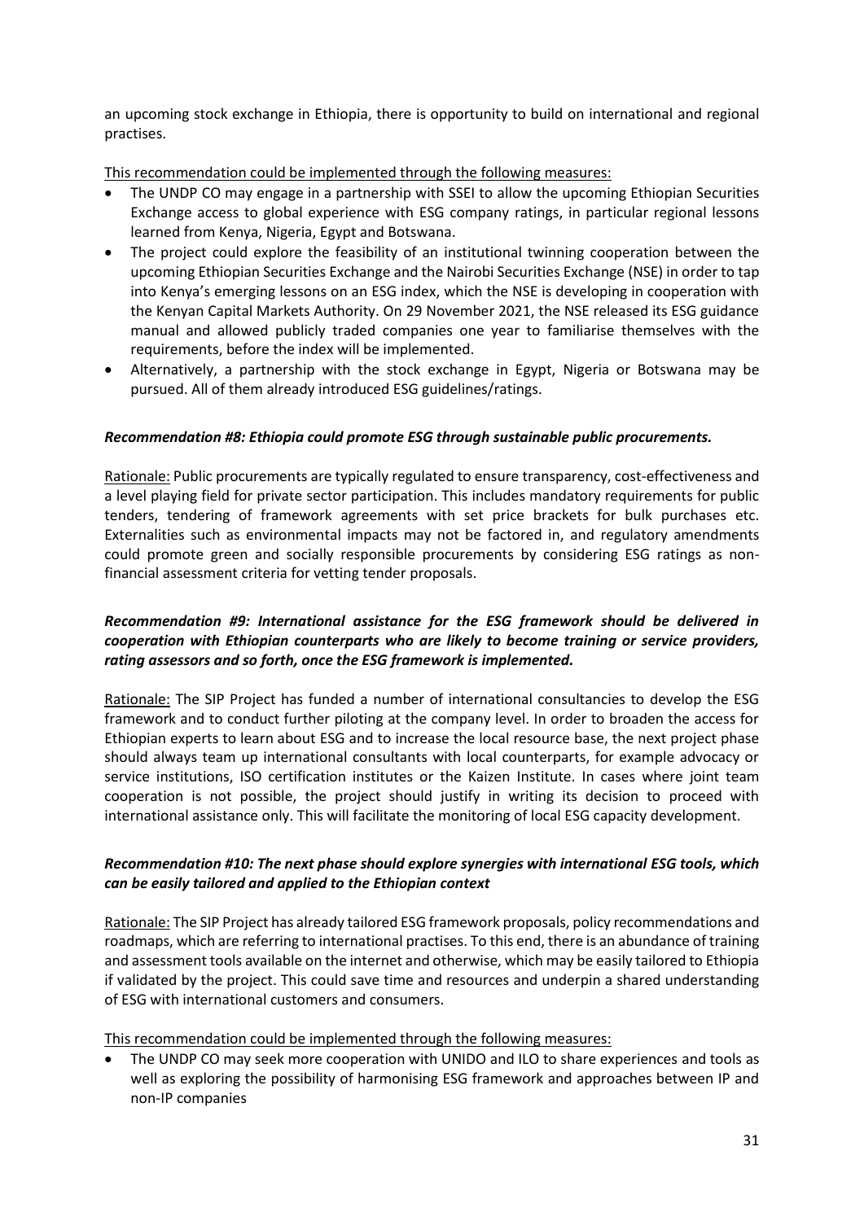an upcoming stock exchange in Ethiopia, there is opportunity to build on international and regional practises.

<u>This recommendation could be implemented through the following measures:</u>

- The UNDP CO may engage in a partnership with SSEI to allow the upcoming Ethiopian Securities Exchange access to global experience with ESG company ratings, in particular regional lessons learned from Kenya, Nigeria, Egypt and Botswana.
- The project could explore the feasibility of an institutional twinning cooperation between the upcoming Ethiopian Securities Exchange and the Nairobi Securities Exchange (NSE) in order to tap into Kenya's emerging lessons on an ESG index, which the NSE is developing in cooperation with the Kenyan Capital Markets Authority. On 29 November 2021, the NSE released its ESG guidance manual and allowed publicly traded companies one year to familiarise themselves with the requirements, before the index will be implemented.
- Alternatively, a partnership with the stock exchange in Egypt, Nigeria or Botswana may be pursued. All of them already introduced ESG guidelines/ratings.

***Recommendation #8: Ethiopia could promote ESG through sustainable public procurements.***

<u>Rationale:</u> Public procurements are typically regulated to ensure transparency, cost-effectiveness and a level playing field for private sector participation. This includes mandatory requirements for public tenders, tendering of framework agreements with set price brackets for bulk purchases etc. Externalities such as environmental impacts may not be factored in, and regulatory amendments could promote green and socially responsible procurements by considering ESG ratings as non-financial assessment criteria for vetting tender proposals.

***Recommendation #9: International assistance for the ESG framework should be delivered in cooperation with Ethiopian counterparts who are likely to become training or service providers, rating assessors and so forth, once the ESG framework is implemented.***

<u>Rationale:</u> The SIP Project has funded a number of international consultancies to develop the ESG framework and to conduct further piloting at the company level. In order to broaden the access for Ethiopian experts to learn about ESG and to increase the local resource base, the next project phase should always team up international consultants with local counterparts, for example advocacy or service institutions, ISO certification institutes or the Kaizen Institute. In cases where joint team cooperation is not possible, the project should justify in writing its decision to proceed with international assistance only. This will facilitate the monitoring of local ESG capacity development.

***Recommendation #10: The next phase should explore synergies with international ESG tools, which can be easily tailored and applied to the Ethiopian context***

<u>Rationale:</u> The SIP Project has already tailored ESG framework proposals, policy recommendations and roadmaps, which are referring to international practises. To this end, there is an abundance of training and assessment tools available on the internet and otherwise, which may be easily tailored to Ethiopia if validated by the project. This could save time and resources and underpin a shared understanding of ESG with international customers and consumers.

<u>This recommendation could be implemented through the following measures:</u>

- The UNDP CO may seek more cooperation with UNIDO and ILO to share experiences and tools as well as exploring the possibility of harmonising ESG framework and approaches between IP and non-IP companies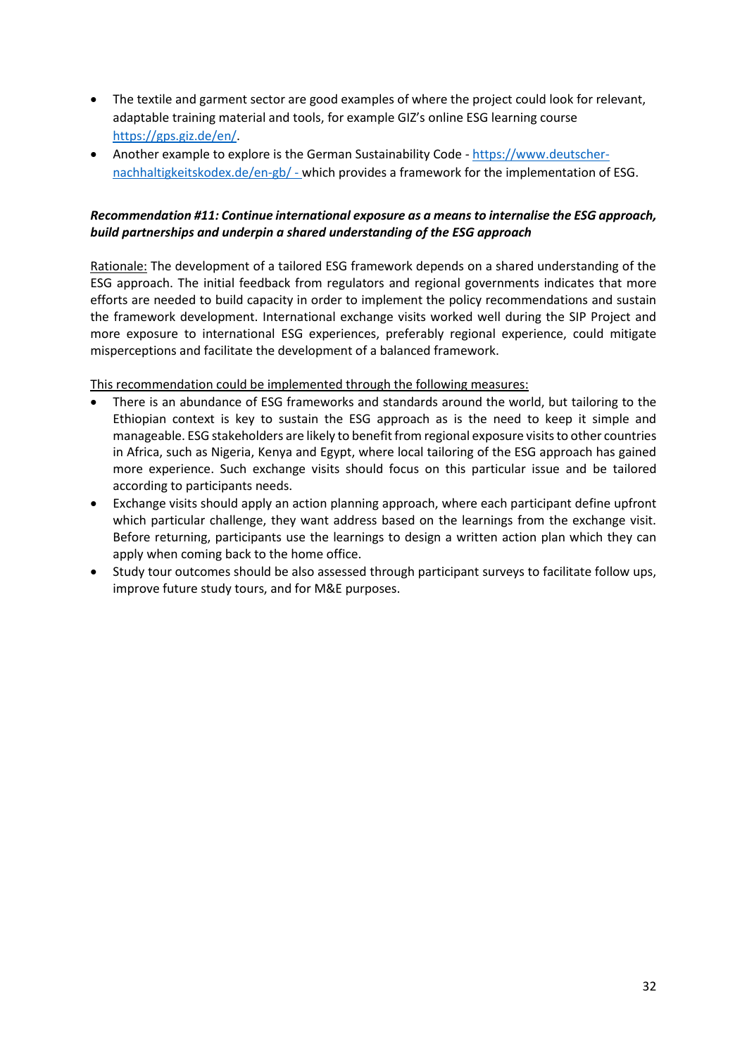- The textile and garment sector are good examples of where the project could look for relevant, adaptable training material and tools, for example GIZ's online ESG learning course https://gps.giz.de/en/.
- Another example to explore is the German Sustainability Code - https://www.deutscher-nachhaltigkeitskodex.de/en-gb/ - which provides a framework for the implementation of ESG.

***Recommendation #11: Continue international exposure as a means to internalise the ESG approach, build partnerships and underpin a shared understanding of the ESG approach***

Rationale: The development of a tailored ESG framework depends on a shared understanding of the ESG approach. The initial feedback from regulators and regional governments indicates that more efforts are needed to build capacity in order to implement the policy recommendations and sustain the framework development. International exchange visits worked well during the SIP Project and more exposure to international ESG experiences, preferably regional experience, could mitigate misperceptions and facilitate the development of a balanced framework.

This recommendation could be implemented through the following measures:

- There is an abundance of ESG frameworks and standards around the world, but tailoring to the Ethiopian context is key to sustain the ESG approach as is the need to keep it simple and manageable. ESG stakeholders are likely to benefit from regional exposure visits to other countries in Africa, such as Nigeria, Kenya and Egypt, where local tailoring of the ESG approach has gained more experience. Such exchange visits should focus on this particular issue and be tailored according to participants needs.
- Exchange visits should apply an action planning approach, where each participant define upfront which particular challenge, they want address based on the learnings from the exchange visit. Before returning, participants use the learnings to design a written action plan which they can apply when coming back to the home office.
- Study tour outcomes should be also assessed through participant surveys to facilitate follow ups, improve future study tours, and for M&E purposes.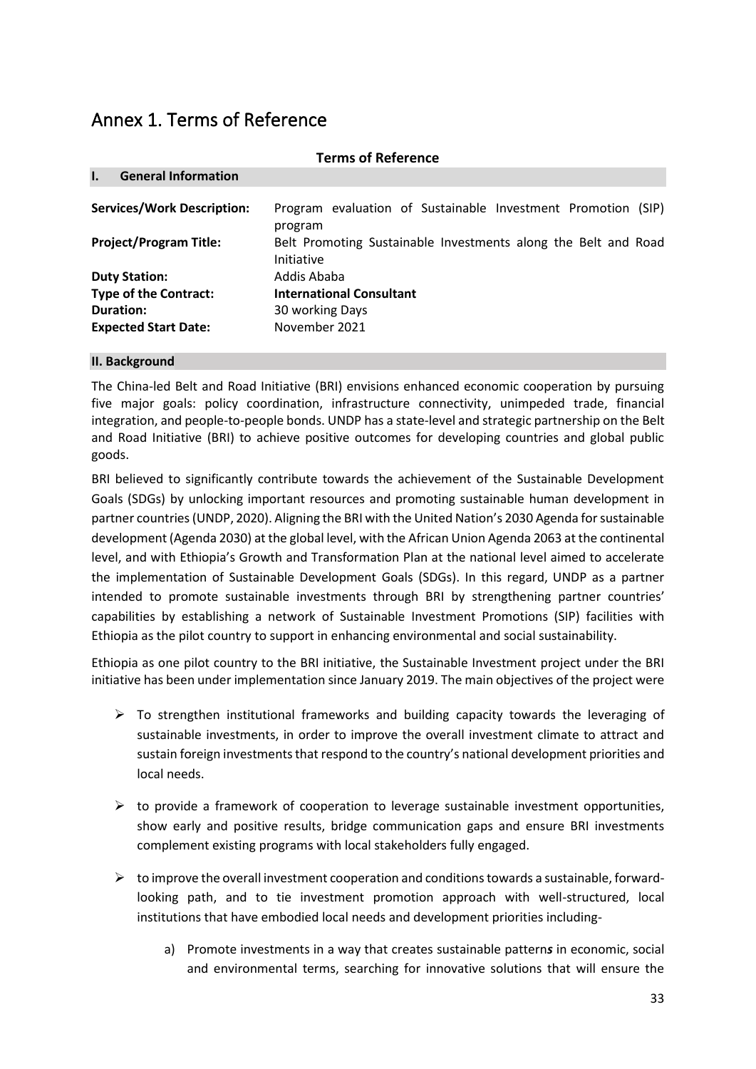# Annex 1. Terms of Reference

**Terms of Reference**

## I. General Information

| | |
|---|---|
| **Services/Work Description:** | Program evaluation of Sustainable Investment Promotion (SIP) program |
| **Project/Program Title:** | Belt Promoting Sustainable Investments along the Belt and Road Initiative |
| **Duty Station:** | Addis Ababa |
| **Type of the Contract:** | **International Consultant** |
| **Duration:** | 30 working Days |
| **Expected Start Date:** | November 2021 |

## II. Background

The China-led Belt and Road Initiative (BRI) envisions enhanced economic cooperation by pursuing five major goals: policy coordination, infrastructure connectivity, unimpeded trade, financial integration, and people-to-people bonds. UNDP has a state-level and strategic partnership on the Belt and Road Initiative (BRI) to achieve positive outcomes for developing countries and global public goods.

BRI believed to significantly contribute towards the achievement of the Sustainable Development Goals (SDGs) by unlocking important resources and promoting sustainable human development in partner countries (UNDP, 2020). Aligning the BRI with the United Nation's 2030 Agenda for sustainable development (Agenda 2030) at the global level, with the African Union Agenda 2063 at the continental level, and with Ethiopia's Growth and Transformation Plan at the national level aimed to accelerate the implementation of Sustainable Development Goals (SDGs). In this regard, UNDP as a partner intended to promote sustainable investments through BRI by strengthening partner countries' capabilities by establishing a network of Sustainable Investment Promotions (SIP) facilities with Ethiopia as the pilot country to support in enhancing environmental and social sustainability.

Ethiopia as one pilot country to the BRI initiative, the Sustainable Investment project under the BRI initiative has been under implementation since January 2019. The main objectives of the project were

- To strengthen institutional frameworks and building capacity towards the leveraging of sustainable investments, in order to improve the overall investment climate to attract and sustain foreign investments that respond to the country's national development priorities and local needs.
- to provide a framework of cooperation to leverage sustainable investment opportunities, show early and positive results, bridge communication gaps and ensure BRI investments complement existing programs with local stakeholders fully engaged.
- to improve the overall investment cooperation and conditions towards a sustainable, forward-looking path, and to tie investment promotion approach with well-structured, local institutions that have embodied local needs and development priorities including-
    a) Promote investments in a way that creates sustainable pattern***s*** in economic, social and environmental terms, searching for innovative solutions that will ensure the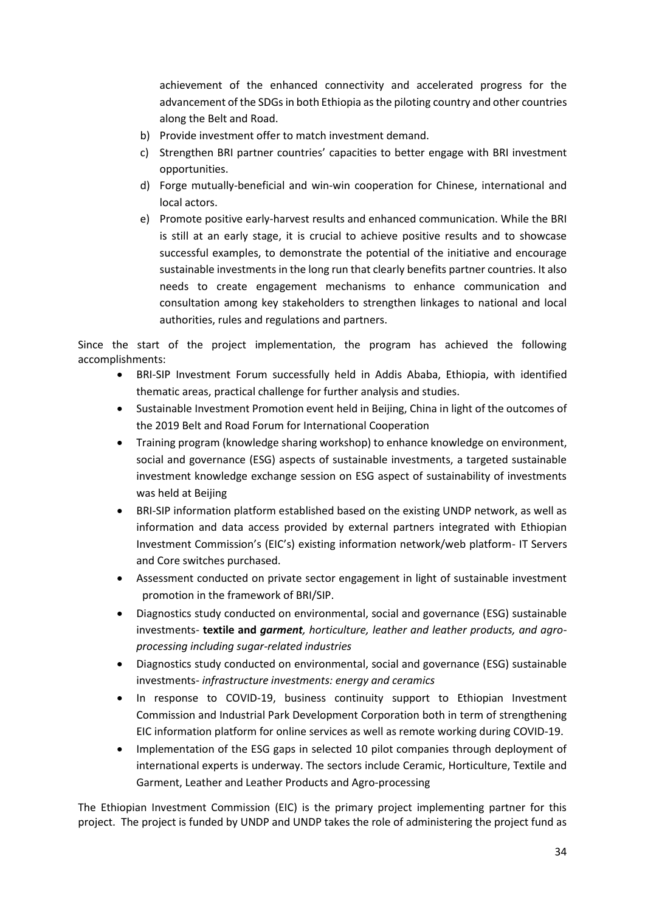achievement of the enhanced connectivity and accelerated progress for the advancement of the SDGs in both Ethiopia as the piloting country and other countries along the Belt and Road.

b) Provide investment offer to match investment demand.
c) Strengthen BRI partner countries' capacities to better engage with BRI investment opportunities.
d) Forge mutually-beneficial and win-win cooperation for Chinese, international and local actors.
e) Promote positive early-harvest results and enhanced communication. While the BRI is still at an early stage, it is crucial to achieve positive results and to showcase successful examples, to demonstrate the potential of the initiative and encourage sustainable investments in the long run that clearly benefits partner countries. It also needs to create engagement mechanisms to enhance communication and consultation among key stakeholders to strengthen linkages to national and local authorities, rules and regulations and partners.

Since the start of the project implementation, the program has achieved the following accomplishments:

- BRI-SIP Investment Forum successfully held in Addis Ababa, Ethiopia, with identified thematic areas, practical challenge for further analysis and studies.
- Sustainable Investment Promotion event held in Beijing, China in light of the outcomes of the 2019 Belt and Road Forum for International Cooperation
- Training program (knowledge sharing workshop) to enhance knowledge on environment, social and governance (ESG) aspects of sustainable investments, a targeted sustainable investment knowledge exchange session on ESG aspect of sustainability of investments was held at Beijing
- BRI-SIP information platform established based on the existing UNDP network, as well as information and data access provided by external partners integrated with Ethiopian Investment Commission's (EIC's) existing information network/web platform- IT Servers and Core switches purchased.
- Assessment conducted on private sector engagement in light of sustainable investment promotion in the framework of BRI/SIP.
- Diagnostics study conducted on environmental, social and governance (ESG) sustainable investments- **textile and *garment***, *horticulture, leather and leather products, and agro-processing including sugar-related industries*
- Diagnostics study conducted on environmental, social and governance (ESG) sustainable investments- *infrastructure investments: energy and ceramics*
- In response to COVID-19, business continuity support to Ethiopian Investment Commission and Industrial Park Development Corporation both in term of strengthening EIC information platform for online services as well as remote working during COVID-19.
- Implementation of the ESG gaps in selected 10 pilot companies through deployment of international experts is underway. The sectors include Ceramic, Horticulture, Textile and Garment, Leather and Leather Products and Agro-processing

The Ethiopian Investment Commission (EIC) is the primary project implementing partner for this project. The project is funded by UNDP and UNDP takes the role of administering the project fund as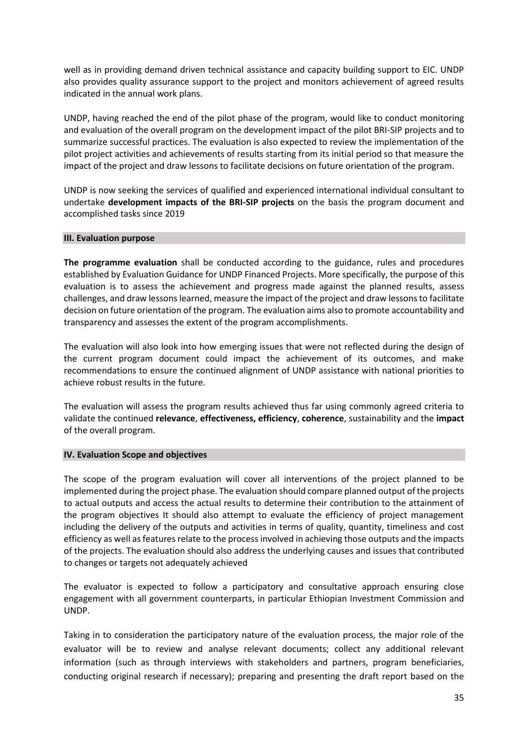well as in providing demand driven technical assistance and capacity building support to EIC. UNDP also provides quality assurance support to the project and monitors achievement of agreed results indicated in the annual work plans.

UNDP, having reached the end of the pilot phase of the program, would like to conduct monitoring and evaluation of the overall program on the development impact of the pilot BRI-SIP projects and to summarize successful practices. The evaluation is also expected to review the implementation of the pilot project activities and achievements of results starting from its initial period so that measure the impact of the project and draw lessons to facilitate decisions on future orientation of the program.

UNDP is now seeking the services of qualified and experienced international individual consultant to undertake **development impacts of the BRI-SIP projects** on the basis the program document and accomplished tasks since 2019

## III. Evaluation purpose

**The programme evaluation** shall be conducted according to the guidance, rules and procedures established by Evaluation Guidance for UNDP Financed Projects. More specifically, the purpose of this evaluation is to assess the achievement and progress made against the planned results, assess challenges, and draw lessons learned, measure the impact of the project and draw lessons to facilitate decision on future orientation of the program. The evaluation aims also to promote accountability and transparency and assesses the extent of the program accomplishments.

The evaluation will also look into how emerging issues that were not reflected during the design of the current program document could impact the achievement of its outcomes, and make recommendations to ensure the continued alignment of UNDP assistance with national priorities to achieve robust results in the future.

The evaluation will assess the program results achieved thus far using commonly agreed criteria to validate the continued **relevance**, **effectiveness, efficiency**, **coherence**, sustainability and the **impact** of the overall program.

## IV. Evaluation Scope and objectives

The scope of the program evaluation will cover all interventions of the project planned to be implemented during the project phase. The evaluation should compare planned output of the projects to actual outputs and access the actual results to determine their contribution to the attainment of the program objectives It should also attempt to evaluate the efficiency of project management including the delivery of the outputs and activities in terms of quality, quantity, timeliness and cost efficiency as well as features relate to the process involved in achieving those outputs and the impacts of the projects. The evaluation should also address the underlying causes and issues that contributed to changes or targets not adequately achieved

The evaluator is expected to follow a participatory and consultative approach ensuring close engagement with all government counterparts, in particular Ethiopian Investment Commission and UNDP.

Taking in to consideration the participatory nature of the evaluation process, the major role of the evaluator will be to review and analyse relevant documents; collect any additional relevant information (such as through interviews with stakeholders and partners, program beneficiaries, conducting original research if necessary); preparing and presenting the draft report based on the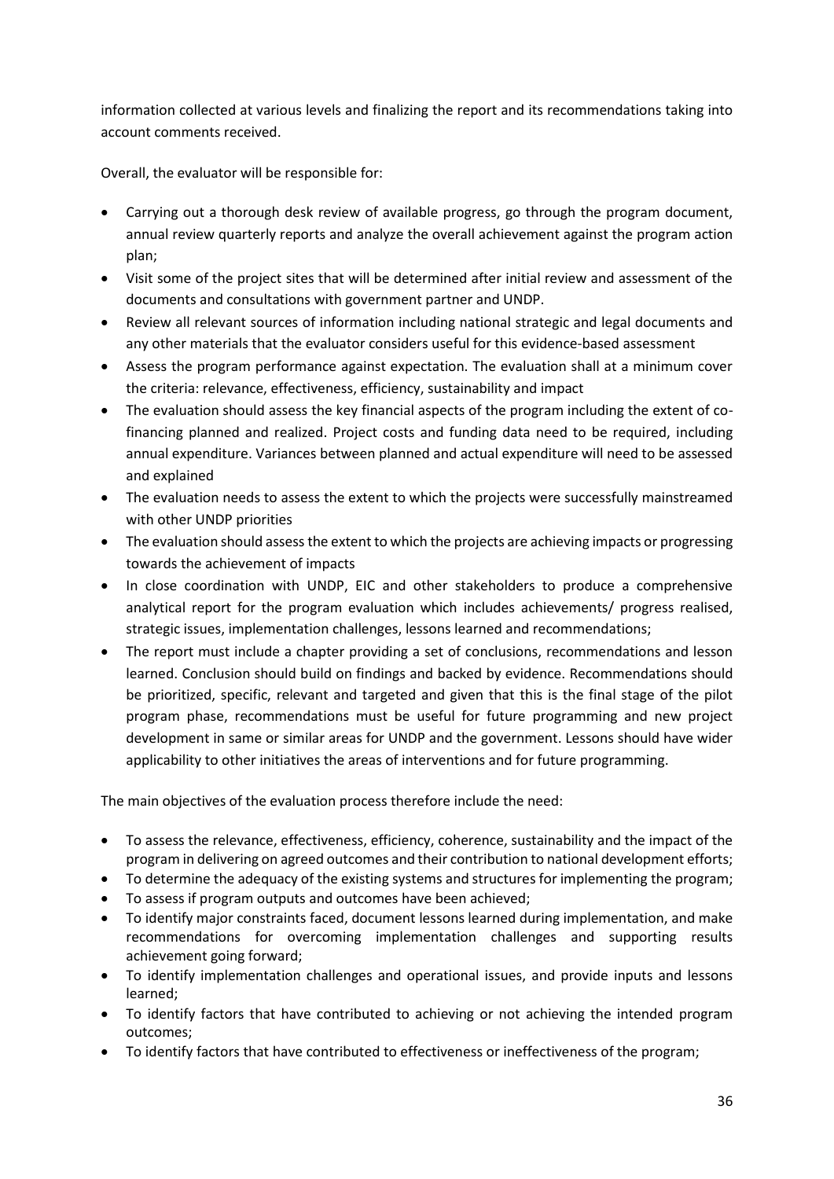information collected at various levels and finalizing the report and its recommendations taking into account comments received.

Overall, the evaluator will be responsible for:

- Carrying out a thorough desk review of available progress, go through the program document, annual review quarterly reports and analyze the overall achievement against the program action plan;
- Visit some of the project sites that will be determined after initial review and assessment of the documents and consultations with government partner and UNDP.
- Review all relevant sources of information including national strategic and legal documents and any other materials that the evaluator considers useful for this evidence-based assessment
- Assess the program performance against expectation. The evaluation shall at a minimum cover the criteria: relevance, effectiveness, efficiency, sustainability and impact
- The evaluation should assess the key financial aspects of the program including the extent of co-financing planned and realized. Project costs and funding data need to be required, including annual expenditure. Variances between planned and actual expenditure will need to be assessed and explained
- The evaluation needs to assess the extent to which the projects were successfully mainstreamed with other UNDP priorities
- The evaluation should assess the extent to which the projects are achieving impacts or progressing towards the achievement of impacts
- In close coordination with UNDP, EIC and other stakeholders to produce a comprehensive analytical report for the program evaluation which includes achievements/ progress realised, strategic issues, implementation challenges, lessons learned and recommendations;
- The report must include a chapter providing a set of conclusions, recommendations and lesson learned. Conclusion should build on findings and backed by evidence. Recommendations should be prioritized, specific, relevant and targeted and given that this is the final stage of the pilot program phase, recommendations must be useful for future programming and new project development in same or similar areas for UNDP and the government. Lessons should have wider applicability to other initiatives the areas of interventions and for future programming.

The main objectives of the evaluation process therefore include the need:

- To assess the relevance, effectiveness, efficiency, coherence, sustainability and the impact of the program in delivering on agreed outcomes and their contribution to national development efforts;
- To determine the adequacy of the existing systems and structures for implementing the program;
- To assess if program outputs and outcomes have been achieved;
- To identify major constraints faced, document lessons learned during implementation, and make recommendations for overcoming implementation challenges and supporting results achievement going forward;
- To identify implementation challenges and operational issues, and provide inputs and lessons learned;
- To identify factors that have contributed to achieving or not achieving the intended program outcomes;
- To identify factors that have contributed to effectiveness or ineffectiveness of the program;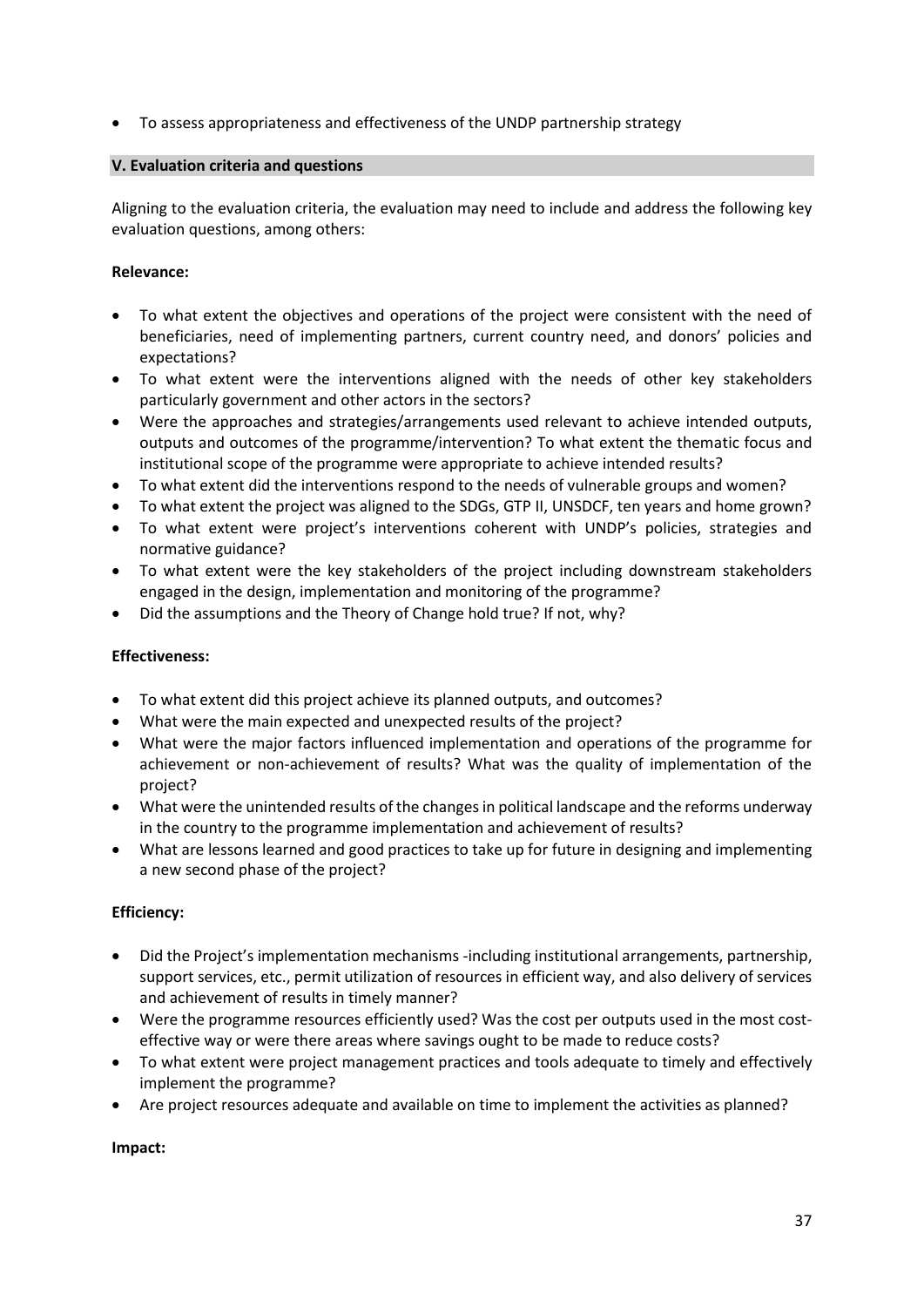- To assess appropriateness and effectiveness of the UNDP partnership strategy

## V. Evaluation criteria and questions

Aligning to the evaluation criteria, the evaluation may need to include and address the following key evaluation questions, among others:

**Relevance:**

- To what extent the objectives and operations of the project were consistent with the need of beneficiaries, need of implementing partners, current country need, and donors' policies and expectations?
- To what extent were the interventions aligned with the needs of other key stakeholders particularly government and other actors in the sectors?
- Were the approaches and strategies/arrangements used relevant to achieve intended outputs, outputs and outcomes of the programme/intervention? To what extent the thematic focus and institutional scope of the programme were appropriate to achieve intended results?
- To what extent did the interventions respond to the needs of vulnerable groups and women?
- To what extent the project was aligned to the SDGs, GTP II, UNSDCF, ten years and home grown?
- To what extent were project's interventions coherent with UNDP's policies, strategies and normative guidance?
- To what extent were the key stakeholders of the project including downstream stakeholders engaged in the design, implementation and monitoring of the programme?
- Did the assumptions and the Theory of Change hold true? If not, why?

**Effectiveness:**

- To what extent did this project achieve its planned outputs, and outcomes?
- What were the main expected and unexpected results of the project?
- What were the major factors influenced implementation and operations of the programme for achievement or non-achievement of results? What was the quality of implementation of the project?
- What were the unintended results of the changes in political landscape and the reforms underway in the country to the programme implementation and achievement of results?
- What are lessons learned and good practices to take up for future in designing and implementing a new second phase of the project?

**Efficiency:**

- Did the Project's implementation mechanisms -including institutional arrangements, partnership, support services, etc., permit utilization of resources in efficient way, and also delivery of services and achievement of results in timely manner?
- Were the programme resources efficiently used? Was the cost per outputs used in the most cost-effective way or were there areas where savings ought to be made to reduce costs?
- To what extent were project management practices and tools adequate to timely and effectively implement the programme?
- Are project resources adequate and available on time to implement the activities as planned?

**Impact:**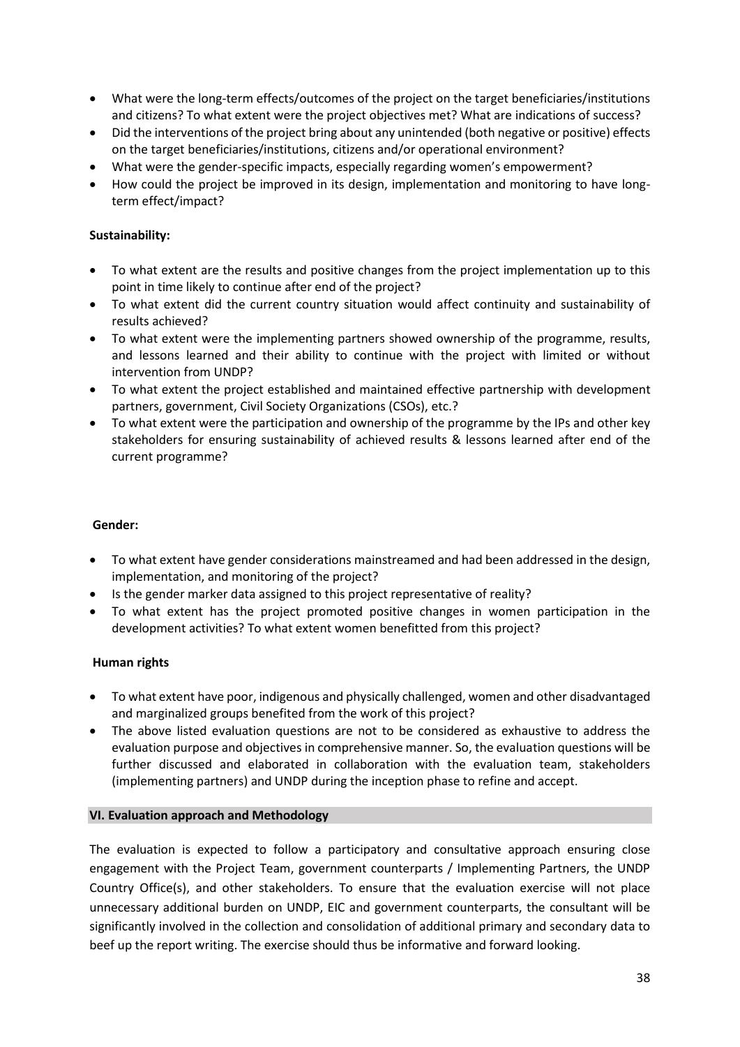- What were the long-term effects/outcomes of the project on the target beneficiaries/institutions and citizens? To what extent were the project objectives met? What are indications of success?
- Did the interventions of the project bring about any unintended (both negative or positive) effects on the target beneficiaries/institutions, citizens and/or operational environment?
- What were the gender-specific impacts, especially regarding women's empowerment?
- How could the project be improved in its design, implementation and monitoring to have long-term effect/impact?

**Sustainability:**

- To what extent are the results and positive changes from the project implementation up to this point in time likely to continue after end of the project?
- To what extent did the current country situation would affect continuity and sustainability of results achieved?
- To what extent were the implementing partners showed ownership of the programme, results, and lessons learned and their ability to continue with the project with limited or without intervention from UNDP?
- To what extent the project established and maintained effective partnership with development partners, government, Civil Society Organizations (CSOs), etc.?
- To what extent were the participation and ownership of the programme by the IPs and other key stakeholders for ensuring sustainability of achieved results & lessons learned after end of the current programme?

**Gender:**

- To what extent have gender considerations mainstreamed and had been addressed in the design, implementation, and monitoring of the project?
- Is the gender marker data assigned to this project representative of reality?
- To what extent has the project promoted positive changes in women participation in the development activities? To what extent women benefitted from this project?

**Human rights**

- To what extent have poor, indigenous and physically challenged, women and other disadvantaged and marginalized groups benefited from the work of this project?
- The above listed evaluation questions are not to be considered as exhaustive to address the evaluation purpose and objectives in comprehensive manner. So, the evaluation questions will be further discussed and elaborated in collaboration with the evaluation team, stakeholders (implementing partners) and UNDP during the inception phase to refine and accept.

## VI. Evaluation approach and Methodology

The evaluation is expected to follow a participatory and consultative approach ensuring close engagement with the Project Team, government counterparts / Implementing Partners, the UNDP Country Office(s), and other stakeholders. To ensure that the evaluation exercise will not place unnecessary additional burden on UNDP, EIC and government counterparts, the consultant will be significantly involved in the collection and consolidation of additional primary and secondary data to beef up the report writing. The exercise should thus be informative and forward looking.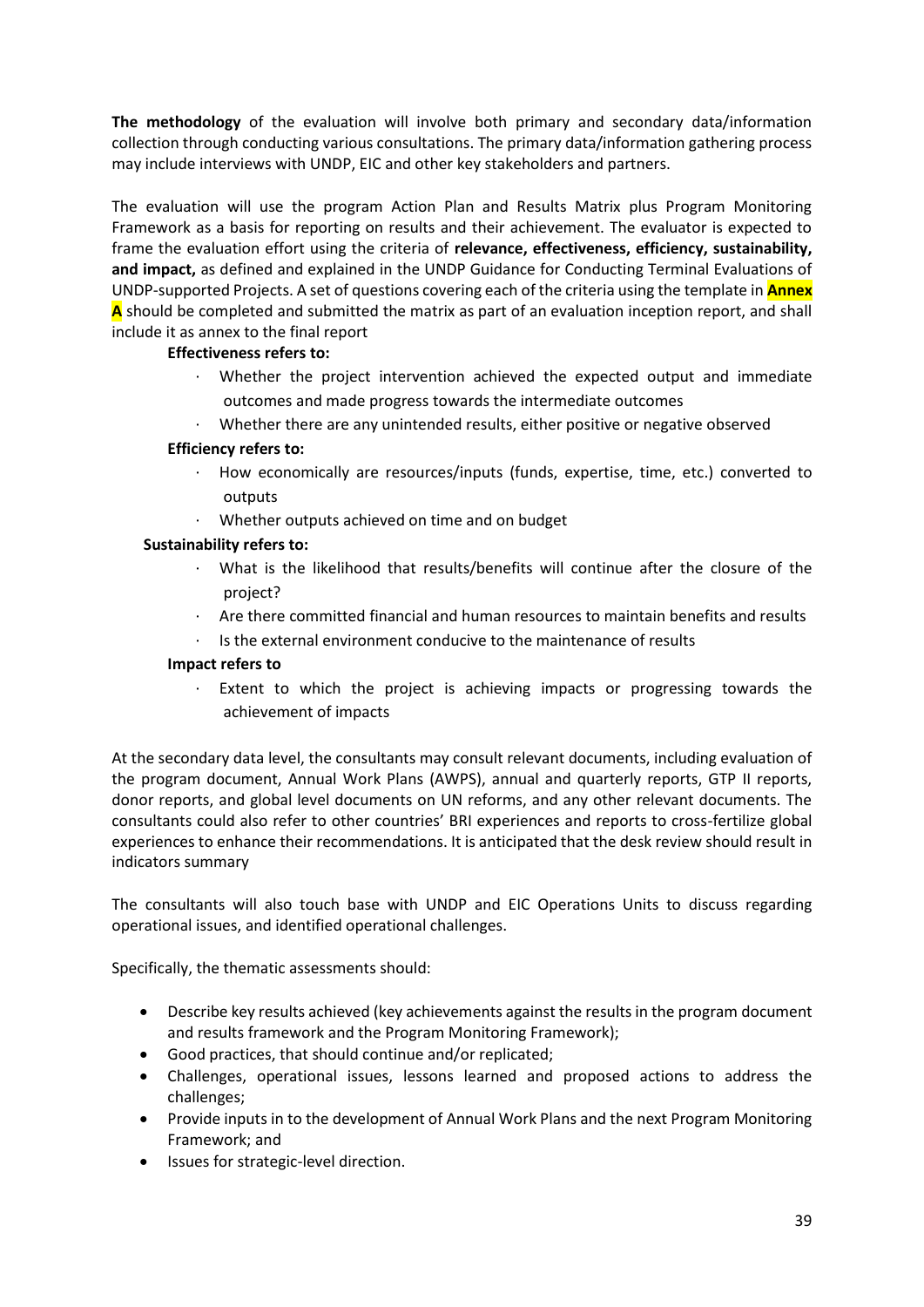**The methodology** of the evaluation will involve both primary and secondary data/information collection through conducting various consultations. The primary data/information gathering process may include interviews with UNDP, EIC and other key stakeholders and partners.

The evaluation will use the program Action Plan and Results Matrix plus Program Monitoring Framework as a basis for reporting on results and their achievement. The evaluator is expected to frame the evaluation effort using the criteria of **relevance, effectiveness, efficiency, sustainability, and impact,** as defined and explained in the UNDP Guidance for Conducting Terminal Evaluations of UNDP-supported Projects. A set of questions covering each of the criteria using the template in **Annex A** should be completed and submitted the matrix as part of an evaluation inception report, and shall include it as annex to the final report

**Effectiveness refers to:**

- Whether the project intervention achieved the expected output and immediate outcomes and made progress towards the intermediate outcomes
- Whether there are any unintended results, either positive or negative observed

**Efficiency refers to:**

- How economically are resources/inputs (funds, expertise, time, etc.) converted to outputs
- Whether outputs achieved on time and on budget

**Sustainability refers to:**

- What is the likelihood that results/benefits will continue after the closure of the project?
- Are there committed financial and human resources to maintain benefits and results
- Is the external environment conducive to the maintenance of results

**Impact refers to**

- Extent to which the project is achieving impacts or progressing towards the achievement of impacts

At the secondary data level, the consultants may consult relevant documents, including evaluation of the program document, Annual Work Plans (AWPS), annual and quarterly reports, GTP II reports, donor reports, and global level documents on UN reforms, and any other relevant documents. The consultants could also refer to other countries' BRI experiences and reports to cross-fertilize global experiences to enhance their recommendations. It is anticipated that the desk review should result in indicators summary

The consultants will also touch base with UNDP and EIC Operations Units to discuss regarding operational issues, and identified operational challenges.

Specifically, the thematic assessments should:

- Describe key results achieved (key achievements against the results in the program document and results framework and the Program Monitoring Framework);
- Good practices, that should continue and/or replicated;
- Challenges, operational issues, lessons learned and proposed actions to address the challenges;
- Provide inputs in to the development of Annual Work Plans and the next Program Monitoring Framework; and
- Issues for strategic-level direction.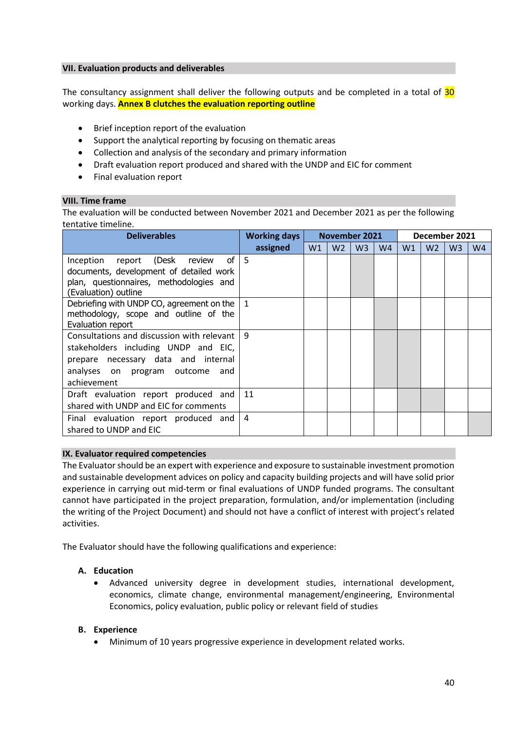## VII. Evaluation products and deliverables

The consultancy assignment shall deliver the following outputs and be completed in a total of 30 working days. **Annex B clutches the evaluation reporting outline**

- Brief inception report of the evaluation
- Support the analytical reporting by focusing on thematic areas
- Collection and analysis of the secondary and primary information
- Draft evaluation report produced and shared with the UNDP and EIC for comment
- Final evaluation report

## VIII. Time frame

The evaluation will be conducted between November 2021 and December 2021 as per the following tentative timeline.

| Deliverables | Working days assigned | November 2021 | | | | December 2021 | | | |
|---|---|---|---|---|---|---|---|---|---|
| | | W1 | W2 | W3 | W4 | W1 | W2 | W3 | W4 |
| Inception report (Desk review of documents, development of detailed work plan, questionnaires, methodologies and (Evaluation) outline | 5 | | | | | | | | |
| Debriefing with UNDP CO, agreement on the methodology, scope and outline of the Evaluation report | 1 | | | | | | | | |
| Consultations and discussion with relevant stakeholders including UNDP and EIC, prepare necessary data and internal analyses on program outcome and achievement | 9 | | | | | | | | |
| Draft evaluation report produced and shared with UNDP and EIC for comments | 11 | | | | | | | | |
| Final evaluation report produced and shared to UNDP and EIC | 4 | | | | | | | | |

## IX. Evaluator required competencies

The Evaluator should be an expert with experience and exposure to sustainable investment promotion and sustainable development advices on policy and capacity building projects and will have solid prior experience in carrying out mid-term or final evaluations of UNDP funded programs. The consultant cannot have participated in the project preparation, formulation, and/or implementation (including the writing of the Project Document) and should not have a conflict of interest with project's related activities.

The Evaluator should have the following qualifications and experience:

**A. Education**

- Advanced university degree in development studies, international development, economics, climate change, environmental management/engineering, Environmental Economics, policy evaluation, public policy or relevant field of studies

**B. Experience**

- Minimum of 10 years progressive experience in development related works.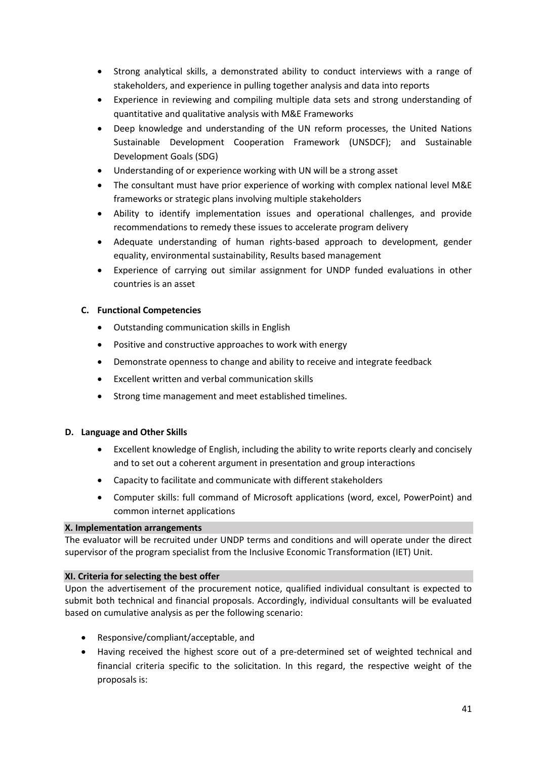- Strong analytical skills, a demonstrated ability to conduct interviews with a range of stakeholders, and experience in pulling together analysis and data into reports
- Experience in reviewing and compiling multiple data sets and strong understanding of quantitative and qualitative analysis with M&E Frameworks
- Deep knowledge and understanding of the UN reform processes, the United Nations Sustainable Development Cooperation Framework (UNSDCF); and Sustainable Development Goals (SDG)
- Understanding of or experience working with UN will be a strong asset
- The consultant must have prior experience of working with complex national level M&E frameworks or strategic plans involving multiple stakeholders
- Ability to identify implementation issues and operational challenges, and provide recommendations to remedy these issues to accelerate program delivery
- Adequate understanding of human rights-based approach to development, gender equality, environmental sustainability, Results based management
- Experience of carrying out similar assignment for UNDP funded evaluations in other countries is an asset

### C. Functional Competencies

- Outstanding communication skills in English
- Positive and constructive approaches to work with energy
- Demonstrate openness to change and ability to receive and integrate feedback
- Excellent written and verbal communication skills
- Strong time management and meet established timelines.

### D. Language and Other Skills

- Excellent knowledge of English, including the ability to write reports clearly and concisely and to set out a coherent argument in presentation and group interactions
- Capacity to facilitate and communicate with different stakeholders
- Computer skills: full command of Microsoft applications (word, excel, PowerPoint) and common internet applications

## X. Implementation arrangements

The evaluator will be recruited under UNDP terms and conditions and will operate under the direct supervisor of the program specialist from the Inclusive Economic Transformation (IET) Unit.

## XI. Criteria for selecting the best offer

Upon the advertisement of the procurement notice, qualified individual consultant is expected to submit both technical and financial proposals. Accordingly, individual consultants will be evaluated based on cumulative analysis as per the following scenario:

- Responsive/compliant/acceptable, and
- Having received the highest score out of a pre-determined set of weighted technical and financial criteria specific to the solicitation. In this regard, the respective weight of the proposals is: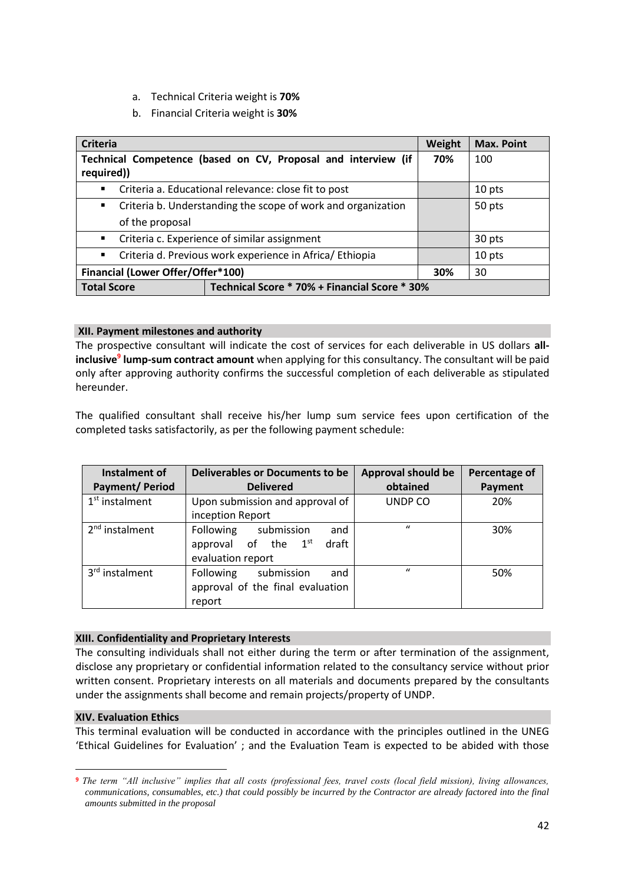a. Technical Criteria weight is **70%**
b. Financial Criteria weight is **30%**

| Criteria | | Weight | Max. Point |
|---|---|---|---|
| **Technical Competence (based on CV, Proposal and interview (if required))** | | **70%** | 100 |
| ▪ Criteria a. Educational relevance: close fit to post | | | 10 pts |
| ▪ Criteria b. Understanding the scope of work and organization of the proposal | | | 50 pts |
| ▪ Criteria c. Experience of similar assignment | | | 30 pts |
| ▪ Criteria d. Previous work experience in Africa/ Ethiopia | | | 10 pts |
| **Financial (Lower Offer/Offer*100)** | | **30%** | 30 |
| **Total Score** | **Technical Score * 70% + Financial Score * 30%** | | |

**XII. Payment milestones and authority**

The prospective consultant will indicate the cost of services for each deliverable in US dollars **all-inclusive[9] lump-sum contract amount** when applying for this consultancy. The consultant will be paid only after approving authority confirms the successful completion of each deliverable as stipulated hereunder.

The qualified consultant shall receive his/her lump sum service fees upon certification of the completed tasks satisfactorily, as per the following payment schedule:

| Instalment of Payment/ Period | Deliverables or Documents to be Delivered | Approval should be obtained | Percentage of Payment |
|---|---|---|---|
| 1st instalment | Upon submission and approval of inception Report | UNDP CO | 20% |
| 2nd instalment | Following submission and approval of the 1st draft evaluation report | " | 30% |
| 3rd instalment | Following submission and approval of the final evaluation report | " | 50% |

**XIII. Confidentiality and Proprietary Interests**

The consulting individuals shall not either during the term or after termination of the assignment, disclose any proprietary or confidential information related to the consultancy service without prior written consent. Proprietary interests on all materials and documents prepared by the consultants under the assignments shall become and remain projects/property of UNDP.

**XIV. Evaluation Ethics**

This terminal evaluation will be conducted in accordance with the principles outlined in the UNEG 'Ethical Guidelines for Evaluation' ; and the Evaluation Team is expected to be abided with those

[9] *The term "All inclusive" implies that all costs (professional fees, travel costs (local field mission), living allowances, communications, consumables, etc.) that could possibly be incurred by the Contractor are already factored into the final amounts submitted in the proposal*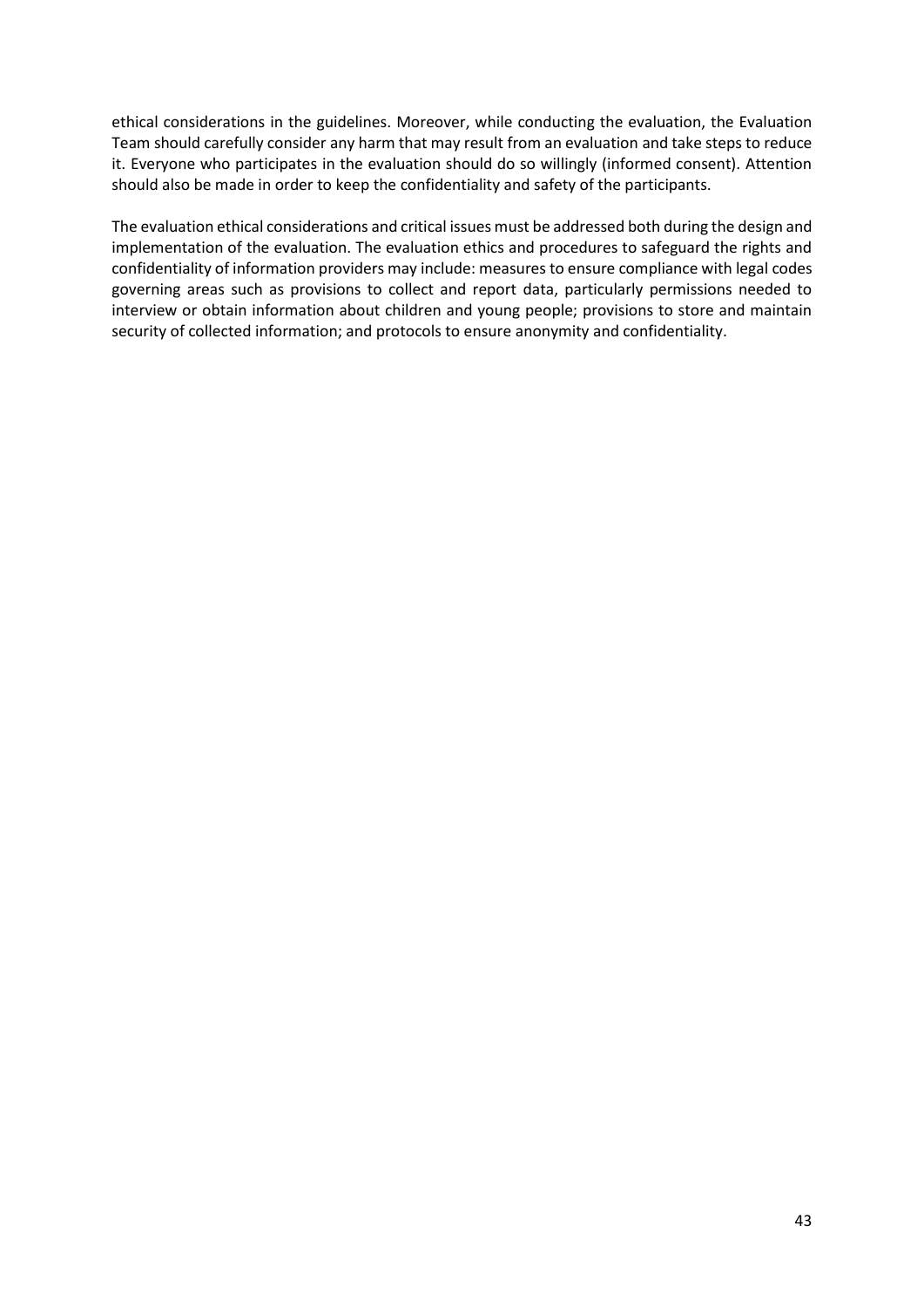ethical considerations in the guidelines. Moreover, while conducting the evaluation, the Evaluation Team should carefully consider any harm that may result from an evaluation and take steps to reduce it. Everyone who participates in the evaluation should do so willingly (informed consent). Attention should also be made in order to keep the confidentiality and safety of the participants.

The evaluation ethical considerations and critical issues must be addressed both during the design and implementation of the evaluation. The evaluation ethics and procedures to safeguard the rights and confidentiality of information providers may include: measures to ensure compliance with legal codes governing areas such as provisions to collect and report data, particularly permissions needed to interview or obtain information about children and young people; provisions to store and maintain security of collected information; and protocols to ensure anonymity and confidentiality.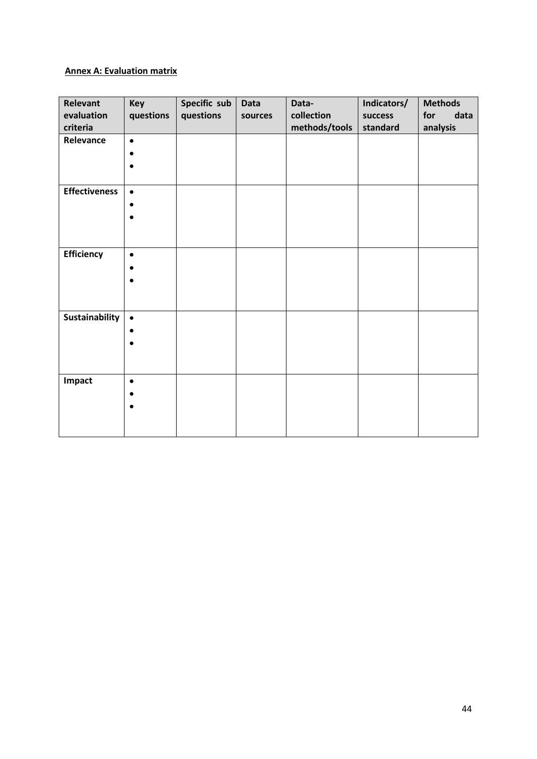**Annex A: Evaluation matrix**

| Relevant evaluation criteria | Key questions | Specific sub questions | Data sources | Data-collection methods/tools | Indicators/ success standard | Methods for data analysis |
|---|---|---|---|---|---|---|
| **Relevance** | • <br> • <br> • | | | | | |
| **Effectiveness** | • <br> • <br> • | | | | | |
| **Efficiency** | • <br> • <br> • | | | | | |
| **Sustainability** | • <br> • <br> • | | | | | |
| **Impact** | • <br> • <br> • | | | | | |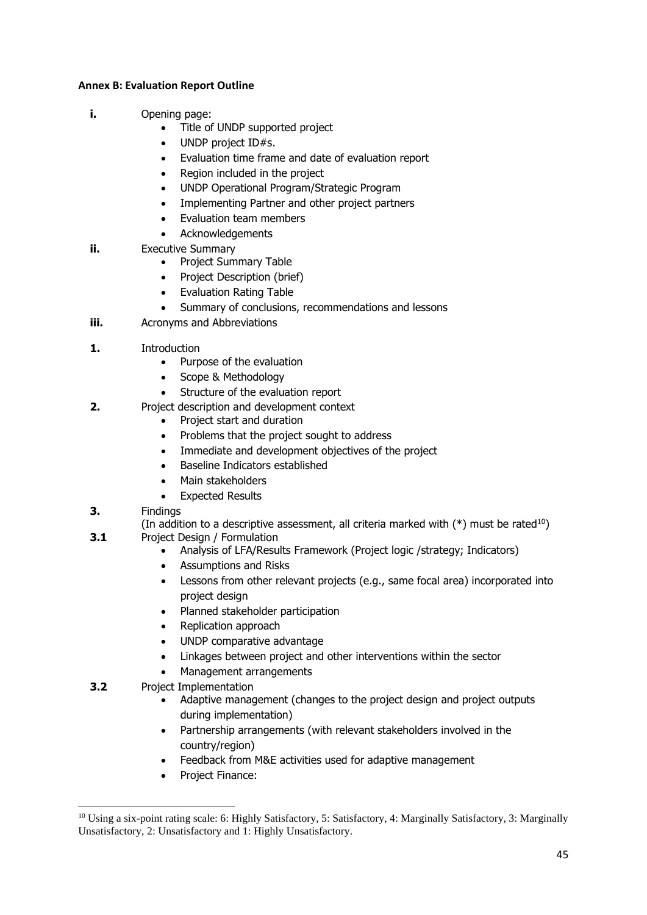**Annex B: Evaluation Report Outline**

**i.** Opening page:

- Title of UNDP supported project
- UNDP project ID#s.
- Evaluation time frame and date of evaluation report
- Region included in the project
- UNDP Operational Program/Strategic Program
- Implementing Partner and other project partners
- Evaluation team members
- Acknowledgements

**ii.** Executive Summary

- Project Summary Table
- Project Description (brief)
- Evaluation Rating Table
- Summary of conclusions, recommendations and lessons

**iii.** Acronyms and Abbreviations

**1.** Introduction

- Purpose of the evaluation
- Scope & Methodology
- Structure of the evaluation report

**2.** Project description and development context

- Project start and duration
- Problems that the project sought to address
- Immediate and development objectives of the project
- Baseline Indicators established
- Main stakeholders
- Expected Results

**3.** Findings

(In addition to a descriptive assessment, all criteria marked with (*) must be rated[10])

**3.1** Project Design / Formulation

- Analysis of LFA/Results Framework (Project logic /strategy; Indicators)
- Assumptions and Risks
- Lessons from other relevant projects (e.g., same focal area) incorporated into project design
- Planned stakeholder participation
- Replication approach
- UNDP comparative advantage
- Linkages between project and other interventions within the sector
- Management arrangements

**3.2** Project Implementation

- Adaptive management (changes to the project design and project outputs during implementation)
- Partnership arrangements (with relevant stakeholders involved in the country/region)
- Feedback from M&E activities used for adaptive management
- Project Finance:

---

[10] Using a six-point rating scale: 6: Highly Satisfactory, 5: Satisfactory, 4: Marginally Satisfactory, 3: Marginally Unsatisfactory, 2: Unsatisfactory and 1: Highly Unsatisfactory.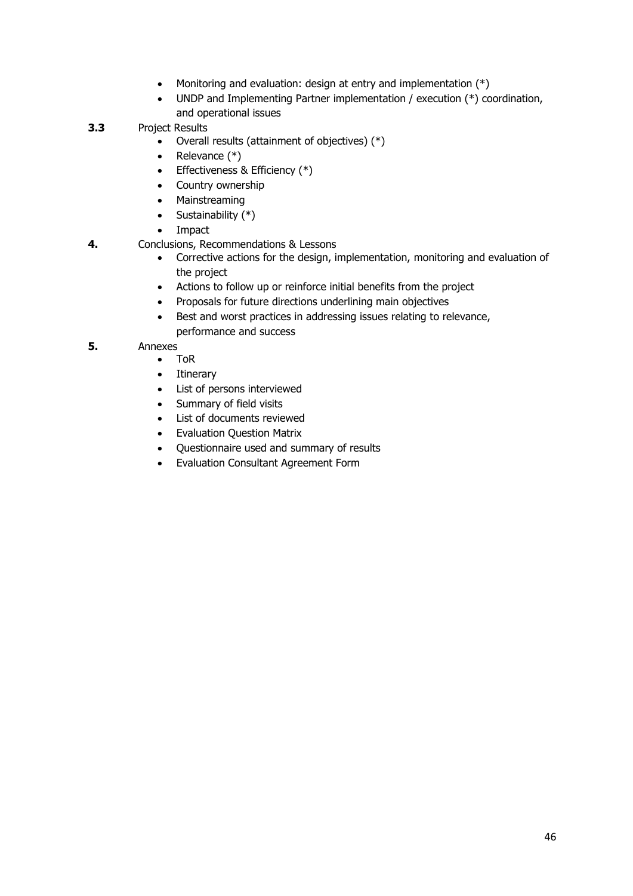- Monitoring and evaluation: design at entry and implementation (*)
- UNDP and Implementing Partner implementation / execution (*) coordination, and operational issues

**3.3** Project Results

- Overall results (attainment of objectives) (*)
- Relevance (*)
- Effectiveness & Efficiency (*)
- Country ownership
- Mainstreaming
- Sustainability (*)
- Impact

**4.** Conclusions, Recommendations & Lessons

- Corrective actions for the design, implementation, monitoring and evaluation of the project
- Actions to follow up or reinforce initial benefits from the project
- Proposals for future directions underlining main objectives
- Best and worst practices in addressing issues relating to relevance, performance and success

**5.** Annexes

- ToR
- Itinerary
- List of persons interviewed
- Summary of field visits
- List of documents reviewed
- Evaluation Question Matrix
- Questionnaire used and summary of results
- Evaluation Consultant Agreement Form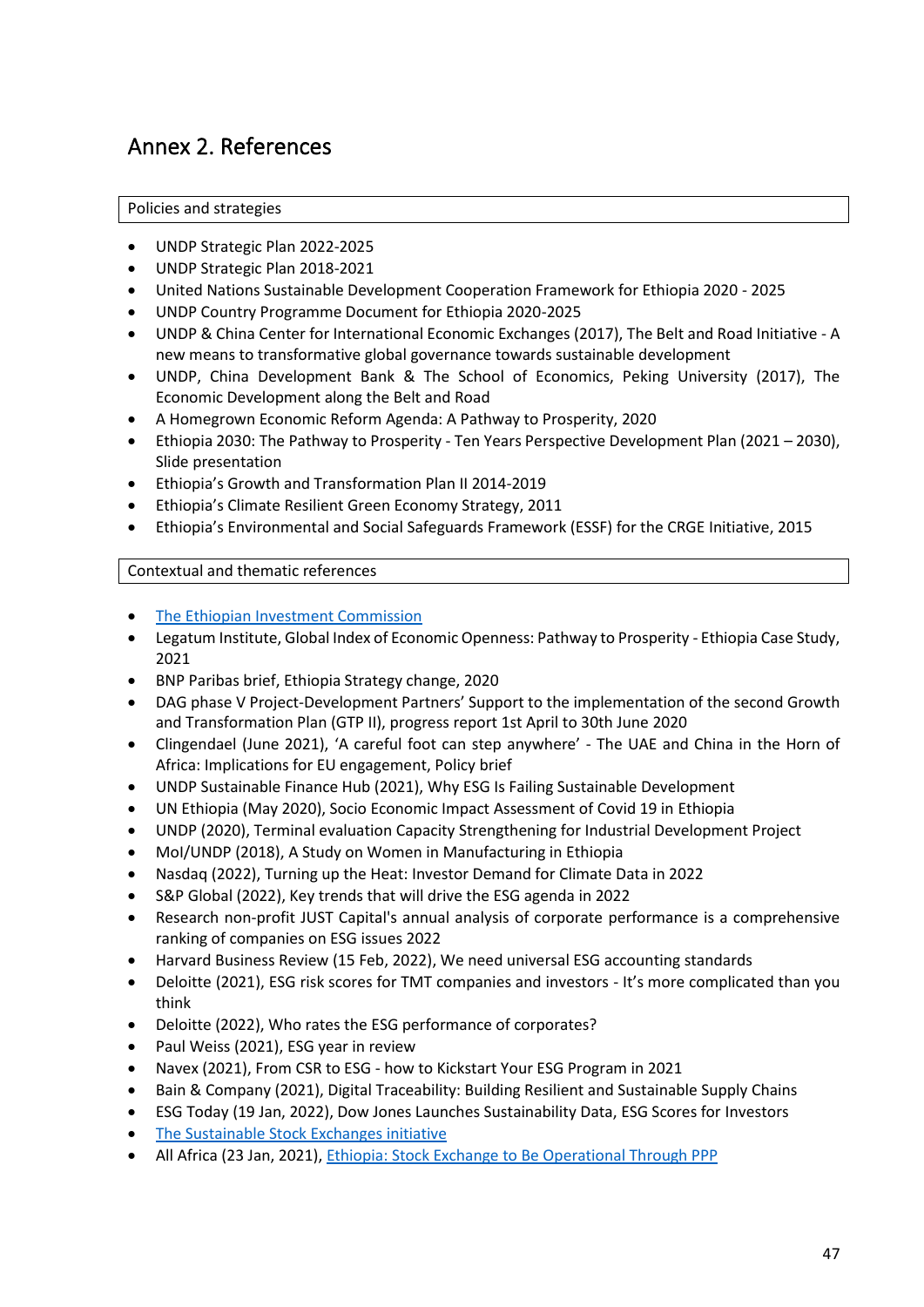# Annex 2. References

Policies and strategies

- UNDP Strategic Plan 2022-2025
- UNDP Strategic Plan 2018-2021
- United Nations Sustainable Development Cooperation Framework for Ethiopia 2020 - 2025
- UNDP Country Programme Document for Ethiopia 2020-2025
- UNDP & China Center for International Economic Exchanges (2017), The Belt and Road Initiative - A new means to transformative global governance towards sustainable development
- UNDP, China Development Bank & The School of Economics, Peking University (2017), The Economic Development along the Belt and Road
- A Homegrown Economic Reform Agenda: A Pathway to Prosperity, 2020
- Ethiopia 2030: The Pathway to Prosperity - Ten Years Perspective Development Plan (2021 – 2030), Slide presentation
- Ethiopia's Growth and Transformation Plan II 2014-2019
- Ethiopia's Climate Resilient Green Economy Strategy, 2011
- Ethiopia's Environmental and Social Safeguards Framework (ESSF) for the CRGE Initiative, 2015

Contextual and thematic references

- The Ethiopian Investment Commission
- Legatum Institute, Global Index of Economic Openness: Pathway to Prosperity - Ethiopia Case Study, 2021
- BNP Paribas brief, Ethiopia Strategy change, 2020
- DAG phase V Project-Development Partners' Support to the implementation of the second Growth and Transformation Plan (GTP II), progress report 1st April to 30th June 2020
- Clingendael (June 2021), 'A careful foot can step anywhere' - The UAE and China in the Horn of Africa: Implications for EU engagement, Policy brief
- UNDP Sustainable Finance Hub (2021), Why ESG Is Failing Sustainable Development
- UN Ethiopia (May 2020), Socio Economic Impact Assessment of Covid 19 in Ethiopia
- UNDP (2020), Terminal evaluation Capacity Strengthening for Industrial Development Project
- MoI/UNDP (2018), A Study on Women in Manufacturing in Ethiopia
- Nasdaq (2022), Turning up the Heat: Investor Demand for Climate Data in 2022
- S&P Global (2022), Key trends that will drive the ESG agenda in 2022
- Research non-profit JUST Capital's annual analysis of corporate performance is a comprehensive ranking of companies on ESG issues 2022
- Harvard Business Review (15 Feb, 2022), We need universal ESG accounting standards
- Deloitte (2021), ESG risk scores for TMT companies and investors - It's more complicated than you think
- Deloitte (2022), Who rates the ESG performance of corporates?
- Paul Weiss (2021), ESG year in review
- Navex (2021), From CSR to ESG - how to Kickstart Your ESG Program in 2021
- Bain & Company (2021), Digital Traceability: Building Resilient and Sustainable Supply Chains
- ESG Today (19 Jan, 2022), Dow Jones Launches Sustainability Data, ESG Scores for Investors
- The Sustainable Stock Exchanges initiative
- All Africa (23 Jan, 2021), Ethiopia: Stock Exchange to Be Operational Through PPP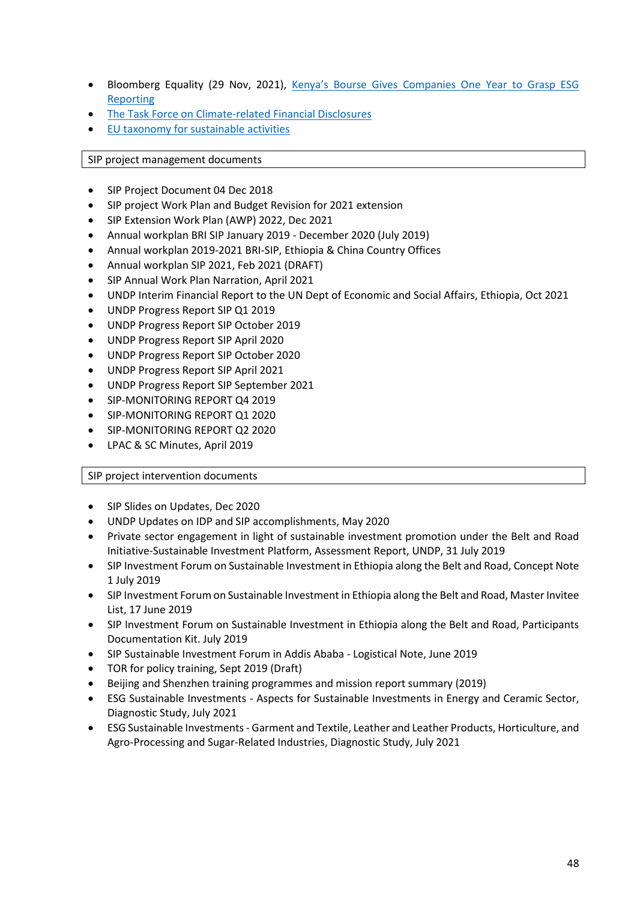- Bloomberg Equality (29 Nov, 2021), Kenya's Bourse Gives Companies One Year to Grasp ESG Reporting
- The Task Force on Climate-related Financial Disclosures
- EU taxonomy for sustainable activities

| SIP project management documents |
|---|

- SIP Project Document 04 Dec 2018
- SIP project Work Plan and Budget Revision for 2021 extension
- SIP Extension Work Plan (AWP) 2022, Dec 2021
- Annual workplan BRI SIP January 2019 - December 2020 (July 2019)
- Annual workplan 2019-2021 BRI-SIP, Ethiopia & China Country Offices
- Annual workplan SIP 2021, Feb 2021 (DRAFT)
- SIP Annual Work Plan Narration, April 2021
- UNDP Interim Financial Report to the UN Dept of Economic and Social Affairs, Ethiopia, Oct 2021
- UNDP Progress Report SIP Q1 2019
- UNDP Progress Report SIP October 2019
- UNDP Progress Report SIP April 2020
- UNDP Progress Report SIP October 2020
- UNDP Progress Report SIP April 2021
- UNDP Progress Report SIP September 2021
- SIP-MONITORING REPORT Q4 2019
- SIP-MONITORING REPORT Q1 2020
- SIP-MONITORING REPORT Q2 2020
- LPAC & SC Minutes, April 2019

| SIP project intervention documents |
|---|

- SIP Slides on Updates, Dec 2020
- UNDP Updates on IDP and SIP accomplishments, May 2020
- Private sector engagement in light of sustainable investment promotion under the Belt and Road Initiative-Sustainable Investment Platform, Assessment Report, UNDP, 31 July 2019
- SIP Investment Forum on Sustainable Investment in Ethiopia along the Belt and Road, Concept Note 1 July 2019
- SIP Investment Forum on Sustainable Investment in Ethiopia along the Belt and Road, Master Invitee List, 17 June 2019
- SIP Investment Forum on Sustainable Investment in Ethiopia along the Belt and Road, Participants Documentation Kit. July 2019
- SIP Sustainable Investment Forum in Addis Ababa - Logistical Note, June 2019
- TOR for policy training, Sept 2019 (Draft)
- Beijing and Shenzhen training programmes and mission report summary (2019)
- ESG Sustainable Investments - Aspects for Sustainable Investments in Energy and Ceramic Sector, Diagnostic Study, July 2021
- ESG Sustainable Investments - Garment and Textile, Leather and Leather Products, Horticulture, and Agro-Processing and Sugar-Related Industries, Diagnostic Study, July 2021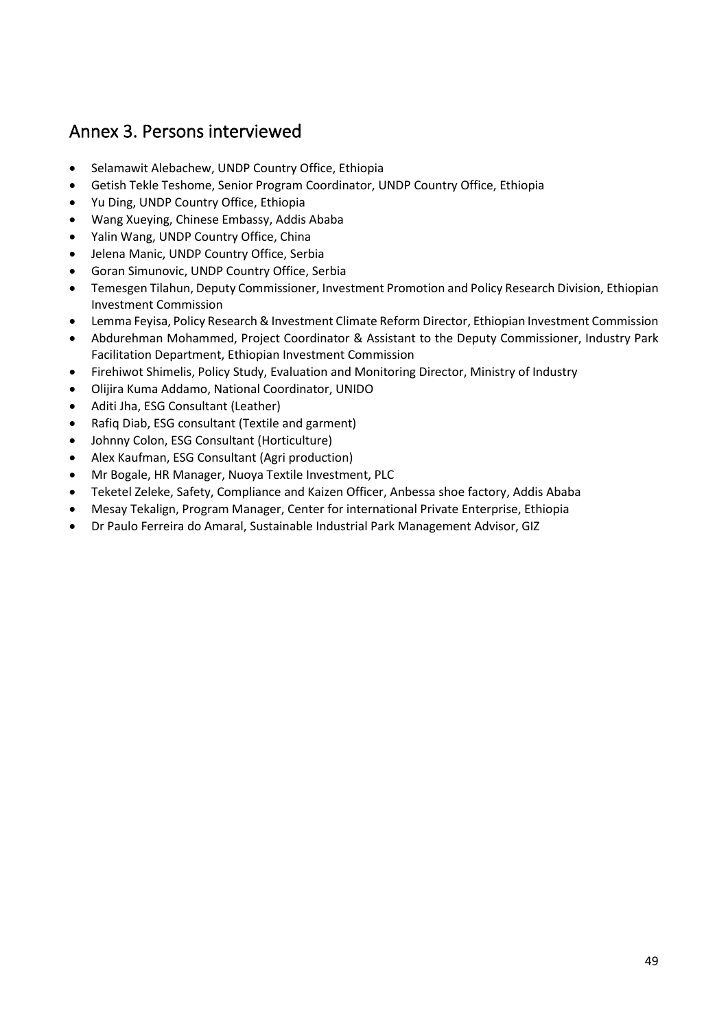## Annex 3. Persons interviewed

- Selamawit Alebachew, UNDP Country Office, Ethiopia
- Getish Tekle Teshome, Senior Program Coordinator, UNDP Country Office, Ethiopia
- Yu Ding, UNDP Country Office, Ethiopia
- Wang Xueying, Chinese Embassy, Addis Ababa
- Yalin Wang, UNDP Country Office, China
- Jelena Manic, UNDP Country Office, Serbia
- Goran Simunovic, UNDP Country Office, Serbia
- Temesgen Tilahun, Deputy Commissioner, Investment Promotion and Policy Research Division, Ethiopian Investment Commission
- Lemma Feyisa, Policy Research & Investment Climate Reform Director, Ethiopian Investment Commission
- Abdurehman Mohammed, Project Coordinator & Assistant to the Deputy Commissioner, Industry Park Facilitation Department, Ethiopian Investment Commission
- Firehiwot Shimelis, Policy Study, Evaluation and Monitoring Director, Ministry of Industry
- Olijira Kuma Addamo, National Coordinator, UNIDO
- Aditi Jha, ESG Consultant (Leather)
- Rafiq Diab, ESG consultant (Textile and garment)
- Johnny Colon, ESG Consultant (Horticulture)
- Alex Kaufman, ESG Consultant (Agri production)
- Mr Bogale, HR Manager, Nuoya Textile Investment, PLC
- Teketel Zeleke, Safety, Compliance and Kaizen Officer, Anbessa shoe factory, Addis Ababa
- Mesay Tekalign, Program Manager, Center for international Private Enterprise, Ethiopia
- Dr Paulo Ferreira do Amaral, Sustainable Industrial Park Management Advisor, GIZ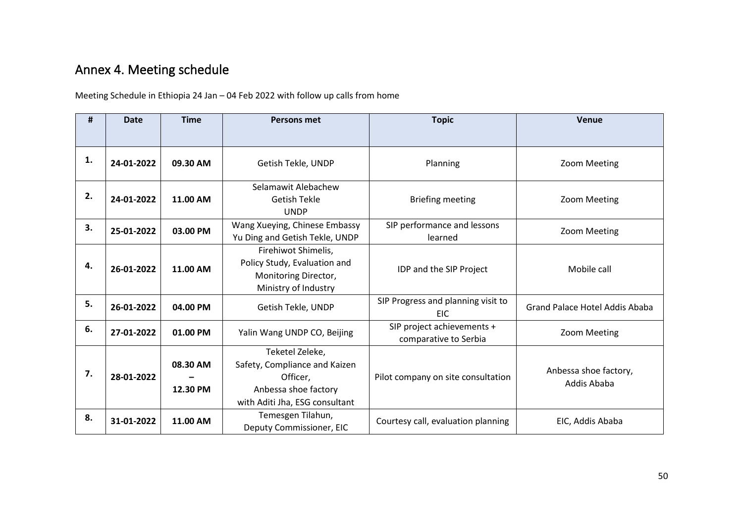## Annex 4. Meeting schedule

Meeting Schedule in Ethiopia 24 Jan – 04 Feb 2022 with follow up calls from home

| # | Date | Time | Persons met | Topic | Venue |
|---|---|---|---|---|---|
| **1.** | **24-01-2022** | **09.30 AM** | Getish Tekle, UNDP | Planning | Zoom Meeting |
| **2.** | **24-01-2022** | **11.00 AM** | Selamawit Alebachew<br>Getish Tekle<br>UNDP | Briefing meeting | Zoom Meeting |
| **3.** | **25-01-2022** | **03.00 PM** | Wang Xueying, Chinese Embassy<br>Yu Ding and Getish Tekle, UNDP | SIP performance and lessons learned | Zoom Meeting |
| **4.** | **26-01-2022** | **11.00 AM** | Firehiwot Shimelis,<br>Policy Study, Evaluation and Monitoring Director,<br>Ministry of Industry | IDP and the SIP Project | Mobile call |
| **5.** | **26-01-2022** | **04.00 PM** | Getish Tekle, UNDP | SIP Progress and planning visit to EIC | Grand Palace Hotel Addis Ababa |
| **6.** | **27-01-2022** | **01.00 PM** | Yalin Wang UNDP CO, Beijing | SIP project achievements + comparative to Serbia | Zoom Meeting |
| **7.** | **28-01-2022** | **08.30 AM – 12.30 PM** | Teketel Zeleke,<br>Safety, Compliance and Kaizen Officer,<br>Anbessa shoe factory<br>with Aditi Jha, ESG consultant | Pilot company on site consultation | Anbessa shoe factory, Addis Ababa |
| **8.** | **31-01-2022** | **11.00 AM** | Temesgen Tilahun,<br>Deputy Commissioner, EIC | Courtesy call, evaluation planning | EIC, Addis Ababa |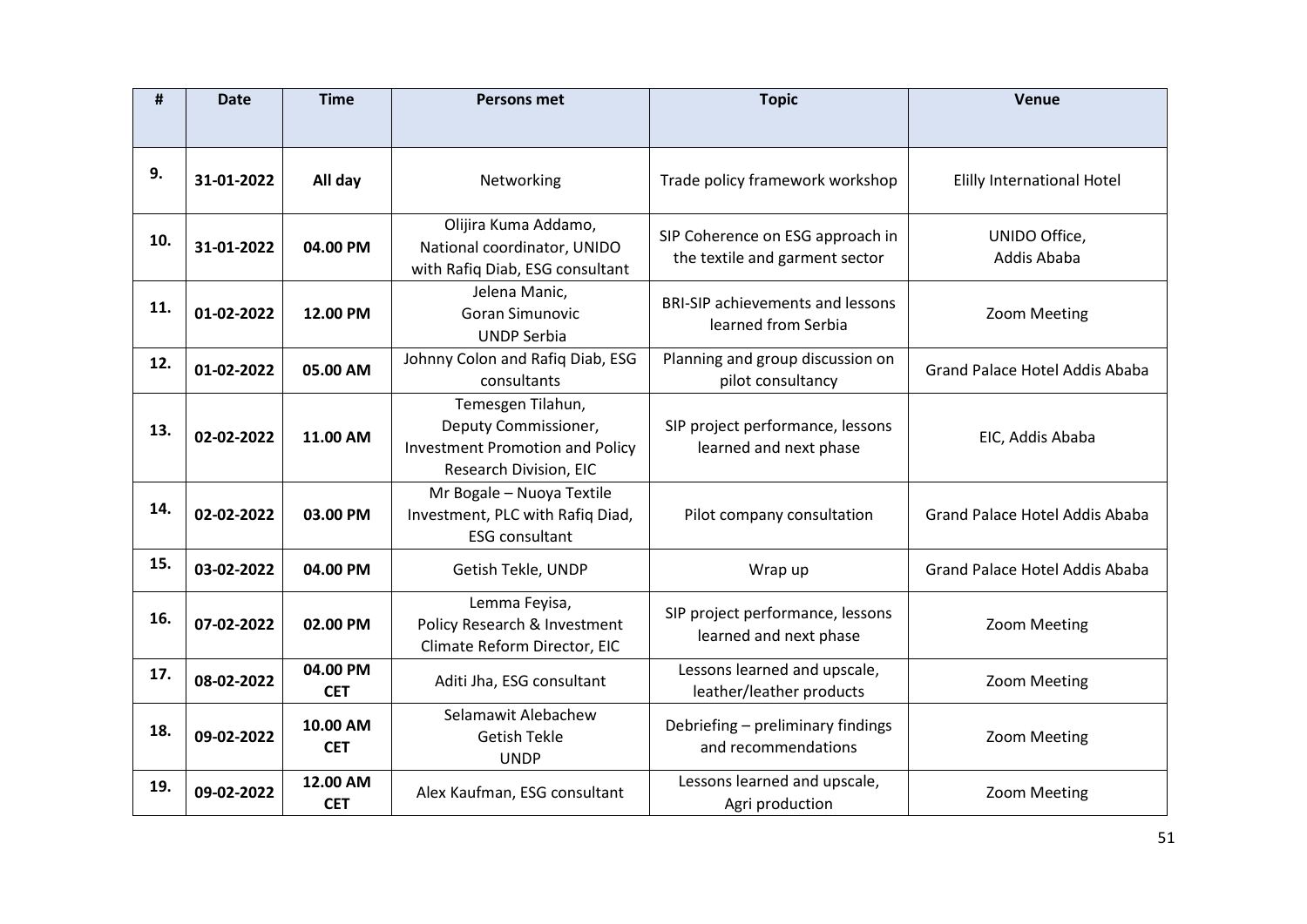| # | Date | Time | Persons met | Topic | Venue |
|---|---|---|---|---|---|
| 9. | 31-01-2022 | All day | Networking | Trade policy framework workshop | Elilly International Hotel |
| 10. | 31-01-2022 | 04.00 PM | Olijira Kuma Addamo, National coordinator, UNIDO with Rafiq Diab, ESG consultant | SIP Coherence on ESG approach in the textile and garment sector | UNIDO Office, Addis Ababa |
| 11. | 01-02-2022 | 12.00 PM | Jelena Manic, Goran Simunovic UNDP Serbia | BRI-SIP achievements and lessons learned from Serbia | Zoom Meeting |
| 12. | 01-02-2022 | 05.00 AM | Johnny Colon and Rafiq Diab, ESG consultants | Planning and group discussion on pilot consultancy | Grand Palace Hotel Addis Ababa |
| 13. | 02-02-2022 | 11.00 AM | Temesgen Tilahun, Deputy Commissioner, Investment Promotion and Policy Research Division, EIC | SIP project performance, lessons learned and next phase | EIC, Addis Ababa |
| 14. | 02-02-2022 | 03.00 PM | Mr Bogale – Nuoya Textile Investment, PLC with Rafiq Diad, ESG consultant | Pilot company consultation | Grand Palace Hotel Addis Ababa |
| 15. | 03-02-2022 | 04.00 PM | Getish Tekle, UNDP | Wrap up | Grand Palace Hotel Addis Ababa |
| 16. | 07-02-2022 | 02.00 PM | Lemma Feyisa, Policy Research & Investment Climate Reform Director, EIC | SIP project performance, lessons learned and next phase | Zoom Meeting |
| 17. | 08-02-2022 | 04.00 PM CET | Aditi Jha, ESG consultant | Lessons learned and upscale, leather/leather products | Zoom Meeting |
| 18. | 09-02-2022 | 10.00 AM CET | Selamawit Alebachew Getish Tekle UNDP | Debriefing – preliminary findings and recommendations | Zoom Meeting |
| 19. | 09-02-2022 | 12.00 AM CET | Alex Kaufman, ESG consultant | Lessons learned and upscale, Agri production | Zoom Meeting |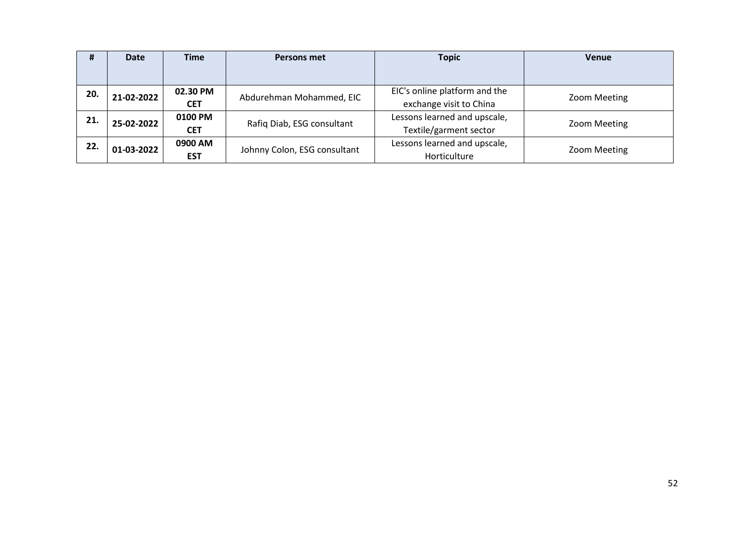| # | Date | Time | Persons met | Topic | Venue |
|---|---|---|---|---|---|
| **20.** | **21-02-2022** | **02.30 PM CET** | Abdurehman Mohammed, EIC | EIC's online platform and the exchange visit to China | Zoom Meeting |
| **21.** | **25-02-2022** | **0100 PM CET** | Rafiq Diab, ESG consultant | Lessons learned and upscale, Textile/garment sector | Zoom Meeting |
| **22.** | **01-03-2022** | **0900 AM EST** | Johnny Colon, ESG consultant | Lessons learned and upscale, Horticulture | Zoom Meeting |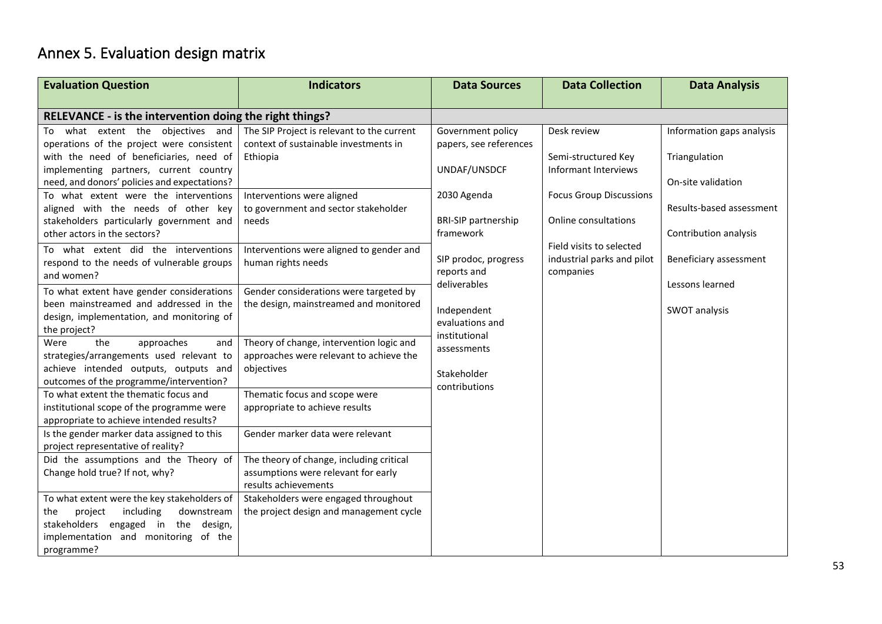# Annex 5. Evaluation design matrix

| Evaluation Question | Indicators | Data Sources | Data Collection | Data Analysis |
|---|---|---|---|---|
| **RELEVANCE - is the intervention doing the right things?** | | | | |
| To what extent the objectives and operations of the project were consistent with the need of beneficiaries, need of implementing partners, current country need, and donors' policies and expectations? | The SIP Project is relevant to the current context of sustainable investments in Ethiopia | Government policy papers, see references<br><br>UNDAF/UNSDCF<br><br>2030 Agenda<br><br>BRI-SIP partnership framework<br><br>SIP prodoc, progress reports and deliverables<br><br>Independent evaluations and institutional assessments<br><br>Stakeholder contributions | Desk review<br><br>Semi-structured Key Informant Interviews<br><br>Focus Group Discussions<br><br>Online consultations<br><br>Field visits to selected industrial parks and pilot companies | Information gaps analysis<br><br>Triangulation<br><br>On-site validation<br><br>Results-based assessment<br><br>Contribution analysis<br><br>Beneficiary assessment<br><br>Lessons learned<br><br>SWOT analysis |
| To what extent were the interventions aligned with the needs of other key stakeholders particularly government and other actors in the sectors? | Interventions were aligned to government and sector stakeholder needs | | | |
| To what extent did the interventions respond to the needs of vulnerable groups and women? | Interventions were aligned to gender and human rights needs | | | |
| To what extent have gender considerations been mainstreamed and addressed in the design, implementation, and monitoring of the project? | Gender considerations were targeted by the design, mainstreamed and monitored | | | |
| Were the approaches and strategies/arrangements used relevant to achieve intended outputs, outputs and outcomes of the programme/intervention? | Theory of change, intervention logic and approaches were relevant to achieve the objectives | | | |
| To what extent the thematic focus and institutional scope of the programme were appropriate to achieve intended results? | Thematic focus and scope were appropriate to achieve results | | | |
| Is the gender marker data assigned to this project representative of reality? | Gender marker data were relevant | | | |
| Did the assumptions and the Theory of Change hold true? If not, why? | The theory of change, including critical assumptions were relevant for early results achievements | | | |
| To what extent were the key stakeholders of the project including downstream stakeholders engaged in the design, implementation and monitoring of the programme? | Stakeholders were engaged throughout the project design and management cycle | | | |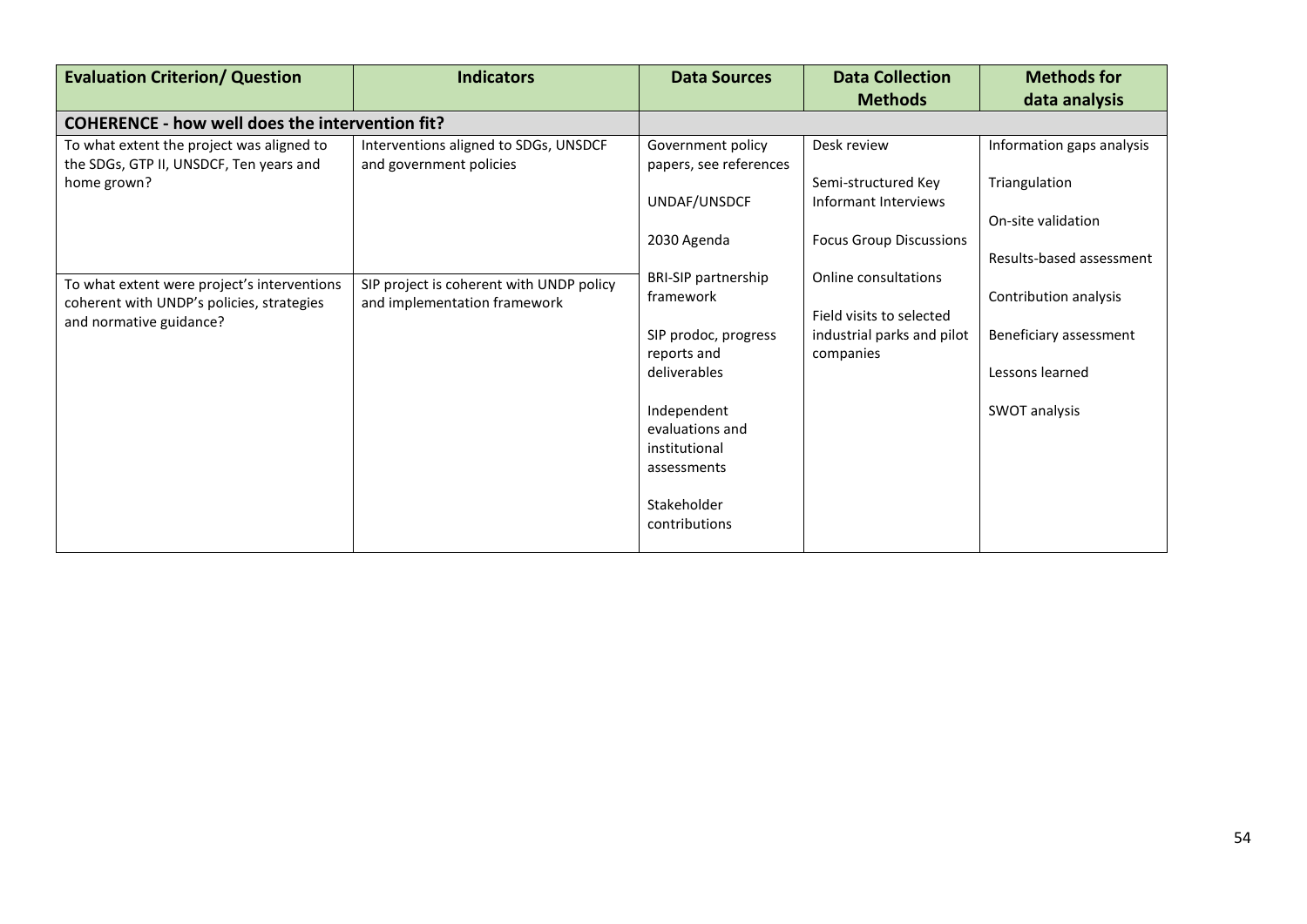| Evaluation Criterion/ Question | Indicators | Data Sources | Data Collection Methods | Methods for data analysis |
|---|---|---|---|---|
| **COHERENCE - how well does the intervention fit?** | | | | |
| To what extent the project was aligned to the SDGs, GTP II, UNSDCF, Ten years and home grown? | Interventions aligned to SDGs, UNSDCF and government policies | Government policy papers, see references<br><br>UNDAF/UNSDCF<br><br>2030 Agenda<br><br>BRI-SIP partnership framework<br><br>SIP prodoc, progress reports and deliverables<br><br>Independent evaluations and institutional assessments<br><br>Stakeholder contributions | Desk review<br><br>Semi-structured Key Informant Interviews<br><br>Focus Group Discussions<br><br>Online consultations<br><br>Field visits to selected industrial parks and pilot companies | Information gaps analysis<br><br>Triangulation<br><br>On-site validation<br><br>Results-based assessment<br><br>Contribution analysis<br><br>Beneficiary assessment<br><br>Lessons learned<br><br>SWOT analysis |
| To what extent were project's interventions coherent with UNDP's policies, strategies and normative guidance? | SIP project is coherent with UNDP policy and implementation framework | | | |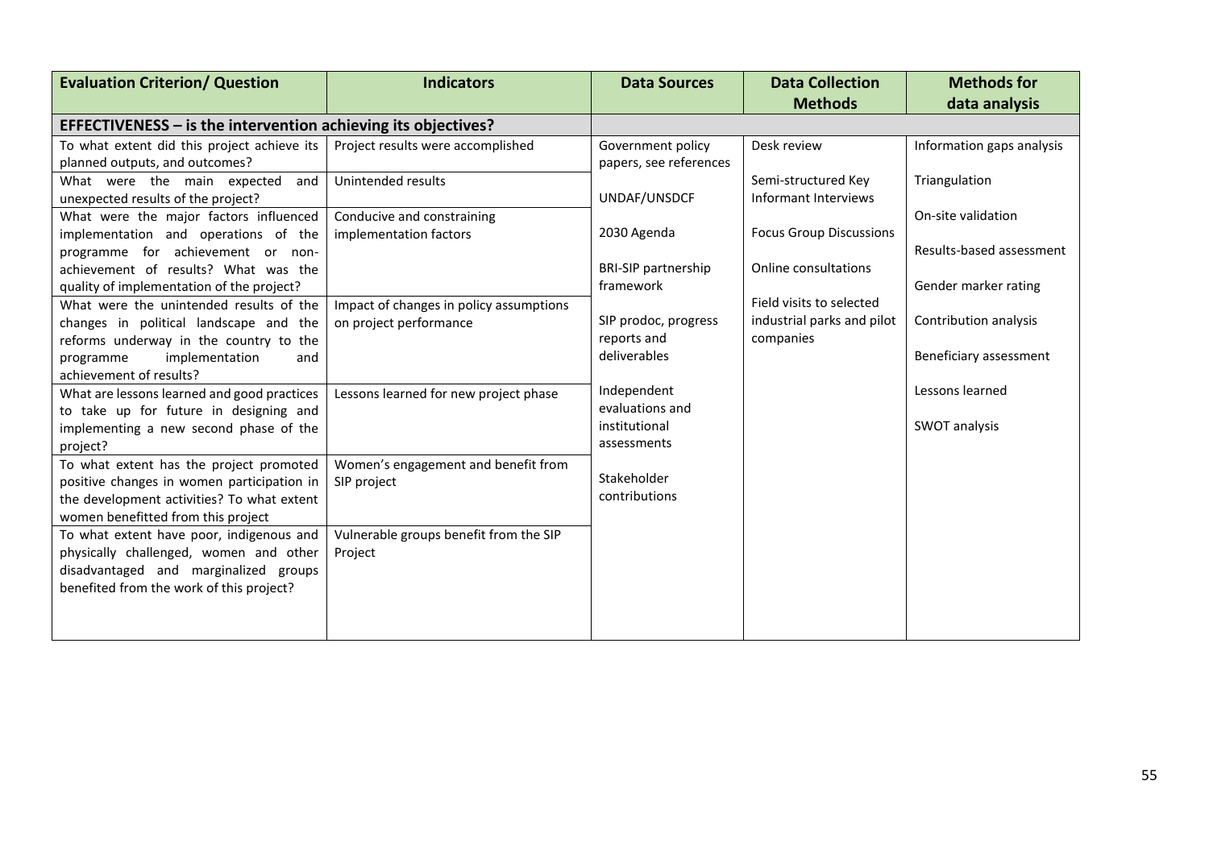| Evaluation Criterion/ Question | Indicators | Data Sources | Data Collection Methods | Methods for data analysis |
|---|---|---|---|---|
| **EFFECTIVENESS – is the intervention achieving its objectives?** | | | | |
| To what extent did this project achieve its planned outputs, and outcomes? | Project results were accomplished | Government policy papers, see references<br><br>UNDAF/UNSDCF<br><br>2030 Agenda<br><br>BRI-SIP partnership framework<br><br>SIP prodoc, progress reports and deliverables<br><br>Independent evaluations and institutional assessments<br><br>Stakeholder contributions | Desk review<br><br>Semi-structured Key Informant Interviews<br><br>Focus Group Discussions<br><br>Online consultations<br><br>Field visits to selected industrial parks and pilot companies | Information gaps analysis<br><br>Triangulation<br><br>On-site validation<br><br>Results-based assessment<br><br>Gender marker rating<br><br>Contribution analysis<br><br>Beneficiary assessment<br><br>Lessons learned<br><br>SWOT analysis |
| What were the main expected and unexpected results of the project? | Unintended results | | | |
| What were the major factors influenced implementation and operations of the programme for achievement or non-achievement of results? What was the quality of implementation of the project? | Conducive and constraining implementation factors | | | |
| What were the unintended results of the changes in political landscape and the reforms underway in the country to the programme implementation and achievement of results? | Impact of changes in policy assumptions on project performance | | | |
| What are lessons learned and good practices to take up for future in designing and implementing a new second phase of the project? | Lessons learned for new project phase | | | |
| To what extent has the project promoted positive changes in women participation in the development activities? To what extent women benefitted from this project | Women's engagement and benefit from SIP project | | | |
| To what extent have poor, indigenous and physically challenged, women and other disadvantaged and marginalized groups benefited from the work of this project? | Vulnerable groups benefit from the SIP Project | | | |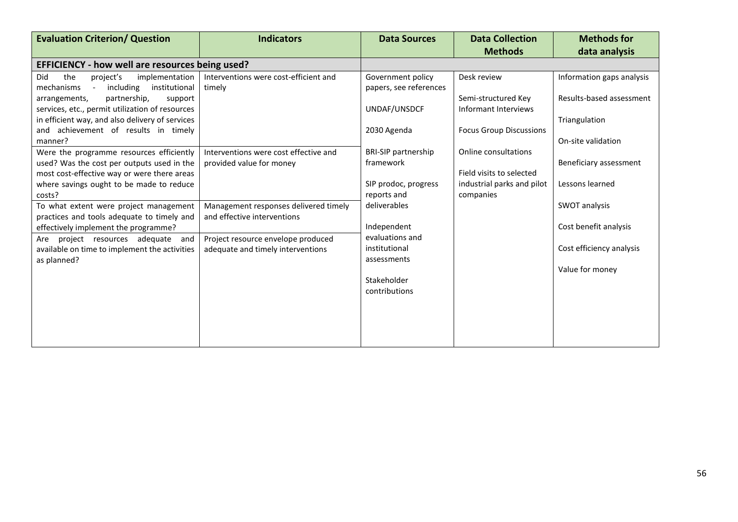| Evaluation Criterion/ Question | Indicators | Data Sources | Data Collection Methods | Methods for data analysis |
|---|---|---|---|---|
| **EFFICIENCY - how well are resources being used?** | | | | |
| Did the project's implementation mechanisms - including institutional arrangements, partnership, support services, etc., permit utilization of resources in efficient way, and also delivery of services and achievement of results in timely manner? | Interventions were cost-efficient and timely | Government policy papers, see references<br><br>UNDAF/UNSDCF<br><br>2030 Agenda<br><br>BRI-SIP partnership framework<br><br>SIP prodoc, progress reports and deliverables<br><br>Independent evaluations and institutional assessments<br><br>Stakeholder contributions | Desk review<br><br>Semi-structured Key Informant Interviews<br><br>Focus Group Discussions<br><br>Online consultations<br><br>Field visits to selected industrial parks and pilot companies | Information gaps analysis<br><br>Results-based assessment<br><br>Triangulation<br><br>On-site validation<br><br>Beneficiary assessment<br><br>Lessons learned<br><br>SWOT analysis<br><br>Cost benefit analysis<br><br>Cost efficiency analysis<br><br>Value for money |
| Were the programme resources efficiently used? Was the cost per outputs used in the most cost-effective way or were there areas where savings ought to be made to reduce costs? | Interventions were cost effective and provided value for money | | | |
| To what extent were project management practices and tools adequate to timely and effectively implement the programme? | Management responses delivered timely and effective interventions | | | |
| Are project resources adequate and available on time to implement the activities as planned? | Project resource envelope produced adequate and timely interventions | | | |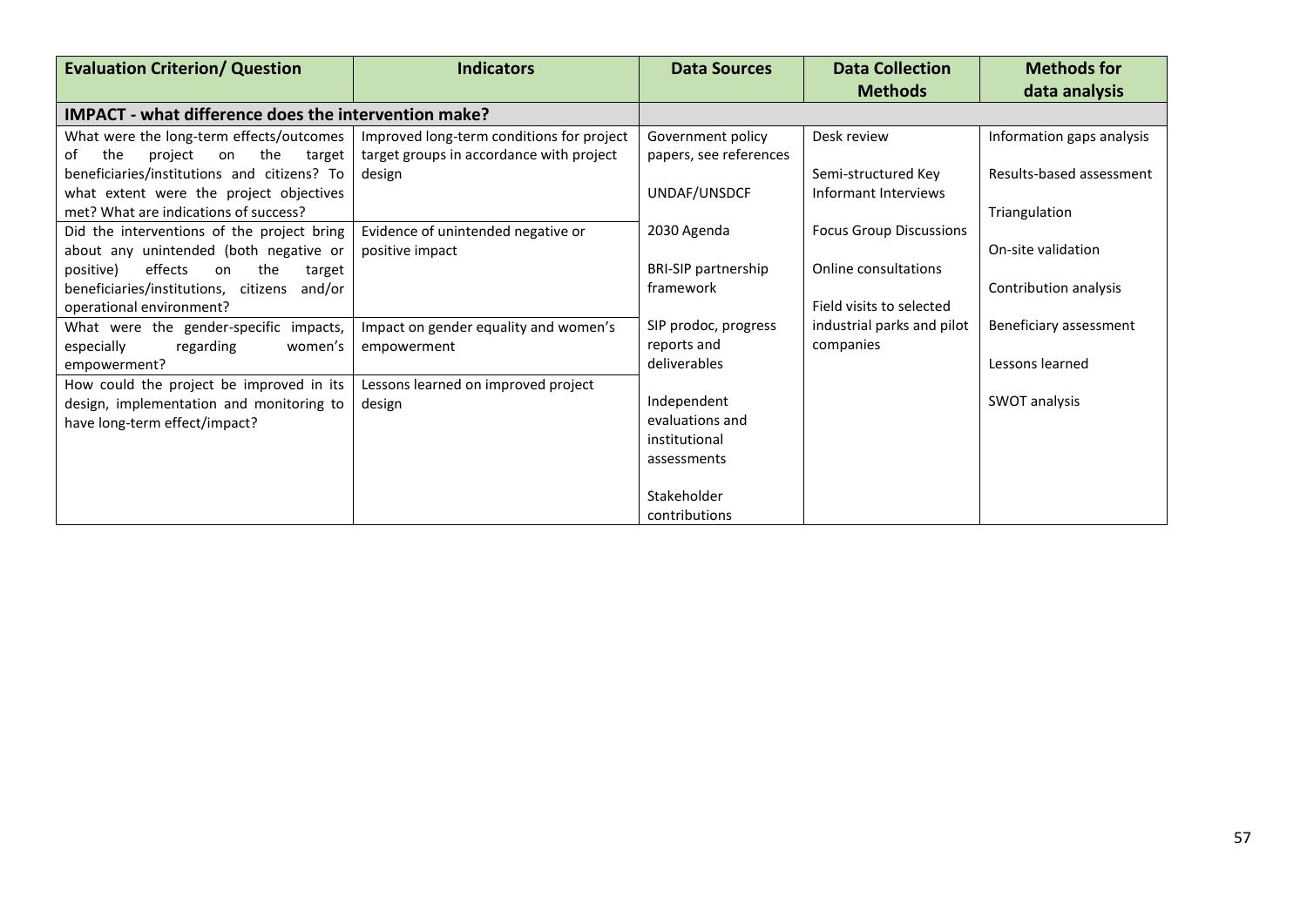| Evaluation Criterion/ Question | Indicators | Data Sources | Data Collection Methods | Methods for data analysis |
|---|---|---|---|---|
| **IMPACT - what difference does the intervention make?** | | | | |
| What were the long-term effects/outcomes of the project on the target beneficiaries/institutions and citizens? To what extent were the project objectives met? What are indications of success? | Improved long-term conditions for project target groups in accordance with project design | Government policy papers, see references<br><br>UNDAF/UNSDCF<br><br>2030 Agenda<br><br>BRI-SIP partnership framework<br><br>SIP prodoc, progress reports and deliverables<br><br>Independent evaluations and institutional assessments<br><br>Stakeholder contributions | Desk review<br><br>Semi-structured Key Informant Interviews<br><br>Focus Group Discussions<br><br>Online consultations<br><br>Field visits to selected industrial parks and pilot companies | Information gaps analysis<br><br>Results-based assessment<br><br>Triangulation<br><br>On-site validation<br><br>Contribution analysis<br><br>Beneficiary assessment<br><br>Lessons learned<br><br>SWOT analysis |
| Did the interventions of the project bring about any unintended (both negative or positive) effects on the target beneficiaries/institutions, citizens and/or operational environment? | Evidence of unintended negative or positive impact | | | |
| What were the gender-specific impacts, especially regarding women's empowerment? | Impact on gender equality and women's empowerment | | | |
| How could the project be improved in its design, implementation and monitoring to have long-term effect/impact? | Lessons learned on improved project design | | | |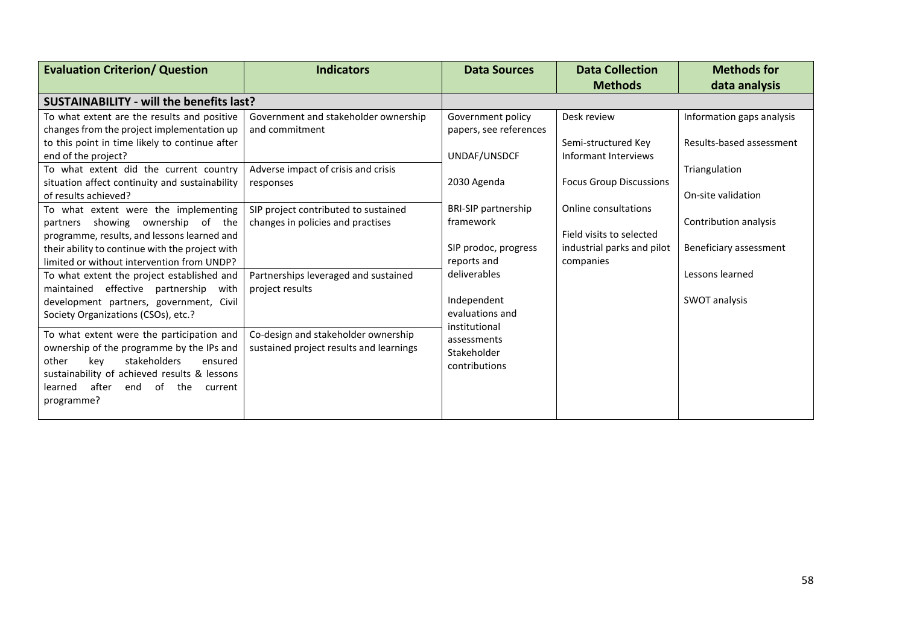| Evaluation Criterion/ Question | Indicators | Data Sources | Data Collection Methods | Methods for data analysis |
|---|---|---|---|---|
| **SUSTAINABILITY - will the benefits last?** | | | | |
| To what extent are the results and positive changes from the project implementation up to this point in time likely to continue after end of the project? | Government and stakeholder ownership and commitment | Government policy papers, see references<br><br>UNDAF/UNSDCF<br><br>2030 Agenda<br><br>BRI-SIP partnership framework<br><br>SIP prodoc, progress reports and deliverables<br><br>Independent evaluations and institutional assessments<br>Stakeholder contributions | Desk review<br><br>Semi-structured Key Informant Interviews<br><br>Focus Group Discussions<br><br>Online consultations<br><br>Field visits to selected industrial parks and pilot companies | Information gaps analysis<br><br>Results-based assessment<br><br>Triangulation<br><br>On-site validation<br><br>Contribution analysis<br><br>Beneficiary assessment<br><br>Lessons learned<br><br>SWOT analysis |
| To what extent did the current country situation affect continuity and sustainability of results achieved? | Adverse impact of crisis and crisis responses | | | |
| To what extent were the implementing partners showing ownership of the programme, results, and lessons learned and their ability to continue with the project with limited or without intervention from UNDP? | SIP project contributed to sustained changes in policies and practises | | | |
| To what extent the project established and maintained effective partnership with development partners, government, Civil Society Organizations (CSOs), etc.? | Partnerships leveraged and sustained project results | | | |
| To what extent were the participation and ownership of the programme by the IPs and other key stakeholders ensured sustainability of achieved results & lessons learned after end of the current programme? | Co-design and stakeholder ownership sustained project results and learnings | | | |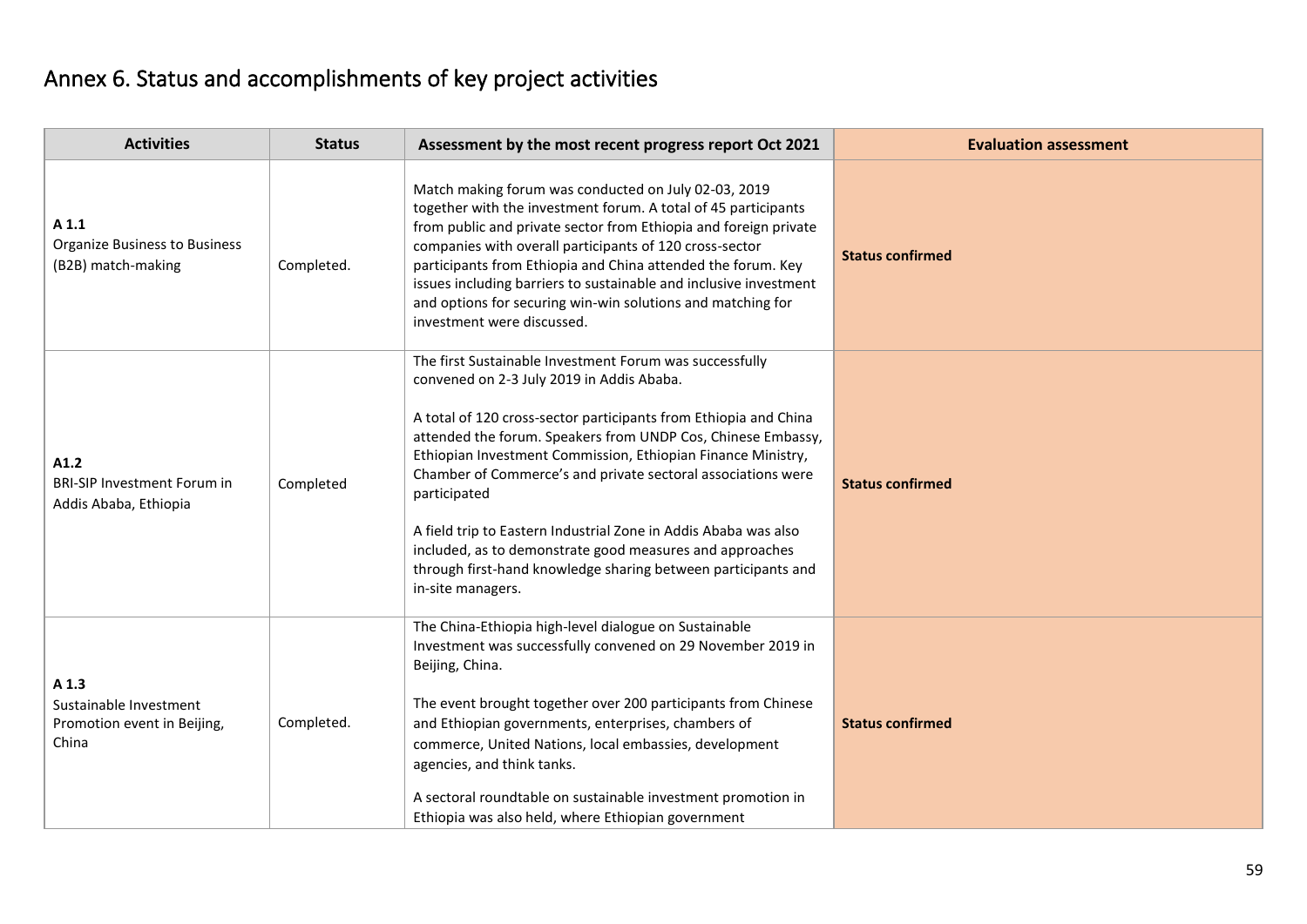# Annex 6. Status and accomplishments of key project activities

| Activities | Status | Assessment by the most recent progress report Oct 2021 | Evaluation assessment |
|---|---|---|---|
| **A 1.1**<br>Organize Business to Business (B2B) match-making | Completed. | Match making forum was conducted on July 02-03, 2019 together with the investment forum. A total of 45 participants from public and private sector from Ethiopia and foreign private companies with overall participants of 120 cross-sector participants from Ethiopia and China attended the forum. Key issues including barriers to sustainable and inclusive investment and options for securing win-win solutions and matching for investment were discussed. | **Status confirmed** |
| **A1.2**<br>BRI-SIP Investment Forum in Addis Ababa, Ethiopia | Completed | The first Sustainable Investment Forum was successfully convened on 2-3 July 2019 in Addis Ababa.<br><br>A total of 120 cross-sector participants from Ethiopia and China attended the forum. Speakers from UNDP Cos, Chinese Embassy, Ethiopian Investment Commission, Ethiopian Finance Ministry, Chamber of Commerce's and private sectoral associations were participated<br><br>A field trip to Eastern Industrial Zone in Addis Ababa was also included, as to demonstrate good measures and approaches through first-hand knowledge sharing between participants and in-site managers. | **Status confirmed** |
| **A 1.3**<br>Sustainable Investment Promotion event in Beijing, China | Completed. | The China-Ethiopia high-level dialogue on Sustainable Investment was successfully convened on 29 November 2019 in Beijing, China.<br><br>The event brought together over 200 participants from Chinese and Ethiopian governments, enterprises, chambers of commerce, United Nations, local embassies, development agencies, and think tanks.<br><br>A sectoral roundtable on sustainable investment promotion in Ethiopia was also held, where Ethiopian government | **Status confirmed** |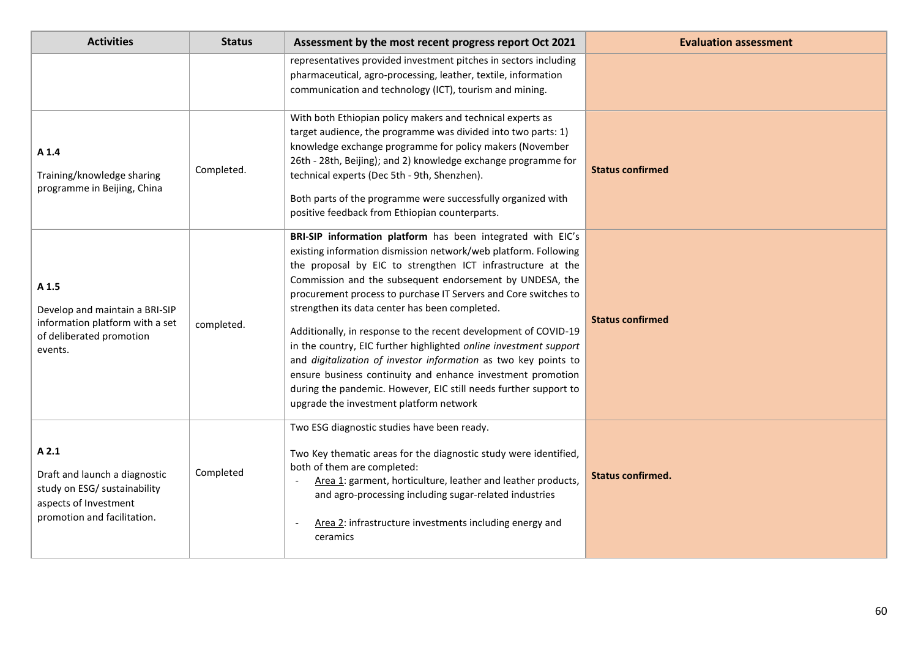| Activities | Status | Assessment by the most recent progress report Oct 2021 | Evaluation assessment |
|---|---|---|---|
| | | representatives provided investment pitches in sectors including pharmaceutical, agro-processing, leather, textile, information communication and technology (ICT), tourism and mining. | |
| **A 1.4**<br><br>Training/knowledge sharing programme in Beijing, China | Completed. | With both Ethiopian policy makers and technical experts as target audience, the programme was divided into two parts: 1) knowledge exchange programme for policy makers (November 26th - 28th, Beijing); and 2) knowledge exchange programme for technical experts (Dec 5th - 9th, Shenzhen).<br><br>Both parts of the programme were successfully organized with positive feedback from Ethiopian counterparts. | **Status confirmed** |
| **A 1.5**<br><br>Develop and maintain a BRI-SIP information platform with a set of deliberated promotion events. | completed. | **BRI-SIP information platform** has been integrated with EIC's existing information dismission network/web platform. Following the proposal by EIC to strengthen ICT infrastructure at the Commission and the subsequent endorsement by UNDESA, the procurement process to purchase IT Servers and Core switches to strengthen its data center has been completed.<br><br>Additionally, in response to the recent development of COVID-19 in the country, EIC further highlighted *online investment support* and *digitalization of investor information* as two key points to ensure business continuity and enhance investment promotion during the pandemic. However, EIC still needs further support to upgrade the investment platform network | **Status confirmed** |
| **A 2.1**<br><br>Draft and launch a diagnostic study on ESG/ sustainability aspects of Investment promotion and facilitation. | Completed | Two ESG diagnostic studies have been ready.<br><br>Two Key thematic areas for the diagnostic study were identified, both of them are completed:<br>- Area 1: garment, horticulture, leather and leather products, and agro-processing including sugar-related industries<br>- Area 2: infrastructure investments including energy and ceramics | **Status confirmed.** |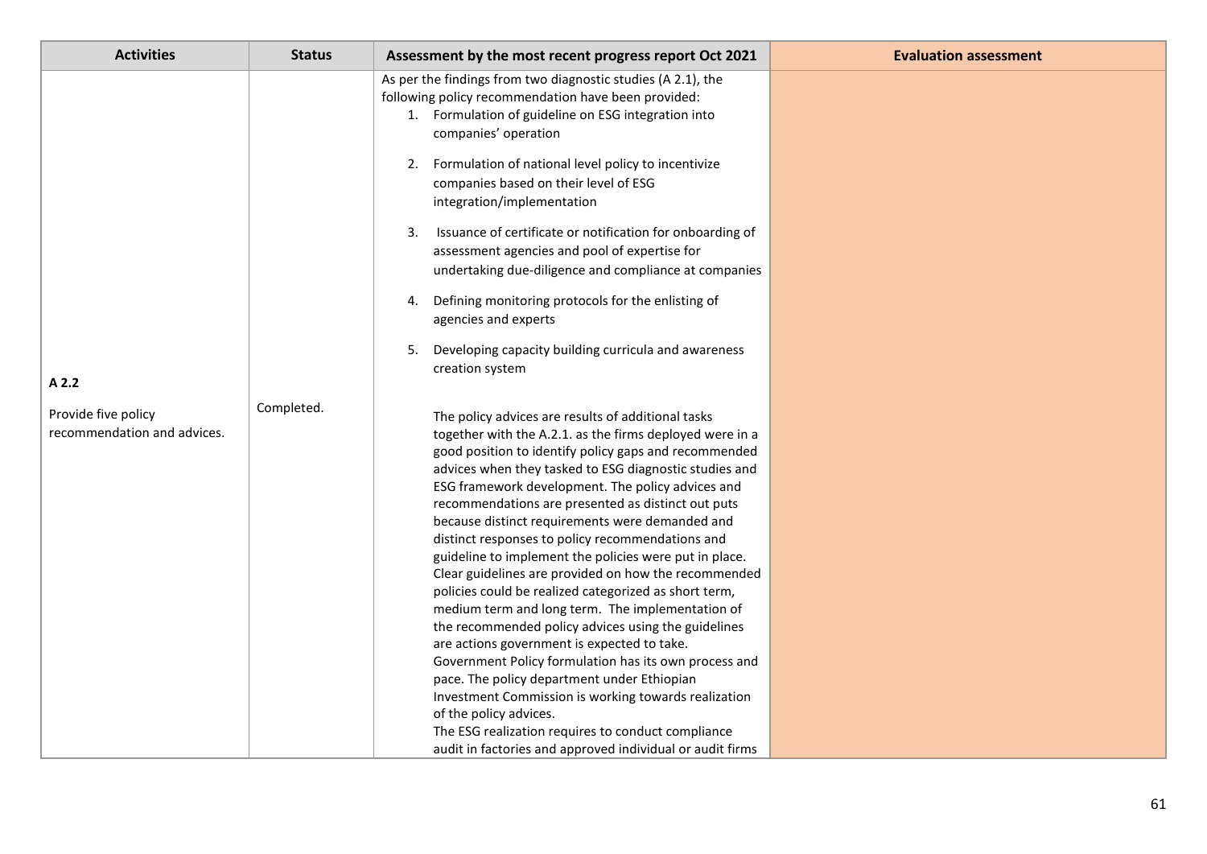| Activities | Status | Assessment by the most recent progress report Oct 2021 | Evaluation assessment |
|---|---|---|---|
| **A 2.2**<br><br>Provide five policy recommendation and advices. | Completed. | As per the findings from two diagnostic studies (A 2.1), the following policy recommendation have been provided:<br>1. Formulation of guideline on ESG integration into companies' operation<br>2. Formulation of national level policy to incentivize companies based on their level of ESG integration/implementation<br>3. Issuance of certificate or notification for onboarding of assessment agencies and pool of expertise for undertaking due-diligence and compliance at companies<br>4. Defining monitoring protocols for the enlisting of agencies and experts<br>5. Developing capacity building curricula and awareness creation system<br><br>The policy advices are results of additional tasks together with the A.2.1. as the firms deployed were in a good position to identify policy gaps and recommended advices when they tasked to ESG diagnostic studies and ESG framework development. The policy advices and recommendations are presented as distinct out puts because distinct requirements were demanded and distinct responses to policy recommendations and guideline to implement the policies were put in place. Clear guidelines are provided on how the recommended policies could be realized categorized as short term, medium term and long term. The implementation of the recommended policy advices using the guidelines are actions government is expected to take. Government Policy formulation has its own process and pace. The policy department under Ethiopian Investment Commission is working towards realization of the policy advices.<br>The ESG realization requires to conduct compliance audit in factories and approved individual or audit firms | |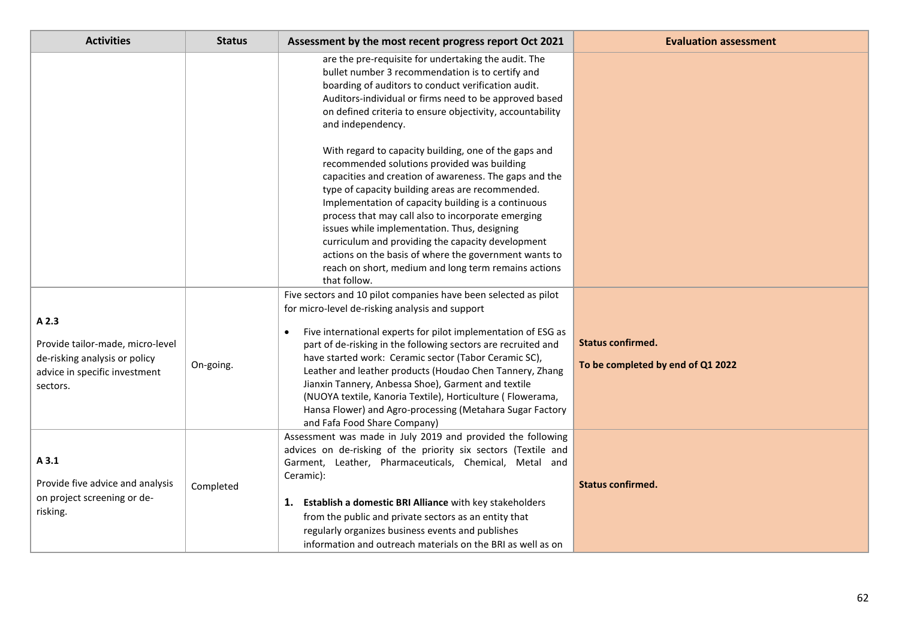| Activities | Status | Assessment by the most recent progress report Oct 2021 | Evaluation assessment |
|---|---|---|---|
| | | are the pre-requisite for undertaking the audit. The bullet number 3 recommendation is to certify and boarding of auditors to conduct verification audit. Auditors-individual or firms need to be approved based on defined criteria to ensure objectivity, accountability and independency.<br><br>With regard to capacity building, one of the gaps and recommended solutions provided was building capacities and creation of awareness. The gaps and the type of capacity building areas are recommended. Implementation of capacity building is a continuous process that may call also to incorporate emerging issues while implementation. Thus, designing curriculum and providing the capacity development actions on the basis of where the government wants to reach on short, medium and long term remains actions that follow. | |
| **A 2.3**<br><br>Provide tailor-made, micro-level de-risking analysis or policy advice in specific investment sectors. | On-going. | Five sectors and 10 pilot companies have been selected as pilot for micro-level de-risking analysis and support<br><br>• Five international experts for pilot implementation of ESG as part of de-risking in the following sectors are recruited and have started work: Ceramic sector (Tabor Ceramic SC), Leather and leather products (Houdao Chen Tannery, Zhang Jianxin Tannery, Anbessa Shoe), Garment and textile (NUOYA textile, Kanoria Textile), Horticulture ( Flowerama, Hansa Flower) and Agro-processing (Metahara Sugar Factory and Fafa Food Share Company) | **Status confirmed.**<br><br>**To be completed by end of Q1 2022** |
| **A 3.1**<br><br>Provide five advice and analysis on project screening or de-risking. | Completed | Assessment was made in July 2019 and provided the following advices on de-risking of the priority six sectors (Textile and Garment, Leather, Pharmaceuticals, Chemical, Metal and Ceramic):<br><br>1. **Establish a domestic BRI Alliance** with key stakeholders from the public and private sectors as an entity that regularly organizes business events and publishes information and outreach materials on the BRI as well as on | **Status confirmed.** |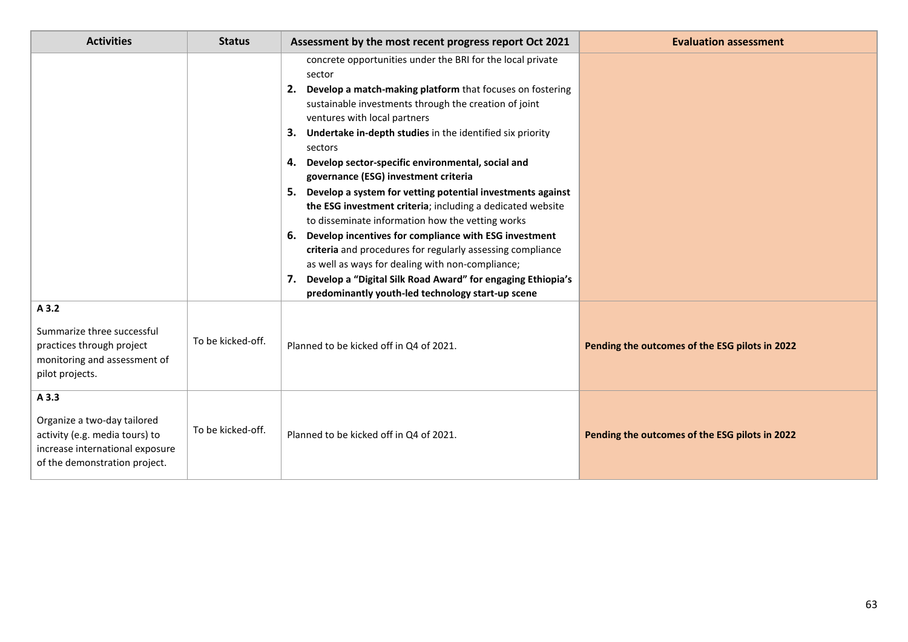| Activities | Status | Assessment by the most recent progress report Oct 2021 | Evaluation assessment |
|---|---|---|---|
| | | concrete opportunities under the BRI for the local private sector<br>**2. Develop a match-making platform** that focuses on fostering sustainable investments through the creation of joint ventures with local partners<br>**3. Undertake in-depth studies** in the identified six priority sectors<br>**4. Develop sector-specific environmental, social and governance (ESG) investment criteria**<br>**5. Develop a system for vetting potential investments against the ESG investment criteria**; including a dedicated website to disseminate information how the vetting works<br>**6. Develop incentives for compliance with ESG investment criteria** and procedures for regularly assessing compliance as well as ways for dealing with non-compliance;<br>**7. Develop a "Digital Silk Road Award" for engaging Ethiopia's predominantly youth-led technology start-up scene** | |
| **A 3.2**<br><br>Summarize three successful practices through project monitoring and assessment of pilot projects. | To be kicked-off. | Planned to be kicked off in Q4 of 2021. | **Pending the outcomes of the ESG pilots in 2022** |
| **A 3.3**<br><br>Organize a two-day tailored activity (e.g. media tours) to increase international exposure of the demonstration project. | To be kicked-off. | Planned to be kicked off in Q4 of 2021. | **Pending the outcomes of the ESG pilots in 2022** |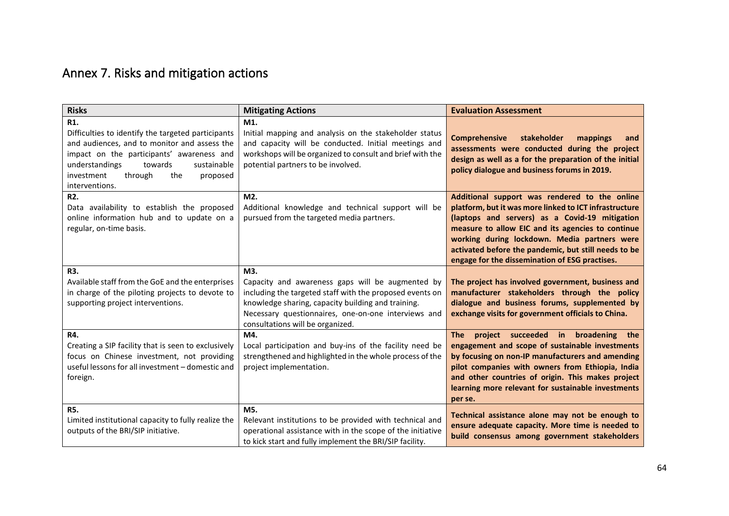# Annex 7. Risks and mitigation actions

| Risks | Mitigating Actions | Evaluation Assessment |
|---|---|---|
| **R1.** Difficulties to identify the targeted participants and audiences, and to monitor and assess the impact on the participants' awareness and understandings towards sustainable investment through the proposed interventions. | **M1.** Initial mapping and analysis on the stakeholder status and capacity will be conducted. Initial meetings and workshops will be organized to consult and brief with the potential partners to be involved. | **Comprehensive stakeholder mappings and assessments were conducted during the project design as well as a for the preparation of the initial policy dialogue and business forums in 2019.** |
| **R2.** Data availability to establish the proposed online information hub and to update on a regular, on-time basis. | **M2.** Additional knowledge and technical support will be pursued from the targeted media partners. | **Additional support was rendered to the online platform, but it was more linked to ICT infrastructure (laptops and servers) as a Covid-19 mitigation measure to allow EIC and its agencies to continue working during lockdown. Media partners were activated before the pandemic, but still needs to be engage for the dissemination of ESG practises.** |
| **R3.** Available staff from the GoE and the enterprises in charge of the piloting projects to devote to supporting project interventions. | **M3.** Capacity and awareness gaps will be augmented by including the targeted staff with the proposed events on knowledge sharing, capacity building and training. Necessary questionnaires, one-on-one interviews and consultations will be organized. | **The project has involved government, business and manufacturer stakeholders through the policy dialogue and business forums, supplemented by exchange visits for government officials to China.** |
| **R4.** Creating a SIP facility that is seen to exclusively focus on Chinese investment, not providing useful lessons for all investment – domestic and foreign. | **M4.** Local participation and buy-ins of the facility need be strengthened and highlighted in the whole process of the project implementation. | **The project succeeded in broadening the engagement and scope of sustainable investments by focusing on non-IP manufacturers and amending pilot companies with owners from Ethiopia, India and other countries of origin. This makes project learning more relevant for sustainable investments per se.** |
| **R5.** Limited institutional capacity to fully realize the outputs of the BRI/SIP initiative. | **M5.** Relevant institutions to be provided with technical and operational assistance with in the scope of the initiative to kick start and fully implement the BRI/SIP facility. | **Technical assistance alone may not be enough to ensure adequate capacity. More time is needed to build consensus among government stakeholders** |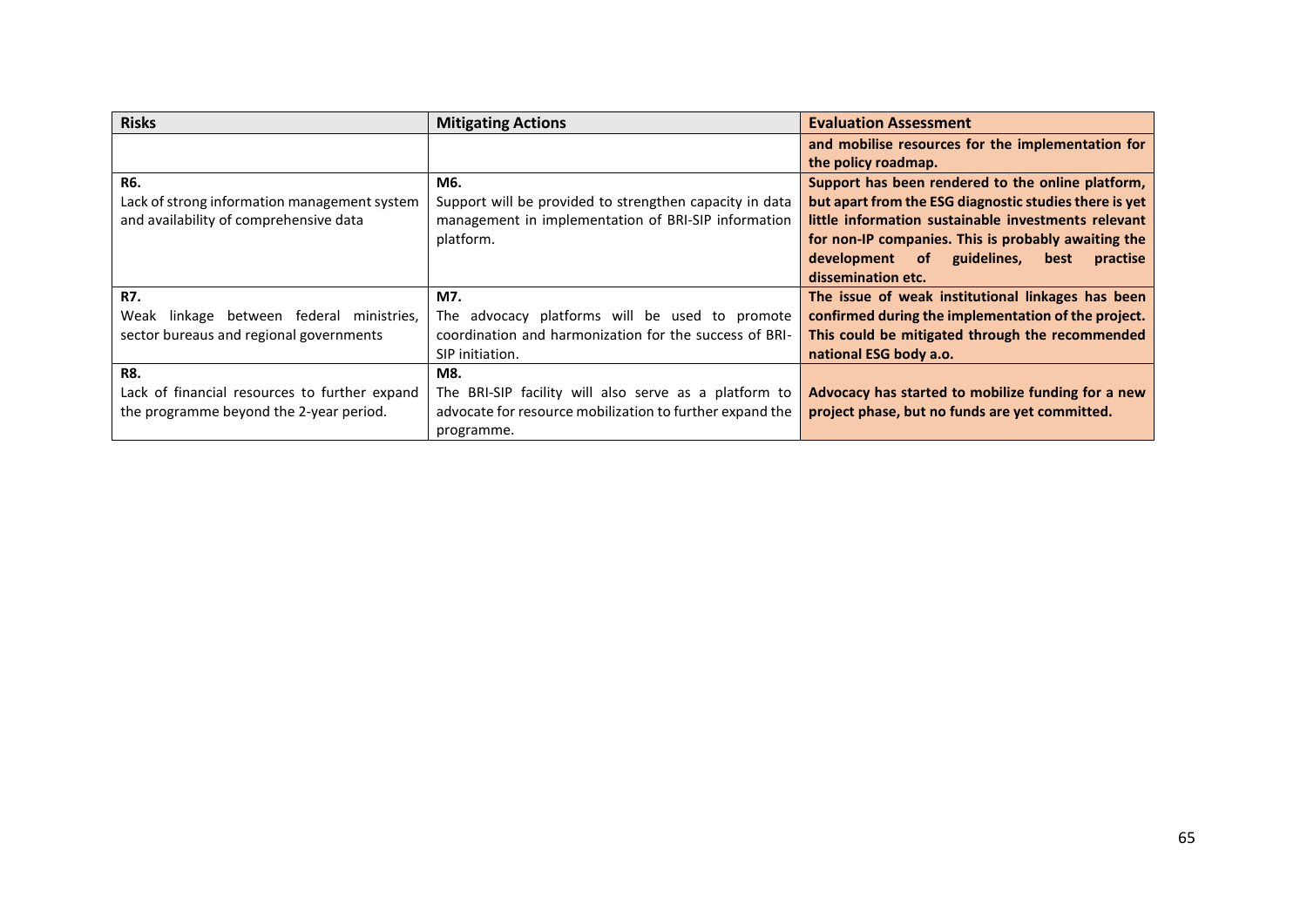| Risks | Mitigating Actions | Evaluation Assessment |
|---|---|---|
| | | **and mobilise resources for the implementation for the policy roadmap.** |
| **R6.** Lack of strong information management system and availability of comprehensive data | **M6.** Support will be provided to strengthen capacity in data management in implementation of BRI-SIP information platform. | **Support has been rendered to the online platform, but apart from the ESG diagnostic studies there is yet little information sustainable investments relevant for non-IP companies. This is probably awaiting the development of guidelines, best practise dissemination etc.** |
| **R7.** Weak linkage between federal ministries, sector bureaus and regional governments | **M7.** The advocacy platforms will be used to promote coordination and harmonization for the success of BRI-SIP initiation. | **The issue of weak institutional linkages has been confirmed during the implementation of the project. This could be mitigated through the recommended national ESG body a.o.** |
| **R8.** Lack of financial resources to further expand the programme beyond the 2-year period. | **M8.** The BRI-SIP facility will also serve as a platform to advocate for resource mobilization to further expand the programme. | **Advocacy has started to mobilize funding for a new project phase, but no funds are yet committed.** |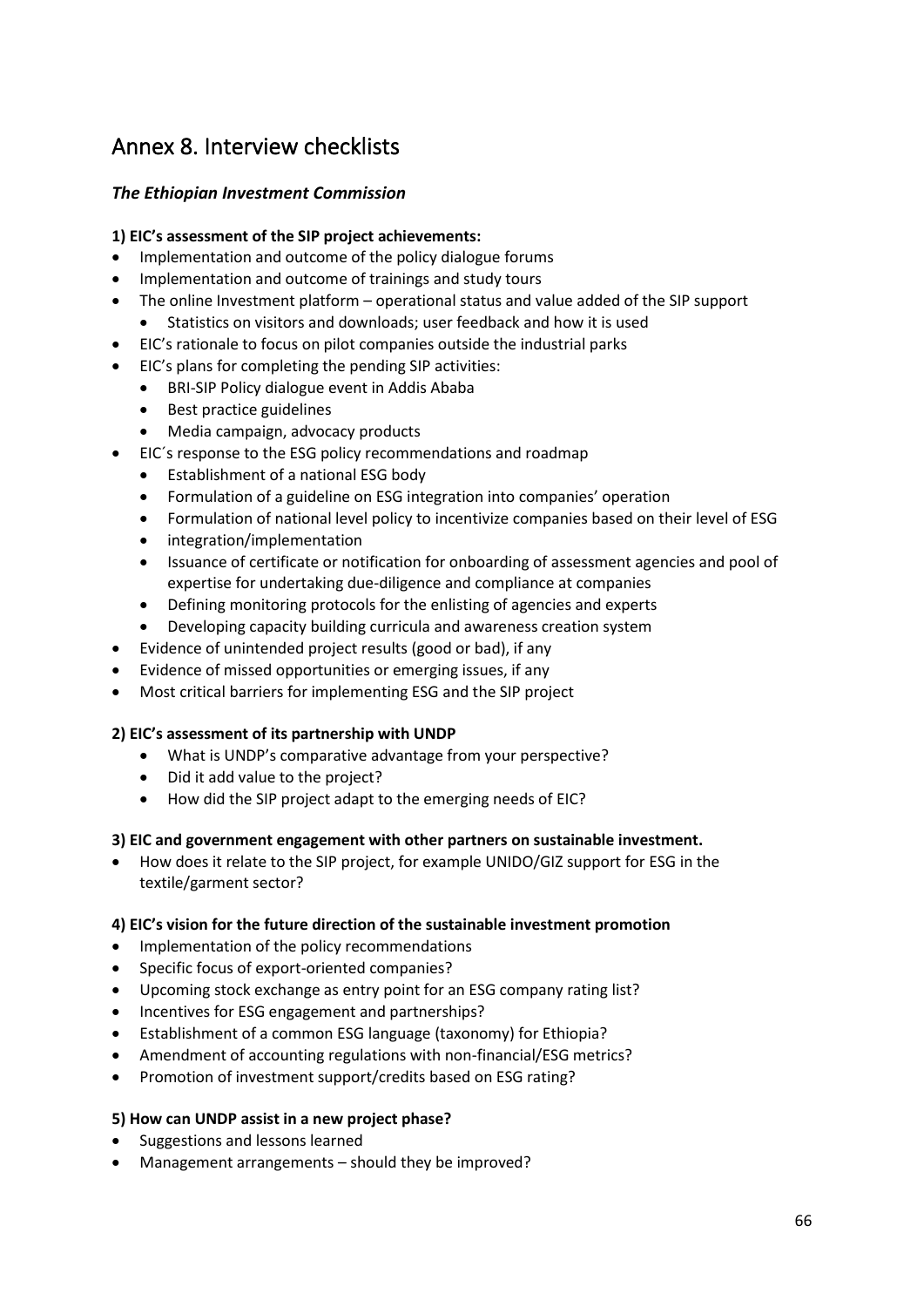# Annex 8. Interview checklists

### *The Ethiopian Investment Commission*

**1) EIC's assessment of the SIP project achievements:**

- Implementation and outcome of the policy dialogue forums
- Implementation and outcome of trainings and study tours
- The online Investment platform – operational status and value added of the SIP support
  - Statistics on visitors and downloads; user feedback and how it is used
- EIC's rationale to focus on pilot companies outside the industrial parks
- EIC's plans for completing the pending SIP activities:
  - BRI-SIP Policy dialogue event in Addis Ababa
  - Best practice guidelines
  - Media campaign, advocacy products
- EIC´s response to the ESG policy recommendations and roadmap
  - Establishment of a national ESG body
  - Formulation of a guideline on ESG integration into companies' operation
  - Formulation of national level policy to incentivize companies based on their level of ESG
  - integration/implementation
  - Issuance of certificate or notification for onboarding of assessment agencies and pool of expertise for undertaking due-diligence and compliance at companies
  - Defining monitoring protocols for the enlisting of agencies and experts
  - Developing capacity building curricula and awareness creation system
- Evidence of unintended project results (good or bad), if any
- Evidence of missed opportunities or emerging issues, if any
- Most critical barriers for implementing ESG and the SIP project

**2) EIC's assessment of its partnership with UNDP**

- What is UNDP's comparative advantage from your perspective?
- Did it add value to the project?
- How did the SIP project adapt to the emerging needs of EIC?

**3) EIC and government engagement with other partners on sustainable investment.**

- How does it relate to the SIP project, for example UNIDO/GIZ support for ESG in the textile/garment sector?

**4) EIC's vision for the future direction of the sustainable investment promotion**

- Implementation of the policy recommendations
- Specific focus of export-oriented companies?
- Upcoming stock exchange as entry point for an ESG company rating list?
- Incentives for ESG engagement and partnerships?
- Establishment of a common ESG language (taxonomy) for Ethiopia?
- Amendment of accounting regulations with non-financial/ESG metrics?
- Promotion of investment support/credits based on ESG rating?

**5) How can UNDP assist in a new project phase?**

- Suggestions and lessons learned
- Management arrangements – should they be improved?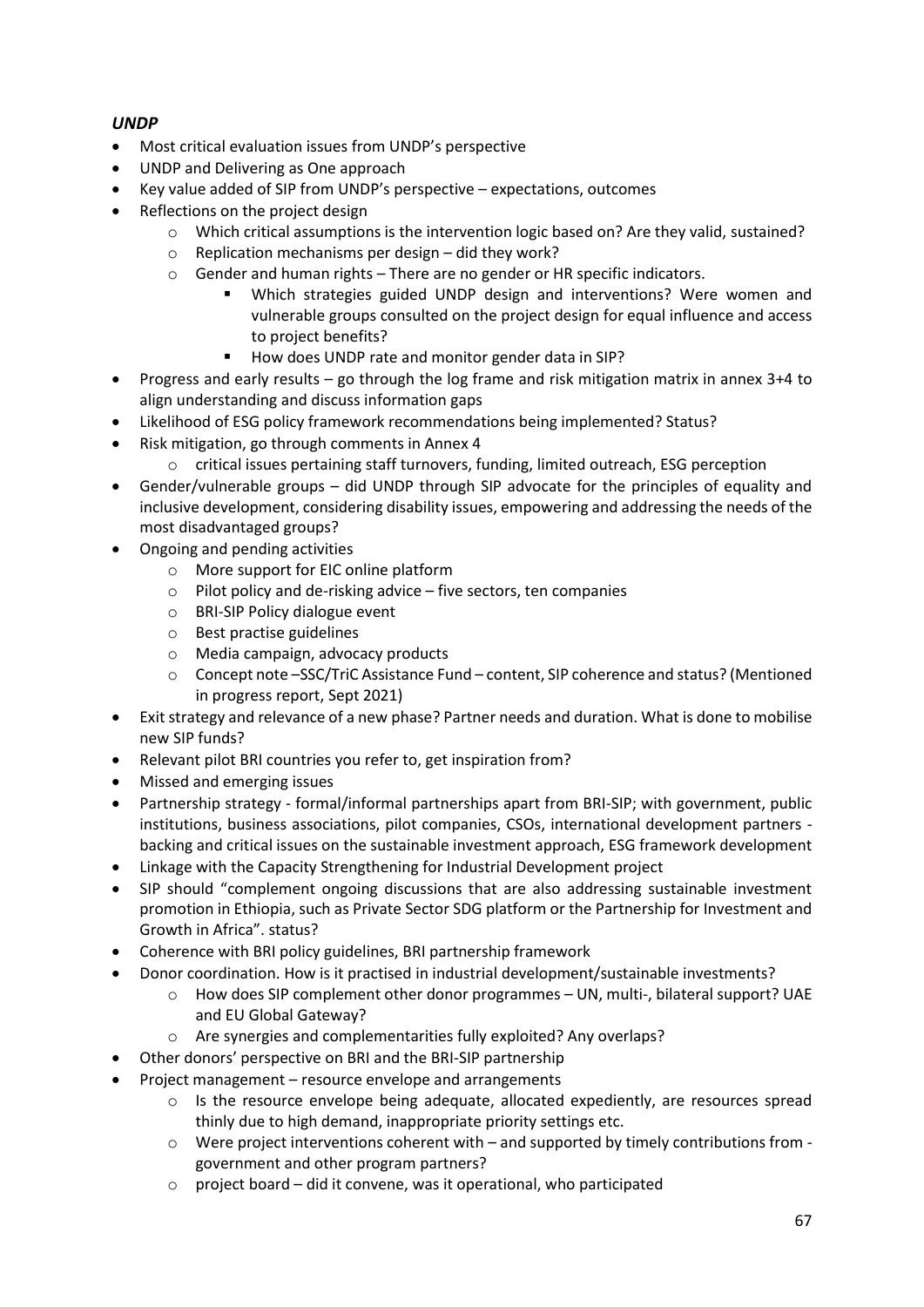***UNDP***

- Most critical evaluation issues from UNDP's perspective
- UNDP and Delivering as One approach
- Key value added of SIP from UNDP's perspective – expectations, outcomes
- Reflections on the project design
  - Which critical assumptions is the intervention logic based on? Are they valid, sustained?
  - Replication mechanisms per design – did they work?
  - Gender and human rights – There are no gender or HR specific indicators.
    - Which strategies guided UNDP design and interventions? Were women and vulnerable groups consulted on the project design for equal influence and access to project benefits?
    - How does UNDP rate and monitor gender data in SIP?
- Progress and early results – go through the log frame and risk mitigation matrix in annex 3+4 to align understanding and discuss information gaps
- Likelihood of ESG policy framework recommendations being implemented? Status?
- Risk mitigation, go through comments in Annex 4
  - critical issues pertaining staff turnovers, funding, limited outreach, ESG perception
- Gender/vulnerable groups – did UNDP through SIP advocate for the principles of equality and inclusive development, considering disability issues, empowering and addressing the needs of the most disadvantaged groups?
- Ongoing and pending activities
  - More support for EIC online platform
  - Pilot policy and de-risking advice – five sectors, ten companies
  - BRI-SIP Policy dialogue event
  - Best practise guidelines
  - Media campaign, advocacy products
  - Concept note –SSC/TriC Assistance Fund – content, SIP coherence and status? (Mentioned in progress report, Sept 2021)
- Exit strategy and relevance of a new phase? Partner needs and duration. What is done to mobilise new SIP funds?
- Relevant pilot BRI countries you refer to, get inspiration from?
- Missed and emerging issues
- Partnership strategy - formal/informal partnerships apart from BRI-SIP; with government, public institutions, business associations, pilot companies, CSOs, international development partners - backing and critical issues on the sustainable investment approach, ESG framework development
- Linkage with the Capacity Strengthening for Industrial Development project
- SIP should "complement ongoing discussions that are also addressing sustainable investment promotion in Ethiopia, such as Private Sector SDG platform or the Partnership for Investment and Growth in Africa". status?
- Coherence with BRI policy guidelines, BRI partnership framework
- Donor coordination. How is it practised in industrial development/sustainable investments?
  - How does SIP complement other donor programmes – UN, multi-, bilateral support? UAE and EU Global Gateway?
  - Are synergies and complementarities fully exploited? Any overlaps?
- Other donors' perspective on BRI and the BRI-SIP partnership
- Project management – resource envelope and arrangements
  - Is the resource envelope being adequate, allocated expediently, are resources spread thinly due to high demand, inappropriate priority settings etc.
  - Were project interventions coherent with – and supported by timely contributions from - government and other program partners?
  - project board – did it convene, was it operational, who participated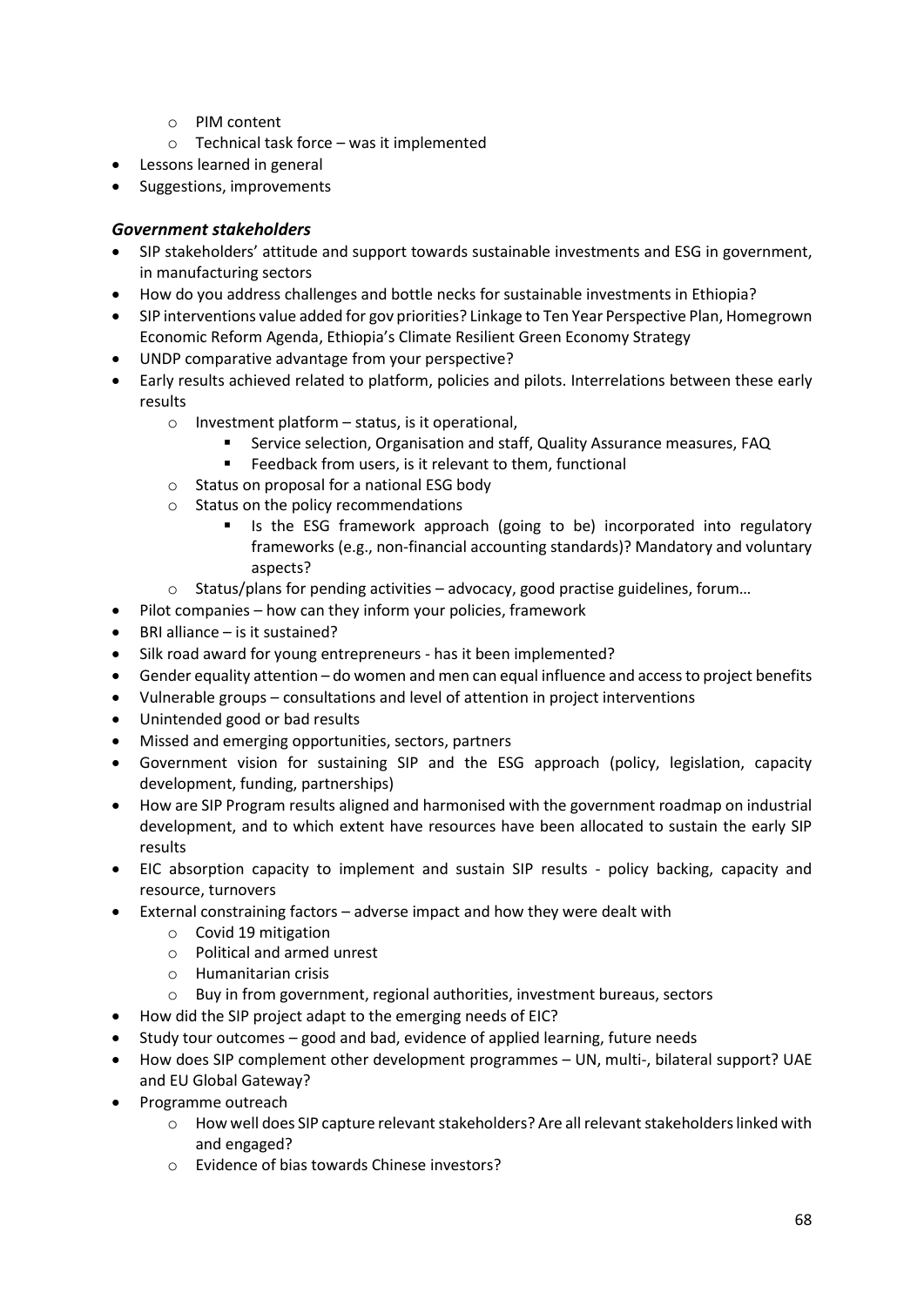- PIM content
    - Technical task force – was it implemented
- Lessons learned in general
- Suggestions, improvements

### *Government stakeholders*

- SIP stakeholders' attitude and support towards sustainable investments and ESG in government, in manufacturing sectors
- How do you address challenges and bottle necks for sustainable investments in Ethiopia?
- SIP interventions value added for gov priorities? Linkage to Ten Year Perspective Plan, Homegrown Economic Reform Agenda, Ethiopia's Climate Resilient Green Economy Strategy
- UNDP comparative advantage from your perspective?
- Early results achieved related to platform, policies and pilots. Interrelations between these early results
    - Investment platform – status, is it operational,
        - Service selection, Organisation and staff, Quality Assurance measures, FAQ
        - Feedback from users, is it relevant to them, functional
    - Status on proposal for a national ESG body
    - Status on the policy recommendations
        - Is the ESG framework approach (going to be) incorporated into regulatory frameworks (e.g., non-financial accounting standards)? Mandatory and voluntary aspects?
    - Status/plans for pending activities – advocacy, good practise guidelines, forum…
- Pilot companies – how can they inform your policies, framework
- BRI alliance – is it sustained?
- Silk road award for young entrepreneurs - has it been implemented?
- Gender equality attention – do women and men can equal influence and access to project benefits
- Vulnerable groups – consultations and level of attention in project interventions
- Unintended good or bad results
- Missed and emerging opportunities, sectors, partners
- Government vision for sustaining SIP and the ESG approach (policy, legislation, capacity development, funding, partnerships)
- How are SIP Program results aligned and harmonised with the government roadmap on industrial development, and to which extent have resources have been allocated to sustain the early SIP results
- EIC absorption capacity to implement and sustain SIP results - policy backing, capacity and resource, turnovers
- External constraining factors – adverse impact and how they were dealt with
    - Covid 19 mitigation
    - Political and armed unrest
    - Humanitarian crisis
    - Buy in from government, regional authorities, investment bureaus, sectors
- How did the SIP project adapt to the emerging needs of EIC?
- Study tour outcomes – good and bad, evidence of applied learning, future needs
- How does SIP complement other development programmes – UN, multi-, bilateral support? UAE and EU Global Gateway?
- Programme outreach
    - How well does SIP capture relevant stakeholders? Are all relevant stakeholders linked with and engaged?
    - Evidence of bias towards Chinese investors?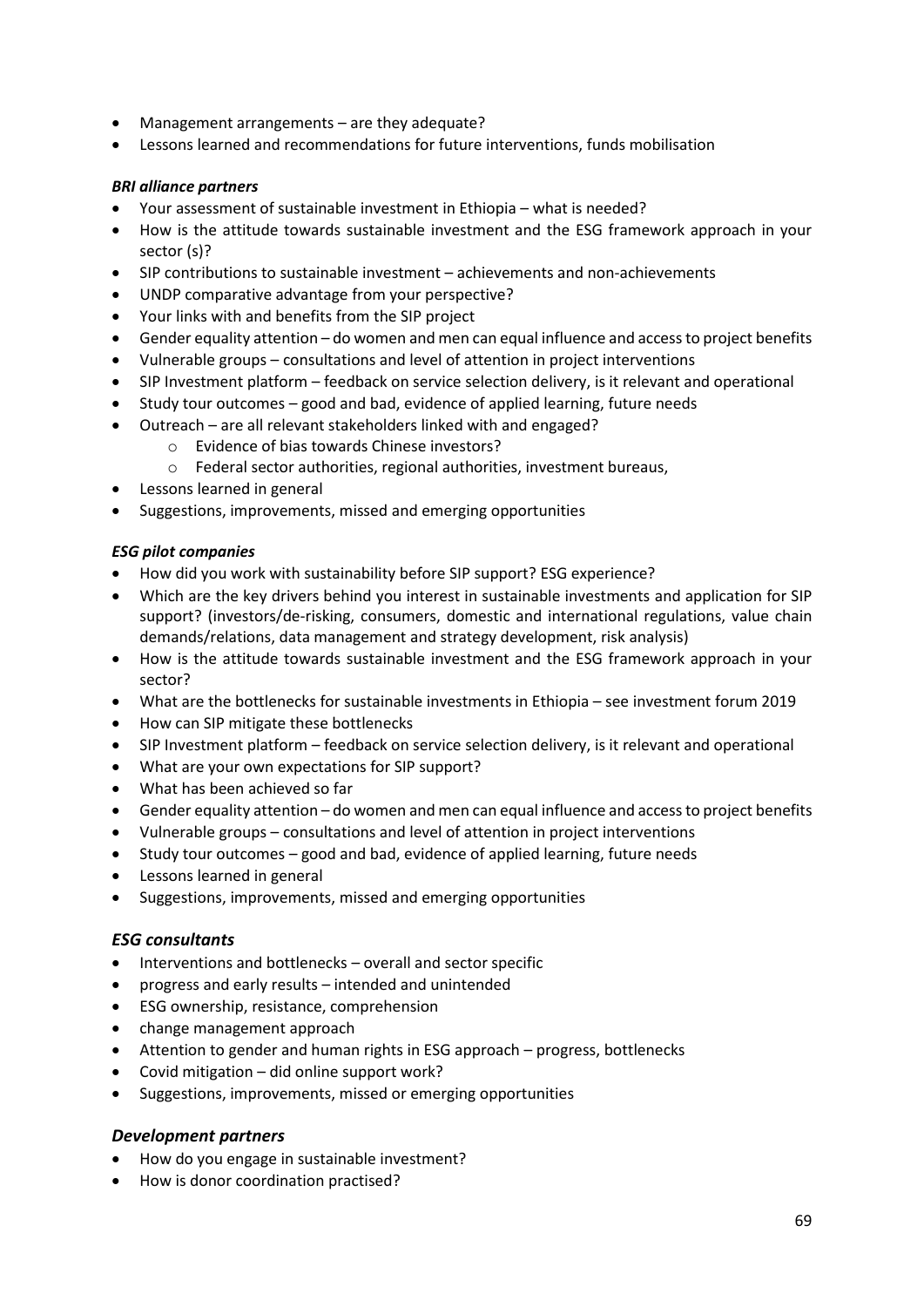- Management arrangements – are they adequate?
- Lessons learned and recommendations for future interventions, funds mobilisation

***BRI alliance partners***

- Your assessment of sustainable investment in Ethiopia – what is needed?
- How is the attitude towards sustainable investment and the ESG framework approach in your sector (s)?
- SIP contributions to sustainable investment – achievements and non-achievements
- UNDP comparative advantage from your perspective?
- Your links with and benefits from the SIP project
- Gender equality attention – do women and men can equal influence and access to project benefits
- Vulnerable groups – consultations and level of attention in project interventions
- SIP Investment platform – feedback on service selection delivery, is it relevant and operational
- Study tour outcomes – good and bad, evidence of applied learning, future needs
- Outreach – are all relevant stakeholders linked with and engaged?
  - Evidence of bias towards Chinese investors?
  - Federal sector authorities, regional authorities, investment bureaus,
- Lessons learned in general
- Suggestions, improvements, missed and emerging opportunities

***ESG pilot companies***

- How did you work with sustainability before SIP support? ESG experience?
- Which are the key drivers behind you interest in sustainable investments and application for SIP support? (investors/de-risking, consumers, domestic and international regulations, value chain demands/relations, data management and strategy development, risk analysis)
- How is the attitude towards sustainable investment and the ESG framework approach in your sector?
- What are the bottlenecks for sustainable investments in Ethiopia – see investment forum 2019
- How can SIP mitigate these bottlenecks
- SIP Investment platform – feedback on service selection delivery, is it relevant and operational
- What are your own expectations for SIP support?
- What has been achieved so far
- Gender equality attention – do women and men can equal influence and access to project benefits
- Vulnerable groups – consultations and level of attention in project interventions
- Study tour outcomes – good and bad, evidence of applied learning, future needs
- Lessons learned in general
- Suggestions, improvements, missed and emerging opportunities

### *ESG consultants*

- Interventions and bottlenecks – overall and sector specific
- progress and early results – intended and unintended
- ESG ownership, resistance, comprehension
- change management approach
- Attention to gender and human rights in ESG approach – progress, bottlenecks
- Covid mitigation – did online support work?
- Suggestions, improvements, missed or emerging opportunities

### *Development partners*

- How do you engage in sustainable investment?
- How is donor coordination practised?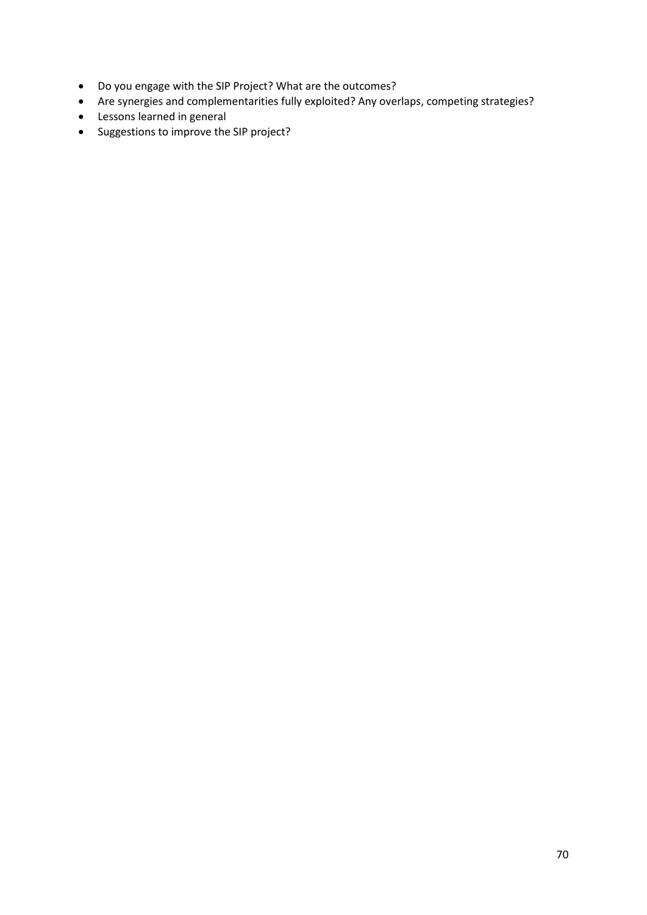- Do you engage with the SIP Project? What are the outcomes?
- Are synergies and complementarities fully exploited? Any overlaps, competing strategies?
- Lessons learned in general
- Suggestions to improve the SIP project?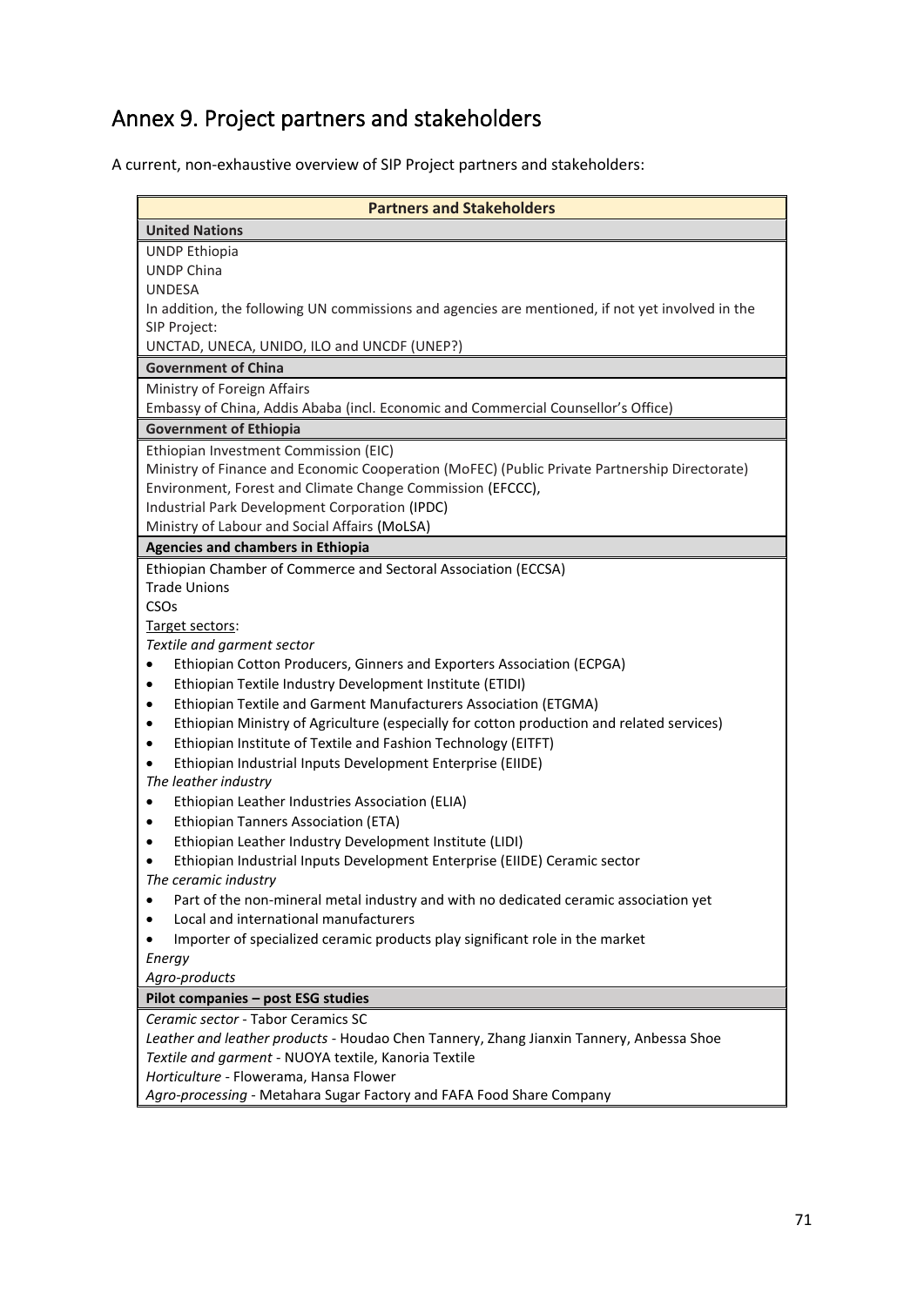## Annex 9. Project partners and stakeholders

A current, non-exhaustive overview of SIP Project partners and stakeholders:

| **Partners and Stakeholders** |
|---|
| **United Nations** |
| UNDP Ethiopia<br>UNDP China<br>UNDESA<br>In addition, the following UN commissions and agencies are mentioned, if not yet involved in the SIP Project:<br>UNCTAD, UNECA, UNIDO, ILO and UNCDF (UNEP?) |
| **Government of China** |
| Ministry of Foreign Affairs<br>Embassy of China, Addis Ababa (incl. Economic and Commercial Counsellor's Office) |
| **Government of Ethiopia** |
| Ethiopian Investment Commission (EIC)<br>Ministry of Finance and Economic Cooperation (MoFEC) (Public Private Partnership Directorate)<br>Environment, Forest and Climate Change Commission (EFCCC),<br>Industrial Park Development Corporation (IPDC)<br>Ministry of Labour and Social Affairs (MoLSA) |
| **Agencies and chambers in Ethiopia** |
| Ethiopian Chamber of Commerce and Sectoral Association (ECCSA)<br>Trade Unions<br>CSOs<br>Target sectors:<br>*Textile and garment sector*<br>• Ethiopian Cotton Producers, Ginners and Exporters Association (ECPGA)<br>• Ethiopian Textile Industry Development Institute (ETIDI)<br>• Ethiopian Textile and Garment Manufacturers Association (ETGMA)<br>• Ethiopian Ministry of Agriculture (especially for cotton production and related services)<br>• Ethiopian Institute of Textile and Fashion Technology (EITFT)<br>• Ethiopian Industrial Inputs Development Enterprise (EIIDE)<br>*The leather industry*<br>• Ethiopian Leather Industries Association (ELIA)<br>• Ethiopian Tanners Association (ETA)<br>• Ethiopian Leather Industry Development Institute (LIDI)<br>• Ethiopian Industrial Inputs Development Enterprise (EIIDE) Ceramic sector<br>*The ceramic industry*<br>• Part of the non-mineral metal industry and with no dedicated ceramic association yet<br>• Local and international manufacturers<br>• Importer of specialized ceramic products play significant role in the market<br>*Energy*<br>*Agro-products* |
| **Pilot companies – post ESG studies** |
| *Ceramic sector* - Tabor Ceramics SC<br>*Leather and leather products* - Houdao Chen Tannery, Zhang Jianxin Tannery, Anbessa Shoe<br>*Textile and garment* - NUOYA textile, Kanoria Textile<br>*Horticulture* - Flowerama, Hansa Flower<br>*Agro-processing* - Metahara Sugar Factory and FAFA Food Share Company |